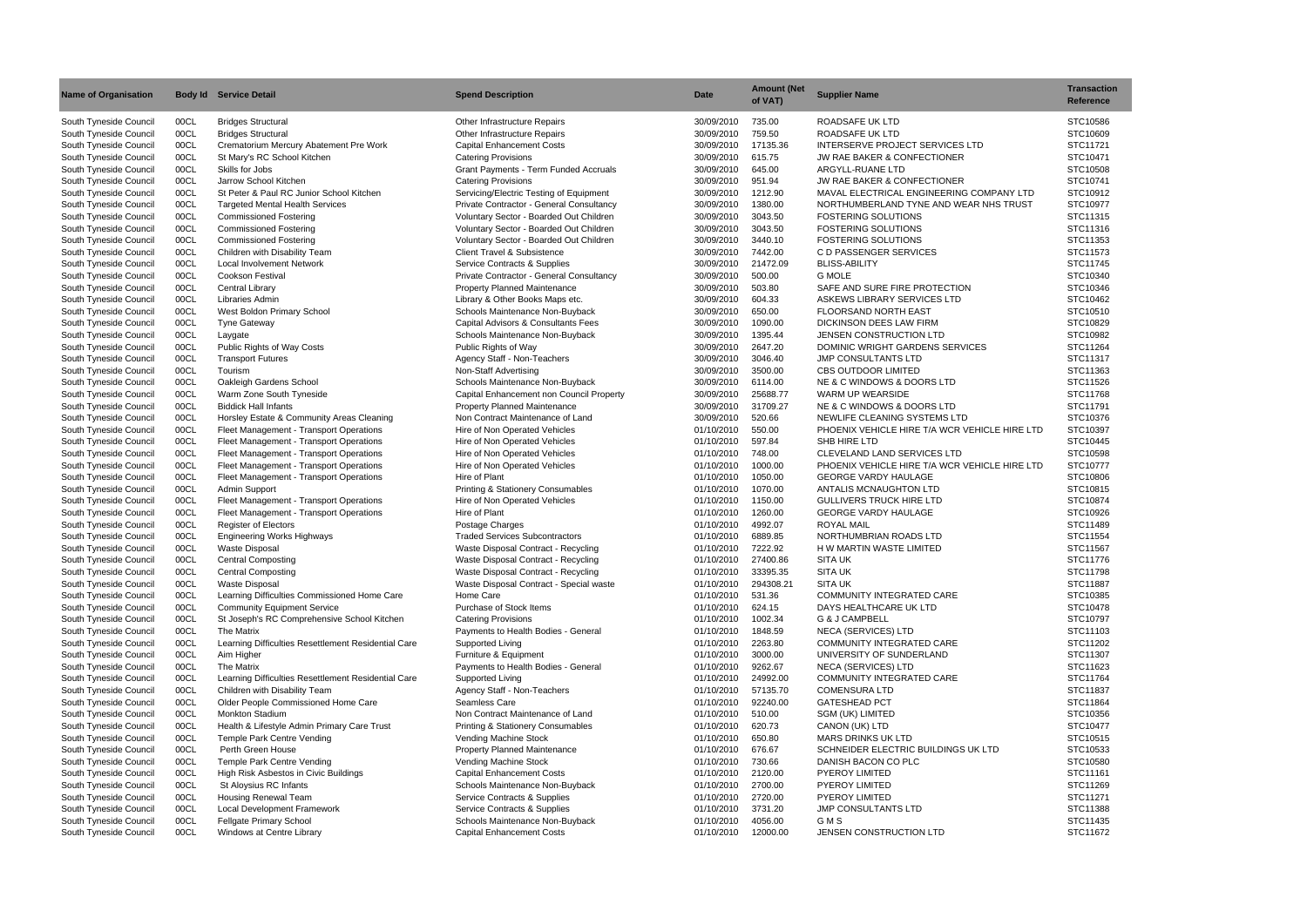| Name of Organisation | Body Id | Service Detail | Spend Description | Date | Amount (Net of VAT) | Supplier Name | Transaction Reference |
|---|---|---|---|---|---|---|---|
| South Tyneside Council | 00CL | Bridges Structural | Other Infrastructure Repairs | 30/09/2010 | 735.00 | ROADSAFE UK LTD | STC10586 |
| South Tyneside Council | 00CL | Bridges Structural | Other Infrastructure Repairs | 30/09/2010 | 759.50 | ROADSAFE UK LTD | STC10609 |
| South Tyneside Council | 00CL | Crematorium Mercury Abatement Pre Work | Capital Enhancement Costs | 30/09/2010 | 17135.36 | INTERSERVE PROJECT SERVICES LTD | STC11721 |
| South Tyneside Council | 00CL | St Mary's RC School Kitchen | Catering Provisions | 30/09/2010 | 615.75 | JW RAE BAKER & CONFECTIONER | STC10471 |
| South Tyneside Council | 00CL | Skills for Jobs | Grant Payments - Term Funded Accruals | 30/09/2010 | 645.00 | ARGYLL-RUANE LTD | STC10508 |
| South Tyneside Council | 00CL | Jarrow School Kitchen | Catering Provisions | 30/09/2010 | 951.94 | JW RAE BAKER & CONFECTIONER | STC10741 |
| South Tyneside Council | 00CL | St Peter & Paul RC Junior School Kitchen | Servicing/Electric Testing of Equipment | 30/09/2010 | 1212.90 | MAVAL ELECTRICAL ENGINEERING COMPANY LTD | STC10912 |
| South Tyneside Council | 00CL | Targeted Mental Health Services | Private Contractor - General Consultancy | 30/09/2010 | 1380.00 | NORTHUMBERLAND TYNE AND WEAR NHS TRUST | STC10977 |
| South Tyneside Council | 00CL | Commissioned Fostering | Voluntary Sector - Boarded Out Children | 30/09/2010 | 3043.50 | FOSTERING SOLUTIONS | STC11315 |
| South Tyneside Council | 00CL | Commissioned Fostering | Voluntary Sector - Boarded Out Children | 30/09/2010 | 3043.50 | FOSTERING SOLUTIONS | STC11316 |
| South Tyneside Council | 00CL | Commissioned Fostering | Voluntary Sector - Boarded Out Children | 30/09/2010 | 3440.10 | FOSTERING SOLUTIONS | STC11353 |
| South Tyneside Council | 00CL | Children with Disability Team | Client Travel & Subsistence | 30/09/2010 | 7442.00 | C D PASSENGER SERVICES | STC11573 |
| South Tyneside Council | 00CL | Local Involvement Network | Service Contracts & Supplies | 30/09/2010 | 21472.09 | BLISS-ABILITY | STC11745 |
| South Tyneside Council | 00CL | Cookson Festival | Private Contractor - General Consultancy | 30/09/2010 | 500.00 | G MOLE | STC10340 |
| South Tyneside Council | 00CL | Central Library | Property Planned Maintenance | 30/09/2010 | 503.80 | SAFE AND SURE FIRE PROTECTION | STC10346 |
| South Tyneside Council | 00CL | Libraries Admin | Library & Other Books Maps etc. | 30/09/2010 | 604.33 | ASKEWS LIBRARY SERVICES LTD | STC10462 |
| South Tyneside Council | 00CL | West Boldon Primary School | Schools Maintenance Non-Buyback | 30/09/2010 | 650.00 | FLOORSAND NORTH EAST | STC10510 |
| South Tyneside Council | 00CL | Tyne Gateway | Capital Advisors & Consultants Fees | 30/09/2010 | 1090.00 | DICKINSON DEES LAW FIRM | STC10829 |
| South Tyneside Council | 00CL | Laygate | Schools Maintenance Non-Buyback | 30/09/2010 | 1395.44 | JENSEN CONSTRUCTION LTD | STC10982 |
| South Tyneside Council | 00CL | Public Rights of Way Costs | Public Rights of Way | 30/09/2010 | 2647.20 | DOMINIC WRIGHT GARDENS SERVICES | STC11264 |
| South Tyneside Council | 00CL | Transport Futures | Agency Staff - Non-Teachers | 30/09/2010 | 3046.40 | JMP CONSULTANTS LTD | STC11317 |
| South Tyneside Council | 00CL | Tourism | Non-Staff Advertising | 30/09/2010 | 3500.00 | CBS OUTDOOR LIMITED | STC11363 |
| South Tyneside Council | 00CL | Oakleigh Gardens School | Schools Maintenance Non-Buyback | 30/09/2010 | 6114.00 | NE & C WINDOWS & DOORS LTD | STC11526 |
| South Tyneside Council | 00CL | Warm Zone South Tyneside | Capital Enhancement non Council Property | 30/09/2010 | 25688.77 | WARM UP WEARSIDE | STC11768 |
| South Tyneside Council | 00CL | Biddick Hall Infants | Property Planned Maintenance | 30/09/2010 | 31709.27 | NE & C WINDOWS & DOORS LTD | STC11791 |
| South Tyneside Council | 00CL | Horsley Estate & Community Areas Cleaning | Non Contract Maintenance of Land | 30/09/2010 | 520.66 | NEWLIFE CLEANING SYSTEMS LTD | STC10376 |
| South Tyneside Council | 00CL | Fleet Management - Transport Operations | Hire of Non Operated Vehicles | 01/10/2010 | 550.00 | PHOENIX VEHICLE HIRE T/A WCR VEHICLE HIRE LTD | STC10397 |
| South Tyneside Council | 00CL | Fleet Management - Transport Operations | Hire of Non Operated Vehicles | 01/10/2010 | 597.84 | SHB HIRE LTD | STC10445 |
| South Tyneside Council | 00CL | Fleet Management - Transport Operations | Hire of Non Operated Vehicles | 01/10/2010 | 748.00 | CLEVELAND LAND SERVICES LTD | STC10598 |
| South Tyneside Council | 00CL | Fleet Management - Transport Operations | Hire of Non Operated Vehicles | 01/10/2010 | 1000.00 | PHOENIX VEHICLE HIRE T/A WCR VEHICLE HIRE LTD | STC10777 |
| South Tyneside Council | 00CL | Fleet Management - Transport Operations | Hire of Plant | 01/10/2010 | 1050.00 | GEORGE VARDY HAULAGE | STC10806 |
| South Tyneside Council | 00CL | Admin Support | Printing & Stationery Consumables | 01/10/2010 | 1070.00 | ANTALIS MCNAUGHTON LTD | STC10815 |
| South Tyneside Council | 00CL | Fleet Management - Transport Operations | Hire of Non Operated Vehicles | 01/10/2010 | 1150.00 | GULLIVERS TRUCK HIRE LTD | STC10874 |
| South Tyneside Council | 00CL | Fleet Management - Transport Operations | Hire of Plant | 01/10/2010 | 1260.00 | GEORGE VARDY HAULAGE | STC10926 |
| South Tyneside Council | 00CL | Register of Electors | Postage Charges | 01/10/2010 | 4992.07 | ROYAL MAIL | STC11489 |
| South Tyneside Council | 00CL | Engineering Works Highways | Traded Services Subcontractors | 01/10/2010 | 6889.85 | NORTHUMBRIAN ROADS LTD | STC11554 |
| South Tyneside Council | 00CL | Waste Disposal | Waste Disposal Contract - Recycling | 01/10/2010 | 7222.92 | H W MARTIN WASTE LIMITED | STC11567 |
| South Tyneside Council | 00CL | Central Composting | Waste Disposal Contract - Recycling | 01/10/2010 | 27400.86 | SITA UK | STC11776 |
| South Tyneside Council | 00CL | Central Composting | Waste Disposal Contract - Recycling | 01/10/2010 | 33395.35 | SITA UK | STC11798 |
| South Tyneside Council | 00CL | Waste Disposal | Waste Disposal Contract - Special waste | 01/10/2010 | 294308.21 | SITA UK | STC11887 |
| South Tyneside Council | 00CL | Learning Difficulties Commissioned Home Care | Home Care | 01/10/2010 | 531.36 | COMMUNITY INTEGRATED CARE | STC10385 |
| South Tyneside Council | 00CL | Community Equipment Service | Purchase of Stock Items | 01/10/2010 | 624.15 | DAYS HEALTHCARE UK LTD | STC10478 |
| South Tyneside Council | 00CL | St Joseph's RC Comprehensive School Kitchen | Catering Provisions | 01/10/2010 | 1002.34 | G & J CAMPBELL | STC10797 |
| South Tyneside Council | 00CL | The Matrix | Payments to Health Bodies - General | 01/10/2010 | 1848.59 | NECA (SERVICES) LTD | STC11103 |
| South Tyneside Council | 00CL | Learning Difficulties Resettlement Residential Care | Supported Living | 01/10/2010 | 2263.80 | COMMUNITY INTEGRATED CARE | STC11202 |
| South Tyneside Council | 00CL | Aim Higher | Furniture & Equipment | 01/10/2010 | 3000.00 | UNIVERSITY OF SUNDERLAND | STC11307 |
| South Tyneside Council | 00CL | The Matrix | Payments to Health Bodies - General | 01/10/2010 | 9262.67 | NECA (SERVICES) LTD | STC11623 |
| South Tyneside Council | 00CL | Learning Difficulties Resettlement Residential Care | Supported Living | 01/10/2010 | 24992.00 | COMMUNITY INTEGRATED CARE | STC11764 |
| South Tyneside Council | 00CL | Children with Disability Team | Agency Staff - Non-Teachers | 01/10/2010 | 57135.70 | COMENSURA LTD | STC11837 |
| South Tyneside Council | 00CL | Older People Commissioned Home Care | Seamless Care | 01/10/2010 | 92240.00 | GATESHEAD PCT | STC11864 |
| South Tyneside Council | 00CL | Monkton Stadium | Non Contract Maintenance of Land | 01/10/2010 | 510.00 | SGM (UK) LIMITED | STC10356 |
| South Tyneside Council | 00CL | Health & Lifestyle Admin Primary Care Trust | Printing & Stationery Consumables | 01/10/2010 | 620.73 | CANON (UK) LTD | STC10477 |
| South Tyneside Council | 00CL | Temple Park Centre Vending | Vending Machine Stock | 01/10/2010 | 650.80 | MARS DRINKS UK LTD | STC10515 |
| South Tyneside Council | 00CL | Perth Green House | Property Planned Maintenance | 01/10/2010 | 676.67 | SCHNEIDER ELECTRIC BUILDINGS UK LTD | STC10533 |
| South Tyneside Council | 00CL | Temple Park Centre Vending | Vending Machine Stock | 01/10/2010 | 730.66 | DANISH BACON CO PLC | STC10580 |
| South Tyneside Council | 00CL | High Risk Asbestos in Civic Buildings | Capital Enhancement Costs | 01/10/2010 | 2120.00 | PYEROY LIMITED | STC11161 |
| South Tyneside Council | 00CL | St Aloysius RC Infants | Schools Maintenance Non-Buyback | 01/10/2010 | 2700.00 | PYEROY LIMITED | STC11269 |
| South Tyneside Council | 00CL | Housing Renewal Team | Service Contracts & Supplies | 01/10/2010 | 2720.00 | PYEROY LIMITED | STC11271 |
| South Tyneside Council | 00CL | Local Development Framework | Service Contracts & Supplies | 01/10/2010 | 3731.20 | JMP CONSULTANTS LTD | STC11388 |
| South Tyneside Council | 00CL | Fellgate Primary School | Schools Maintenance Non-Buyback | 01/10/2010 | 4056.00 | G M S | STC11435 |
| South Tyneside Council | 00CL | Windows at Centre Library | Capital Enhancement Costs | 01/10/2010 | 12000.00 | JENSEN CONSTRUCTION LTD | STC11672 |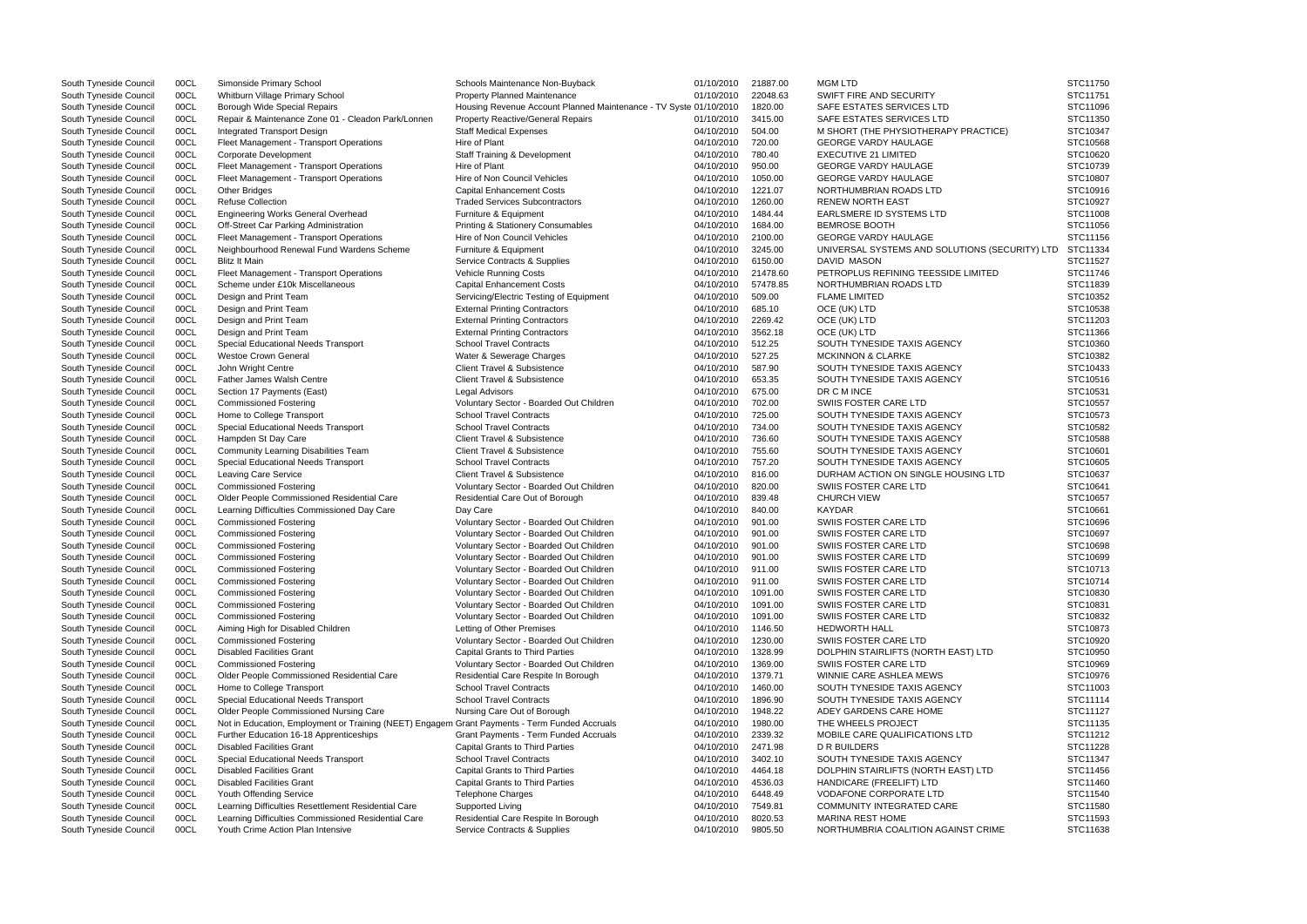| | | | | | | | |
|---|---|---|---|---|---|---|---|
| South Tyneside Council | 00CL | Simonside Primary School | Schools Maintenance Non-Buyback | 01/10/2010 | 21887.00 | MGM LTD | STC11750 |
| South Tyneside Council | 00CL | Whitburn Village Primary School | Property Planned Maintenance | 01/10/2010 | 22048.63 | SWIFT FIRE AND SECURITY | STC11751 |
| South Tyneside Council | 00CL | Borough Wide Special Repairs | Housing Revenue Account Planned Maintenance - TV Syste | 01/10/2010 | 1820.00 | SAFE ESTATES SERVICES LTD | STC11096 |
| South Tyneside Council | 00CL | Repair & Maintenance Zone 01 - Cleadon Park/Lonnen | Property Reactive/General Repairs | 01/10/2010 | 3415.00 | SAFE ESTATES SERVICES LTD | STC11350 |
| South Tyneside Council | 00CL | Integrated Transport Design | Staff Medical Expenses | 04/10/2010 | 504.00 | M SHORT (THE PHYSIOTHERAPY PRACTICE) | STC10347 |
| South Tyneside Council | 00CL | Fleet Management - Transport Operations | Hire of Plant | 04/10/2010 | 720.00 | GEORGE VARDY HAULAGE | STC10568 |
| South Tyneside Council | 00CL | Corporate Development | Staff Training & Development | 04/10/2010 | 780.40 | EXECUTIVE 21 LIMITED | STC10620 |
| South Tyneside Council | 00CL | Fleet Management - Transport Operations | Hire of Plant | 04/10/2010 | 950.00 | GEORGE VARDY HAULAGE | STC10739 |
| South Tyneside Council | 00CL | Fleet Management - Transport Operations | Hire of Non Council Vehicles | 04/10/2010 | 1050.00 | GEORGE VARDY HAULAGE | STC10807 |
| South Tyneside Council | 00CL | Other Bridges | Capital Enhancement Costs | 04/10/2010 | 1221.07 | NORTHUMBRIAN ROADS LTD | STC10916 |
| South Tyneside Council | 00CL | Refuse Collection | Traded Services Subcontractors | 04/10/2010 | 1260.00 | RENEW NORTH EAST | STC10927 |
| South Tyneside Council | 00CL | Engineering Works General Overhead | Furniture & Equipment | 04/10/2010 | 1484.44 | EARLSMERE ID SYSTEMS LTD | STC11008 |
| South Tyneside Council | 00CL | Off-Street Car Parking Administration | Printing & Stationery Consumables | 04/10/2010 | 1684.00 | BEMROSE BOOTH | STC11056 |
| South Tyneside Council | 00CL | Fleet Management - Transport Operations | Hire of Non Council Vehicles | 04/10/2010 | 2100.00 | GEORGE VARDY HAULAGE | STC11156 |
| South Tyneside Council | 00CL | Neighbourhood Renewal Fund Wardens Scheme | Furniture & Equipment | 04/10/2010 | 3245.00 | UNIVERSAL SYSTEMS AND SOLUTIONS (SECURITY) LTD | STC11334 |
| South Tyneside Council | 00CL | Blitz It Main | Service Contracts & Supplies | 04/10/2010 | 6150.00 | DAVID MASON | STC11527 |
| South Tyneside Council | 00CL | Fleet Management - Transport Operations | Vehicle Running Costs | 04/10/2010 | 21478.60 | PETROPLUS REFINING TEESSIDE LIMITED | STC11746 |
| South Tyneside Council | 00CL | Scheme under £10k Miscellaneous | Capital Enhancement Costs | 04/10/2010 | 57478.85 | NORTHUMBRIAN ROADS LTD | STC11839 |
| South Tyneside Council | 00CL | Design and Print Team | Servicing/Electric Testing of Equipment | 04/10/2010 | 509.00 | FLAME LIMITED | STC10352 |
| South Tyneside Council | 00CL | Design and Print Team | External Printing Contractors | 04/10/2010 | 685.10 | OCE (UK) LTD | STC10538 |
| South Tyneside Council | 00CL | Design and Print Team | External Printing Contractors | 04/10/2010 | 2269.42 | OCE (UK) LTD | STC11203 |
| South Tyneside Council | 00CL | Design and Print Team | External Printing Contractors | 04/10/2010 | 3562.18 | OCE (UK) LTD | STC11366 |
| South Tyneside Council | 00CL | Special Educational Needs Transport | School Travel Contracts | 04/10/2010 | 512.25 | SOUTH TYNESIDE TAXIS AGENCY | STC10360 |
| South Tyneside Council | 00CL | Westoe Crown General | Water & Sewerage Charges | 04/10/2010 | 527.25 | MCKINNON & CLARKE | STC10382 |
| South Tyneside Council | 00CL | John Wright Centre | Client Travel & Subsistence | 04/10/2010 | 587.90 | SOUTH TYNESIDE TAXIS AGENCY | STC10433 |
| South Tyneside Council | 00CL | Father James Walsh Centre | Client Travel & Subsistence | 04/10/2010 | 653.35 | SOUTH TYNESIDE TAXIS AGENCY | STC10516 |
| South Tyneside Council | 00CL | Section 17 Payments (East) | Legal Advisors | 04/10/2010 | 675.00 | DR C M INCE | STC10531 |
| South Tyneside Council | 00CL | Commissioned Fostering | Voluntary Sector - Boarded Out Children | 04/10/2010 | 702.00 | SWIIS FOSTER CARE LTD | STC10557 |
| South Tyneside Council | 00CL | Home to College Transport | School Travel Contracts | 04/10/2010 | 725.00 | SOUTH TYNESIDE TAXIS AGENCY | STC10573 |
| South Tyneside Council | 00CL | Special Educational Needs Transport | School Travel Contracts | 04/10/2010 | 734.00 | SOUTH TYNESIDE TAXIS AGENCY | STC10582 |
| South Tyneside Council | 00CL | Hampden St Day Care | Client Travel & Subsistence | 04/10/2010 | 736.60 | SOUTH TYNESIDE TAXIS AGENCY | STC10588 |
| South Tyneside Council | 00CL | Community Learning Disabilities Team | Client Travel & Subsistence | 04/10/2010 | 755.60 | SOUTH TYNESIDE TAXIS AGENCY | STC10601 |
| South Tyneside Council | 00CL | Special Educational Needs Transport | School Travel Contracts | 04/10/2010 | 757.20 | SOUTH TYNESIDE TAXIS AGENCY | STC10605 |
| South Tyneside Council | 00CL | Leaving Care Service | Client Travel & Subsistence | 04/10/2010 | 816.00 | DURHAM ACTION ON SINGLE HOUSING LTD | STC10637 |
| South Tyneside Council | 00CL | Commissioned Fostering | Voluntary Sector - Boarded Out Children | 04/10/2010 | 820.00 | SWIIS FOSTER CARE LTD | STC10641 |
| South Tyneside Council | 00CL | Older People Commissioned Residential Care | Residential Care Out of Borough | 04/10/2010 | 839.48 | CHURCH VIEW | STC10657 |
| South Tyneside Council | 00CL | Learning Difficulties Commissioned Day Care | Day Care | 04/10/2010 | 840.00 | KAYDAR | STC10661 |
| South Tyneside Council | 00CL | Commissioned Fostering | Voluntary Sector - Boarded Out Children | 04/10/2010 | 901.00 | SWIIS FOSTER CARE LTD | STC10696 |
| South Tyneside Council | 00CL | Commissioned Fostering | Voluntary Sector - Boarded Out Children | 04/10/2010 | 901.00 | SWIIS FOSTER CARE LTD | STC10697 |
| South Tyneside Council | 00CL | Commissioned Fostering | Voluntary Sector - Boarded Out Children | 04/10/2010 | 901.00 | SWIIS FOSTER CARE LTD | STC10698 |
| South Tyneside Council | 00CL | Commissioned Fostering | Voluntary Sector - Boarded Out Children | 04/10/2010 | 901.00 | SWIIS FOSTER CARE LTD | STC10699 |
| South Tyneside Council | 00CL | Commissioned Fostering | Voluntary Sector - Boarded Out Children | 04/10/2010 | 911.00 | SWIIS FOSTER CARE LTD | STC10713 |
| South Tyneside Council | 00CL | Commissioned Fostering | Voluntary Sector - Boarded Out Children | 04/10/2010 | 911.00 | SWIIS FOSTER CARE LTD | STC10714 |
| South Tyneside Council | 00CL | Commissioned Fostering | Voluntary Sector - Boarded Out Children | 04/10/2010 | 1091.00 | SWIIS FOSTER CARE LTD | STC10830 |
| South Tyneside Council | 00CL | Commissioned Fostering | Voluntary Sector - Boarded Out Children | 04/10/2010 | 1091.00 | SWIIS FOSTER CARE LTD | STC10831 |
| South Tyneside Council | 00CL | Commissioned Fostering | Voluntary Sector - Boarded Out Children | 04/10/2010 | 1091.00 | SWIIS FOSTER CARE LTD | STC10832 |
| South Tyneside Council | 00CL | Aiming High for Disabled Children | Letting of Other Premises | 04/10/2010 | 1146.50 | HEDWORTH HALL | STC10873 |
| South Tyneside Council | 00CL | Commissioned Fostering | Voluntary Sector - Boarded Out Children | 04/10/2010 | 1230.00 | SWIIS FOSTER CARE LTD | STC10920 |
| South Tyneside Council | 00CL | Disabled Facilities Grant | Capital Grants to Third Parties | 04/10/2010 | 1328.99 | DOLPHIN STAIRLIFTS (NORTH EAST) LTD | STC10950 |
| South Tyneside Council | 00CL | Commissioned Fostering | Voluntary Sector - Boarded Out Children | 04/10/2010 | 1369.00 | SWIIS FOSTER CARE LTD | STC10969 |
| South Tyneside Council | 00CL | Older People Commissioned Residential Care | Residential Care Respite In Borough | 04/10/2010 | 1379.71 | WINNIE CARE ASHLEA MEWS | STC10976 |
| South Tyneside Council | 00CL | Home to College Transport | School Travel Contracts | 04/10/2010 | 1460.00 | SOUTH TYNESIDE TAXIS AGENCY | STC11003 |
| South Tyneside Council | 00CL | Special Educational Needs Transport | School Travel Contracts | 04/10/2010 | 1896.90 | SOUTH TYNESIDE TAXIS AGENCY | STC11114 |
| South Tyneside Council | 00CL | Older People Commissioned Nursing Care | Nursing Care Out of Borough | 04/10/2010 | 1948.22 | ADEY GARDENS CARE HOME | STC11127 |
| South Tyneside Council | 00CL | Not in Education, Employment or Training (NEET) Engagem | Grant Payments - Term Funded Accruals | 04/10/2010 | 1980.00 | THE WHEELS PROJECT | STC11135 |
| South Tyneside Council | 00CL | Further Education 16-18 Apprenticeships | Grant Payments - Term Funded Accruals | 04/10/2010 | 2339.32 | MOBILE CARE QUALIFICATIONS LTD | STC11212 |
| South Tyneside Council | 00CL | Disabled Facilities Grant | Capital Grants to Third Parties | 04/10/2010 | 2471.98 | D R BUILDERS | STC11228 |
| South Tyneside Council | 00CL | Special Educational Needs Transport | School Travel Contracts | 04/10/2010 | 3402.10 | SOUTH TYNESIDE TAXIS AGENCY | STC11347 |
| South Tyneside Council | 00CL | Disabled Facilities Grant | Capital Grants to Third Parties | 04/10/2010 | 4464.18 | DOLPHIN STAIRLIFTS (NORTH EAST) LTD | STC11456 |
| South Tyneside Council | 00CL | Disabled Facilities Grant | Capital Grants to Third Parties | 04/10/2010 | 4536.03 | HANDICARE (FREELIFT) LTD | STC11460 |
| South Tyneside Council | 00CL | Youth Offending Service | Telephone Charges | 04/10/2010 | 6448.49 | VODAFONE CORPORATE LTD | STC11540 |
| South Tyneside Council | 00CL | Learning Difficulties Resettlement Residential Care | Supported Living | 04/10/2010 | 7549.81 | COMMUNITY INTEGRATED CARE | STC11580 |
| South Tyneside Council | 00CL | Learning Difficulties Commissioned Residential Care | Residential Care Respite In Borough | 04/10/2010 | 8020.53 | MARINA REST HOME | STC11593 |
| South Tyneside Council | 00CL | Youth Crime Action Plan Intensive | Service Contracts & Supplies | 04/10/2010 | 9805.50 | NORTHUMBRIA COALITION AGAINST CRIME | STC11638 |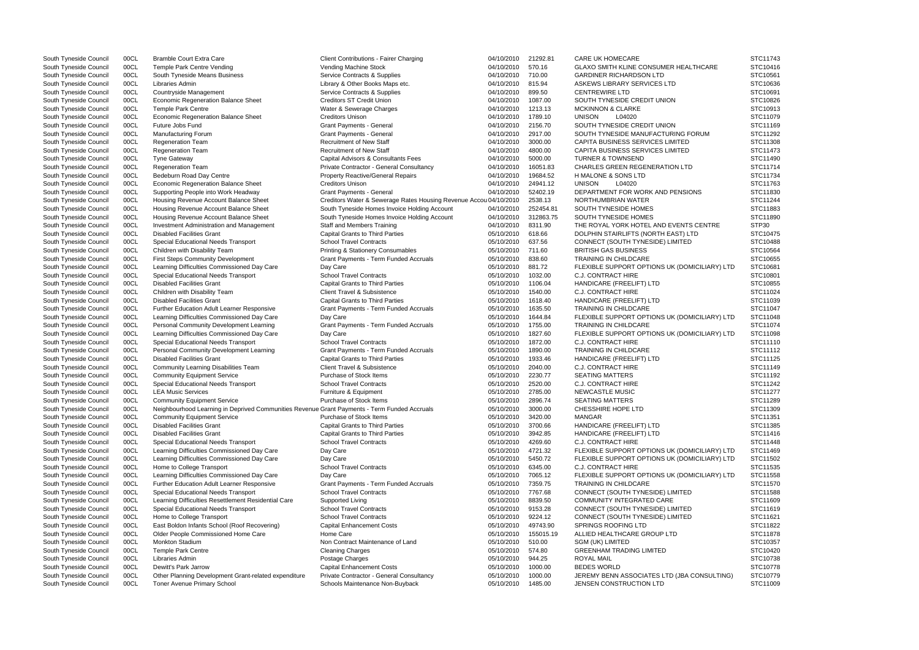| | | | | | | | |
|---|---|---|---|---|---|---|---|
| South Tyneside Council | 00CL | Bramble Court Extra Care | Client Contributions - Fairer Charging | 04/10/2010 | 21292.81 | CARE UK HOMECARE | STC11743 |
| South Tyneside Council | 00CL | Temple Park Centre Vending | Vending Machine Stock | 04/10/2010 | 570.16 | GLAXO SMITH KLINE CONSUMER HEALTHCARE | STC10416 |
| South Tyneside Council | 00CL | South Tyneside Means Business | Service Contracts & Supplies | 04/10/2010 | 710.00 | GARDINER RICHARDSON LTD | STC10561 |
| South Tyneside Council | 00CL | Libraries Admin | Library & Other Books Maps etc. | 04/10/2010 | 815.94 | ASKEWS LIBRARY SERVICES LTD | STC10636 |
| South Tyneside Council | 00CL | Countryside Management | Service Contracts & Supplies | 04/10/2010 | 899.50 | CENTREWIRE LTD | STC10691 |
| South Tyneside Council | 00CL | Economic Regeneration Balance Sheet | Creditors ST Credit Union | 04/10/2010 | 1087.00 | SOUTH TYNESIDE CREDIT UNION | STC10826 |
| South Tyneside Council | 00CL | Temple Park Centre | Water & Sewerage Charges | 04/10/2010 | 1213.13 | MCKINNON & CLARKE | STC10913 |
| South Tyneside Council | 00CL | Economic Regeneration Balance Sheet | Creditors Unison | 04/10/2010 | 1789.10 | UNISON L04020 | STC11079 |
| South Tyneside Council | 00CL | Future Jobs Fund | Grant Payments - General | 04/10/2010 | 2156.70 | SOUTH TYNESIDE CREDIT UNION | STC11169 |
| South Tyneside Council | 00CL | Manufacturing Forum | Grant Payments - General | 04/10/2010 | 2917.00 | SOUTH TYNESIDE MANUFACTURING FORUM | STC11292 |
| South Tyneside Council | 00CL | Regeneration Team | Recruitment of New Staff | 04/10/2010 | 3000.00 | CAPITA BUSINESS SERVICES LIMITED | STC11308 |
| South Tyneside Council | 00CL | Regeneration Team | Recruitment of New Staff | 04/10/2010 | 4800.00 | CAPITA BUSINESS SERVICES LIMITED | STC11473 |
| South Tyneside Council | 00CL | Tyne Gateway | Capital Advisors & Consultants Fees | 04/10/2010 | 5000.00 | TURNER & TOWNSEND | STC11490 |
| South Tyneside Council | 00CL | Regeneration Team | Private Contractor - General Consultancy | 04/10/2010 | 16051.83 | CHARLES GREEN REGENERATION LTD | STC11714 |
| South Tyneside Council | 00CL | Bedeburn Road Day Centre | Property Reactive/General Repairs | 04/10/2010 | 19684.52 | H MALONE & SONS LTD | STC11734 |
| South Tyneside Council | 00CL | Economic Regeneration Balance Sheet | Creditors Unison | 04/10/2010 | 24941.12 | UNISON L04020 | STC11763 |
| South Tyneside Council | 00CL | Supporting People into Work Headway | Grant Payments - General | 04/10/2010 | 52402.19 | DEPARTMENT FOR WORK AND PENSIONS | STC11830 |
| South Tyneside Council | 00CL | Housing Revenue Account Balance Sheet | Creditors Water & Sewerage Rates Housing Revenue Accou | 04/10/2010 | 2538.13 | NORTHUMBRIAN WATER | STC11244 |
| South Tyneside Council | 00CL | Housing Revenue Account Balance Sheet | South Tyneside Homes Invoice Holding Account | 04/10/2010 | 252454.81 | SOUTH TYNESIDE HOMES | STC11883 |
| South Tyneside Council | 00CL | Housing Revenue Account Balance Sheet | South Tyneside Homes Invoice Holding Account | 04/10/2010 | 312863.75 | SOUTH TYNESIDE HOMES | STC11890 |
| South Tyneside Council | 00CL | Investment Administration and Management | Staff and Members Training | 04/10/2010 | 8311.90 | THE ROYAL YORK HOTEL AND EVENTS CENTRE | STP30 |
| South Tyneside Council | 00CL | Disabled Facilities Grant | Capital Grants to Third Parties | 05/10/2010 | 618.66 | DOLPHIN STAIRLIFTS (NORTH EAST) LTD | STC10475 |
| South Tyneside Council | 00CL | Special Educational Needs Transport | School Travel Contracts | 05/10/2010 | 637.56 | CONNECT (SOUTH TYNESIDE) LIMITED | STC10488 |
| South Tyneside Council | 00CL | Children with Disability Team | Printing & Stationery Consumables | 05/10/2010 | 711.60 | BRITISH GAS BUSINESS | STC10564 |
| South Tyneside Council | 00CL | First Steps Community Development | Grant Payments - Term Funded Accruals | 05/10/2010 | 838.60 | TRAINING IN CHILDCARE | STC10655 |
| South Tyneside Council | 00CL | Learning Difficulties Commissioned Day Care | Day Care | 05/10/2010 | 881.72 | FLEXIBLE SUPPORT OPTIONS UK (DOMICILIARY) LTD | STC10681 |
| South Tyneside Council | 00CL | Special Educational Needs Transport | School Travel Contracts | 05/10/2010 | 1032.00 | C.J. CONTRACT HIRE | STC10801 |
| South Tyneside Council | 00CL | Disabled Facilities Grant | Capital Grants to Third Parties | 05/10/2010 | 1106.04 | HANDICARE (FREELIFT) LTD | STC10855 |
| South Tyneside Council | 00CL | Children with Disability Team | Client Travel & Subsistence | 05/10/2010 | 1540.00 | C.J. CONTRACT HIRE | STC11024 |
| South Tyneside Council | 00CL | Disabled Facilities Grant | Capital Grants to Third Parties | 05/10/2010 | 1618.40 | HANDICARE (FREELIFT) LTD | STC11039 |
| South Tyneside Council | 00CL | Further Education Adult Learner Responsive | Grant Payments - Term Funded Accruals | 05/10/2010 | 1635.50 | TRAINING IN CHILDCARE | STC11047 |
| South Tyneside Council | 00CL | Learning Difficulties Commissioned Day Care | Day Care | 05/10/2010 | 1644.84 | FLEXIBLE SUPPORT OPTIONS UK (DOMICILIARY) LTD | STC11048 |
| South Tyneside Council | 00CL | Personal Community Development Learning | Grant Payments - Term Funded Accruals | 05/10/2010 | 1755.00 | TRAINING IN CHILDCARE | STC11074 |
| South Tyneside Council | 00CL | Learning Difficulties Commissioned Day Care | Day Care | 05/10/2010 | 1827.60 | FLEXIBLE SUPPORT OPTIONS UK (DOMICILIARY) LTD | STC11098 |
| South Tyneside Council | 00CL | Special Educational Needs Transport | School Travel Contracts | 05/10/2010 | 1872.00 | C.J. CONTRACT HIRE | STC11110 |
| South Tyneside Council | 00CL | Personal Community Development Learning | Grant Payments - Term Funded Accruals | 05/10/2010 | 1890.00 | TRAINING IN CHILDCARE | STC11112 |
| South Tyneside Council | 00CL | Disabled Facilities Grant | Capital Grants to Third Parties | 05/10/2010 | 1933.46 | HANDICARE (FREELIFT) LTD | STC11125 |
| South Tyneside Council | 00CL | Community Learning Disabilities Team | Client Travel & Subsistence | 05/10/2010 | 2040.00 | C.J. CONTRACT HIRE | STC11149 |
| South Tyneside Council | 00CL | Community Equipment Service | Purchase of Stock Items | 05/10/2010 | 2230.77 | SEATING MATTERS | STC11192 |
| South Tyneside Council | 00CL | Special Educational Needs Transport | School Travel Contracts | 05/10/2010 | 2520.00 | C.J. CONTRACT HIRE | STC11242 |
| South Tyneside Council | 00CL | LEA Music Services | Furniture & Equipment | 05/10/2010 | 2785.00 | NEWCASTLE MUSIC | STC11277 |
| South Tyneside Council | 00CL | Community Equipment Service | Purchase of Stock Items | 05/10/2010 | 2896.74 | SEATING MATTERS | STC11289 |
| South Tyneside Council | 00CL | Neighbourhood Learning in Deprived Communities Revenue | Grant Payments - Term Funded Accruals | 05/10/2010 | 3000.00 | CHESSHIRE HOPE LTD | STC11309 |
| South Tyneside Council | 00CL | Community Equipment Service | Purchase of Stock Items | 05/10/2010 | 3420.00 | MANGAR | STC11351 |
| South Tyneside Council | 00CL | Disabled Facilities Grant | Capital Grants to Third Parties | 05/10/2010 | 3700.66 | HANDICARE (FREELIFT) LTD | STC11385 |
| South Tyneside Council | 00CL | Disabled Facilities Grant | Capital Grants to Third Parties | 05/10/2010 | 3942.85 | HANDICARE (FREELIFT) LTD | STC11416 |
| South Tyneside Council | 00CL | Special Educational Needs Transport | School Travel Contracts | 05/10/2010 | 4269.60 | C.J. CONTRACT HIRE | STC11448 |
| South Tyneside Council | 00CL | Learning Difficulties Commissioned Day Care | Day Care | 05/10/2010 | 4721.32 | FLEXIBLE SUPPORT OPTIONS UK (DOMICILIARY) LTD | STC11469 |
| South Tyneside Council | 00CL | Learning Difficulties Commissioned Day Care | Day Care | 05/10/2010 | 5450.72 | FLEXIBLE SUPPORT OPTIONS UK (DOMICILIARY) LTD | STC11502 |
| South Tyneside Council | 00CL | Home to College Transport | School Travel Contracts | 05/10/2010 | 6345.00 | C.J. CONTRACT HIRE | STC11535 |
| South Tyneside Council | 00CL | Learning Difficulties Commissioned Day Care | Day Care | 05/10/2010 | 7065.12 | FLEXIBLE SUPPORT OPTIONS UK (DOMICILIARY) LTD | STC11558 |
| South Tyneside Council | 00CL | Further Education Adult Learner Responsive | Grant Payments - Term Funded Accruals | 05/10/2010 | 7359.75 | TRAINING IN CHILDCARE | STC11570 |
| South Tyneside Council | 00CL | Special Educational Needs Transport | School Travel Contracts | 05/10/2010 | 7767.68 | CONNECT (SOUTH TYNESIDE) LIMITED | STC11588 |
| South Tyneside Council | 00CL | Learning Difficulties Resettlement Residential Care | Supported Living | 05/10/2010 | 8839.50 | COMMUNITY INTEGRATED CARE | STC11609 |
| South Tyneside Council | 00CL | Special Educational Needs Transport | School Travel Contracts | 05/10/2010 | 9153.28 | CONNECT (SOUTH TYNESIDE) LIMITED | STC11619 |
| South Tyneside Council | 00CL | Home to College Transport | School Travel Contracts | 05/10/2010 | 9224.12 | CONNECT (SOUTH TYNESIDE) LIMITED | STC11621 |
| South Tyneside Council | 00CL | East Boldon Infants School (Roof Recovering) | Capital Enhancement Costs | 05/10/2010 | 49743.90 | SPRINGS ROOFING LTD | STC11822 |
| South Tyneside Council | 00CL | Older People Commissioned Home Care | Home Care | 05/10/2010 | 155015.19 | ALLIED HEALTHCARE GROUP LTD | STC11878 |
| South Tyneside Council | 00CL | Monkton Stadium | Non Contract Maintenance of Land | 05/10/2010 | 510.00 | SGM (UK) LIMITED | STC10357 |
| South Tyneside Council | 00CL | Temple Park Centre | Cleaning Charges | 05/10/2010 | 574.80 | GREENHAM TRADING LIMITED | STC10420 |
| South Tyneside Council | 00CL | Libraries Admin | Postage Charges | 05/10/2010 | 944.25 | ROYAL MAIL | STC10738 |
| South Tyneside Council | 00CL | Dewitt's Park Jarrow | Capital Enhancement Costs | 05/10/2010 | 1000.00 | BEDES WORLD | STC10778 |
| South Tyneside Council | 00CL | Other Planning Development Grant-related expenditure | Private Contractor - General Consultancy | 05/10/2010 | 1000.00 | JEREMY BENN ASSOCIATES LTD (JBA CONSULTING) | STC10779 |
| South Tyneside Council | 00CL | Toner Avenue Primary School | Schools Maintenance Non-Buyback | 05/10/2010 | 1485.00 | JENSEN CONSTRUCTION LTD | STC11009 |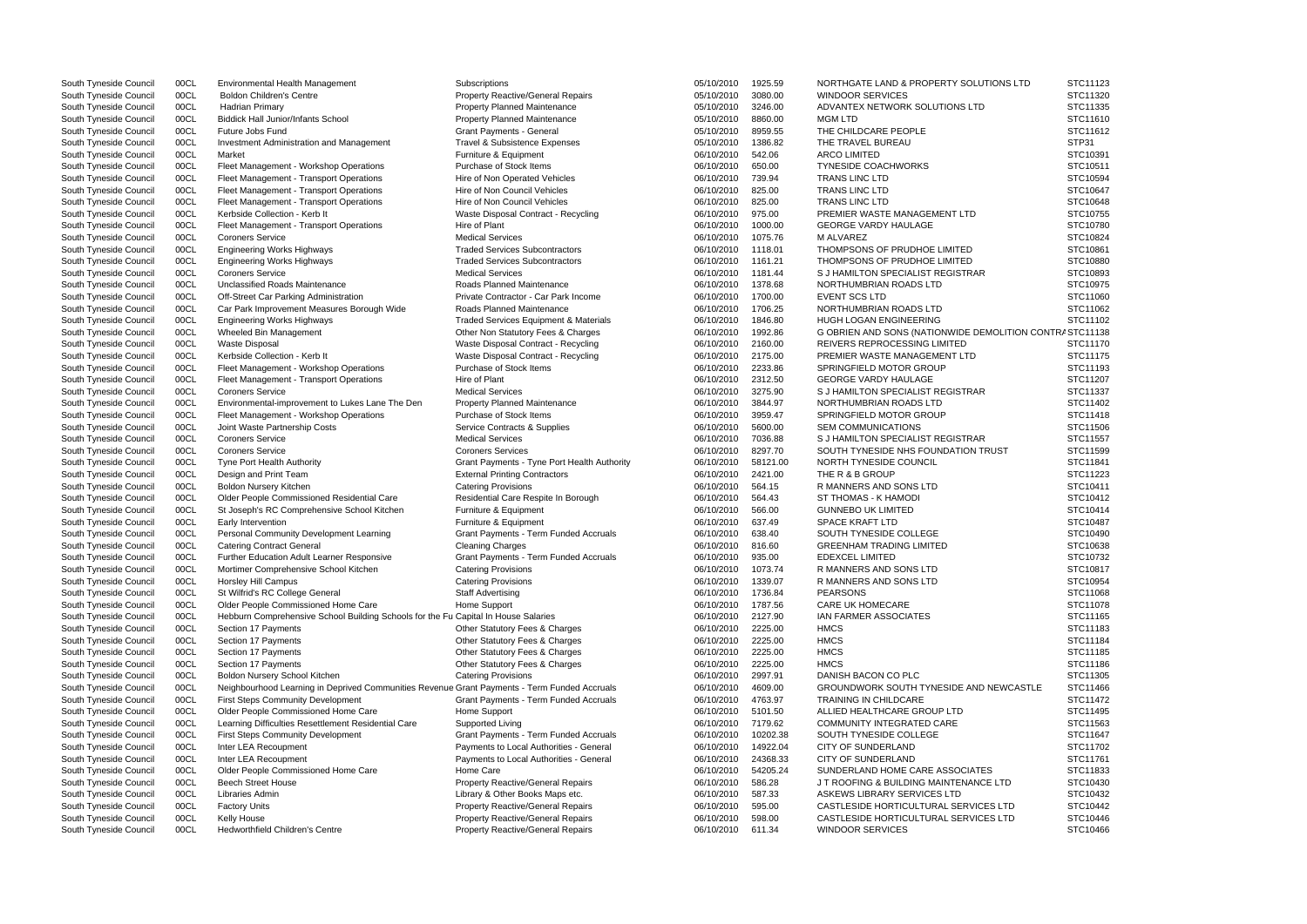| | | | | | | | |
|---|---|---|---|---|---|---|---|
| South Tyneside Council | 00CL | Environmental Health Management | Subscriptions | 05/10/2010 | 1925.59 | NORTHGATE LAND & PROPERTY SOLUTIONS LTD | STC11123 |
| South Tyneside Council | 00CL | Boldon Children's Centre | Property Reactive/General Repairs | 05/10/2010 | 3080.00 | WINDOOR SERVICES | STC11320 |
| South Tyneside Council | 00CL | Hadrian Primary | Property Planned Maintenance | 05/10/2010 | 3246.00 | ADVANTEX NETWORK SOLUTIONS LTD | STC11335 |
| South Tyneside Council | 00CL | Biddick Hall Junior/Infants School | Property Planned Maintenance | 05/10/2010 | 8860.00 | MGM LTD | STC11610 |
| South Tyneside Council | 00CL | Future Jobs Fund | Grant Payments - General | 05/10/2010 | 8959.55 | THE CHILDCARE PEOPLE | STC11612 |
| South Tyneside Council | 00CL | Investment Administration and Management | Travel & Subsistence Expenses | 05/10/2010 | 1386.82 | THE TRAVEL BUREAU | STP31 |
| South Tyneside Council | 00CL | Market | Furniture & Equipment | 06/10/2010 | 542.06 | ARCO LIMITED | STC10391 |
| South Tyneside Council | 00CL | Fleet Management - Workshop Operations | Purchase of Stock Items | 06/10/2010 | 650.00 | TYNESIDE COACHWORKS | STC10511 |
| South Tyneside Council | 00CL | Fleet Management - Transport Operations | Hire of Non Operated Vehicles | 06/10/2010 | 739.94 | TRANS LINC LTD | STC10594 |
| South Tyneside Council | 00CL | Fleet Management - Transport Operations | Hire of Non Council Vehicles | 06/10/2010 | 825.00 | TRANS LINC LTD | STC10647 |
| South Tyneside Council | 00CL | Fleet Management - Transport Operations | Hire of Non Council Vehicles | 06/10/2010 | 825.00 | TRANS LINC LTD | STC10648 |
| South Tyneside Council | 00CL | Kerbside Collection - Kerb It | Waste Disposal Contract - Recycling | 06/10/2010 | 975.00 | PREMIER WASTE MANAGEMENT LTD | STC10755 |
| South Tyneside Council | 00CL | Fleet Management - Transport Operations | Hire of Plant | 06/10/2010 | 1000.00 | GEORGE VARDY HAULAGE | STC10780 |
| South Tyneside Council | 00CL | Coroners Service | Medical Services | 06/10/2010 | 1075.76 | M ALVAREZ | STC10824 |
| South Tyneside Council | 00CL | Engineering Works Highways | Traded Services Subcontractors | 06/10/2010 | 1118.01 | THOMPSONS OF PRUDHOE LIMITED | STC10861 |
| South Tyneside Council | 00CL | Engineering Works Highways | Traded Services Subcontractors | 06/10/2010 | 1161.21 | THOMPSONS OF PRUDHOE LIMITED | STC10880 |
| South Tyneside Council | 00CL | Coroners Service | Medical Services | 06/10/2010 | 1181.44 | S J HAMILTON SPECIALIST REGISTRAR | STC10893 |
| South Tyneside Council | 00CL | Unclassified Roads Maintenance | Roads Planned Maintenance | 06/10/2010 | 1378.68 | NORTHUMBRIAN ROADS LTD | STC10975 |
| South Tyneside Council | 00CL | Off-Street Car Parking Administration | Private Contractor - Car Park Income | 06/10/2010 | 1700.00 | EVENT SCS LTD | STC11060 |
| South Tyneside Council | 00CL | Car Park Improvement Measures Borough Wide | Roads Planned Maintenance | 06/10/2010 | 1706.25 | NORTHUMBRIAN ROADS LTD | STC11062 |
| South Tyneside Council | 00CL | Engineering Works Highways | Traded Services Equipment & Materials | 06/10/2010 | 1846.80 | HUGH LOGAN ENGINEERING | STC11102 |
| South Tyneside Council | 00CL | Wheeled Bin Management | Other Non Statutory Fees & Charges | 06/10/2010 | 1992.86 | G OBRIEN AND SONS (NATIONWIDE DEMOLITION CONTRA | STC11138 |
| South Tyneside Council | 00CL | Waste Disposal | Waste Disposal Contract - Recycling | 06/10/2010 | 2160.00 | REIVERS REPROCESSING LIMITED | STC11170 |
| South Tyneside Council | 00CL | Kerbside Collection - Kerb It | Waste Disposal Contract - Recycling | 06/10/2010 | 2175.00 | PREMIER WASTE MANAGEMENT LTD | STC11175 |
| South Tyneside Council | 00CL | Fleet Management - Workshop Operations | Purchase of Stock Items | 06/10/2010 | 2233.86 | SPRINGFIELD MOTOR GROUP | STC11193 |
| South Tyneside Council | 00CL | Fleet Management - Transport Operations | Hire of Plant | 06/10/2010 | 2312.50 | GEORGE VARDY HAULAGE | STC11207 |
| South Tyneside Council | 00CL | Coroners Service | Medical Services | 06/10/2010 | 3275.90 | S J HAMILTON SPECIALIST REGISTRAR | STC11337 |
| South Tyneside Council | 00CL | Environmental-improvement to Lukes Lane The Den | Property Planned Maintenance | 06/10/2010 | 3844.97 | NORTHUMBRIAN ROADS LTD | STC11402 |
| South Tyneside Council | 00CL | Fleet Management - Workshop Operations | Purchase of Stock Items | 06/10/2010 | 3959.47 | SPRINGFIELD MOTOR GROUP | STC11418 |
| South Tyneside Council | 00CL | Joint Waste Partnership Costs | Service Contracts & Supplies | 06/10/2010 | 5600.00 | SEM COMMUNICATIONS | STC11506 |
| South Tyneside Council | 00CL | Coroners Service | Medical Services | 06/10/2010 | 7036.88 | S J HAMILTON SPECIALIST REGISTRAR | STC11557 |
| South Tyneside Council | 00CL | Coroners Service | Coroners Services | 06/10/2010 | 8297.70 | SOUTH TYNESIDE NHS FOUNDATION TRUST | STC11599 |
| South Tyneside Council | 00CL | Tyne Port Health Authority | Grant Payments - Tyne Port Health Authority | 06/10/2010 | 58121.00 | NORTH TYNESIDE COUNCIL | STC11841 |
| South Tyneside Council | 00CL | Design and Print Team | External Printing Contractors | 06/10/2010 | 2421.00 | THE R & B GROUP | STC11223 |
| South Tyneside Council | 00CL | Boldon Nursery Kitchen | Catering Provisions | 06/10/2010 | 564.15 | R MANNERS AND SONS LTD | STC10411 |
| South Tyneside Council | 00CL | Older People Commissioned Residential Care | Residential Care Respite In Borough | 06/10/2010 | 564.43 | ST THOMAS - K HAMODI | STC10412 |
| South Tyneside Council | 00CL | St Joseph's RC Comprehensive School Kitchen | Furniture & Equipment | 06/10/2010 | 566.00 | GUNNEBO UK LIMITED | STC10414 |
| South Tyneside Council | 00CL | Early Intervention | Furniture & Equipment | 06/10/2010 | 637.49 | SPACE KRAFT LTD | STC10487 |
| South Tyneside Council | 00CL | Personal Community Development Learning | Grant Payments - Term Funded Accruals | 06/10/2010 | 638.40 | SOUTH TYNESIDE COLLEGE | STC10490 |
| South Tyneside Council | 00CL | Catering Contract General | Cleaning Charges | 06/10/2010 | 816.60 | GREENHAM TRADING LIMITED | STC10638 |
| South Tyneside Council | 00CL | Further Education Adult Learner Responsive | Grant Payments - Term Funded Accruals | 06/10/2010 | 935.00 | EDEXCEL LIMITED | STC10732 |
| South Tyneside Council | 00CL | Mortimer Comprehensive School Kitchen | Catering Provisions | 06/10/2010 | 1073.74 | R MANNERS AND SONS LTD | STC10817 |
| South Tyneside Council | 00CL | Horsley Hill Campus | Catering Provisions | 06/10/2010 | 1339.07 | R MANNERS AND SONS LTD | STC10954 |
| South Tyneside Council | 00CL | St Wilfrid's RC College General | Staff Advertising | 06/10/2010 | 1736.84 | PEARSONS | STC11068 |
| South Tyneside Council | 00CL | Older People Commissioned Home Care | Home Support | 06/10/2010 | 1787.56 | CARE UK HOMECARE | STC11078 |
| South Tyneside Council | 00CL | Hebburn Comprehensive School Building Schools for the Fu | Capital In House Salaries | 06/10/2010 | 2127.90 | IAN FARMER ASSOCIATES | STC11165 |
| South Tyneside Council | 00CL | Section 17 Payments | Other Statutory Fees & Charges | 06/10/2010 | 2225.00 | HMCS | STC11183 |
| South Tyneside Council | 00CL | Section 17 Payments | Other Statutory Fees & Charges | 06/10/2010 | 2225.00 | HMCS | STC11184 |
| South Tyneside Council | 00CL | Section 17 Payments | Other Statutory Fees & Charges | 06/10/2010 | 2225.00 | HMCS | STC11185 |
| South Tyneside Council | 00CL | Section 17 Payments | Other Statutory Fees & Charges | 06/10/2010 | 2225.00 | HMCS | STC11186 |
| South Tyneside Council | 00CL | Boldon Nursery School Kitchen | Catering Provisions | 06/10/2010 | 2997.91 | DANISH BACON CO PLC | STC11305 |
| South Tyneside Council | 00CL | Neighbourhood Learning in Deprived Communities Revenue | Grant Payments - Term Funded Accruals | 06/10/2010 | 4609.00 | GROUNDWORK SOUTH TYNESIDE AND NEWCASTLE | STC11466 |
| South Tyneside Council | 00CL | First Steps Community Development | Grant Payments - Term Funded Accruals | 06/10/2010 | 4763.97 | TRAINING IN CHILDCARE | STC11472 |
| South Tyneside Council | 00CL | Older People Commissioned Home Care | Home Support | 06/10/2010 | 5101.50 | ALLIED HEALTHCARE GROUP LTD | STC11495 |
| South Tyneside Council | 00CL | Learning Difficulties Resettlement Residential Care | Supported Living | 06/10/2010 | 7179.62 | COMMUNITY INTEGRATED CARE | STC11563 |
| South Tyneside Council | 00CL | First Steps Community Development | Grant Payments - Term Funded Accruals | 06/10/2010 | 10202.38 | SOUTH TYNESIDE COLLEGE | STC11647 |
| South Tyneside Council | 00CL | Inter LEA Recoupment | Payments to Local Authorities - General | 06/10/2010 | 14922.04 | CITY OF SUNDERLAND | STC11702 |
| South Tyneside Council | 00CL | Inter LEA Recoupment | Payments to Local Authorities - General | 06/10/2010 | 24368.33 | CITY OF SUNDERLAND | STC11761 |
| South Tyneside Council | 00CL | Older People Commissioned Home Care | Home Care | 06/10/2010 | 54205.24 | SUNDERLAND HOME CARE ASSOCIATES | STC11833 |
| South Tyneside Council | 00CL | Beech Street House | Property Reactive/General Repairs | 06/10/2010 | 586.28 | J T ROOFING & BUILDING MAINTENANCE LTD | STC10430 |
| South Tyneside Council | 00CL | Libraries Admin | Library & Other Books Maps etc. | 06/10/2010 | 587.33 | ASKEWS LIBRARY SERVICES LTD | STC10432 |
| South Tyneside Council | 00CL | Factory Units | Property Reactive/General Repairs | 06/10/2010 | 595.00 | CASTLESIDE HORTICULTURAL SERVICES LTD | STC10442 |
| South Tyneside Council | 00CL | Kelly House | Property Reactive/General Repairs | 06/10/2010 | 598.00 | CASTLESIDE HORTICULTURAL SERVICES LTD | STC10446 |
| South Tyneside Council | 00CL | Hedworthfield Children's Centre | Property Reactive/General Repairs | 06/10/2010 | 611.34 | WINDOOR SERVICES | STC10466 |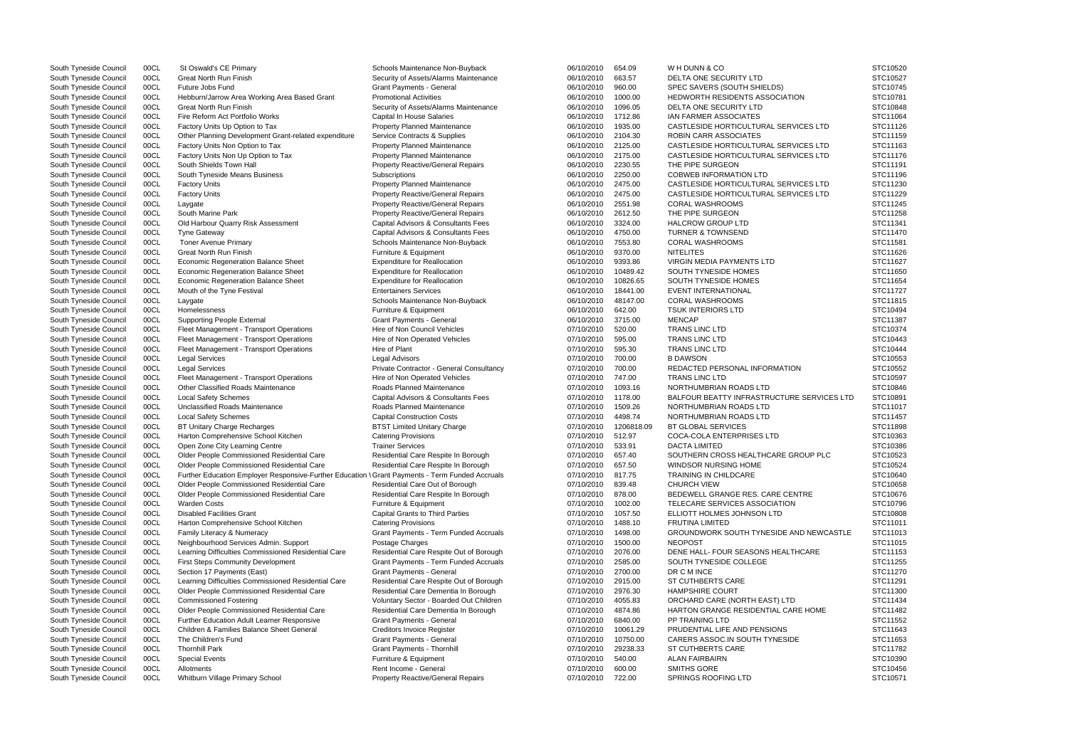| | | | | | | | |
|---|---|---|---|---|---|---|---|
| South Tyneside Council | 00CL | St Oswald's CE Primary | Schools Maintenance Non-Buyback | 06/10/2010 | 654.09 | W H DUNN & CO | STC10520 |
| South Tyneside Council | 00CL | Great North Run Finish | Security of Assets/Alarms Maintenance | 06/10/2010 | 663.57 | DELTA ONE SECURITY LTD | STC10527 |
| South Tyneside Council | 00CL | Future Jobs Fund | Grant Payments - General | 06/10/2010 | 960.00 | SPEC SAVERS (SOUTH SHIELDS) | STC10745 |
| South Tyneside Council | 00CL | Hebburn/Jarrow Area Working Area Based Grant | Promotional Activities | 06/10/2010 | 1000.00 | HEDWORTH RESIDENTS ASSOCIATION | STC10781 |
| South Tyneside Council | 00CL | Great North Run Finish | Security of Assets/Alarms Maintenance | 06/10/2010 | 1096.05 | DELTA ONE SECURITY LTD | STC10848 |
| South Tyneside Council | 00CL | Fire Reform Act Portfolio Works | Capital In House Salaries | 06/10/2010 | 1712.86 | IAN FARMER ASSOCIATES | STC11064 |
| South Tyneside Council | 00CL | Factory Units Up Option to Tax | Property Planned Maintenance | 06/10/2010 | 1935.00 | CASTLESIDE HORTICULTURAL SERVICES LTD | STC11126 |
| South Tyneside Council | 00CL | Other Planning Development Grant-related expenditure | Service Contracts & Supplies | 06/10/2010 | 2104.30 | ROBIN CARR ASSOCIATES | STC11159 |
| South Tyneside Council | 00CL | Factory Units Non Option to Tax | Property Planned Maintenance | 06/10/2010 | 2125.00 | CASTLESIDE HORTICULTURAL SERVICES LTD | STC11163 |
| South Tyneside Council | 00CL | Factory Units Non Up Option to Tax | Property Planned Maintenance | 06/10/2010 | 2175.00 | CASTLESIDE HORTICULTURAL SERVICES LTD | STC11176 |
| South Tyneside Council | 00CL | South Shields Town Hall | Property Reactive/General Repairs | 06/10/2010 | 2230.55 | THE PIPE SURGEON | STC11191 |
| South Tyneside Council | 00CL | South Tyneside Means Business | Subscriptions | 06/10/2010 | 2250.00 | COBWEB INFORMATION LTD | STC11196 |
| South Tyneside Council | 00CL | Factory Units | Property Planned Maintenance | 06/10/2010 | 2475.00 | CASTLESIDE HORTICULTURAL SERVICES LTD | STC11230 |
| South Tyneside Council | 00CL | Factory Units | Property Reactive/General Repairs | 06/10/2010 | 2475.00 | CASTLESIDE HORTICULTURAL SERVICES LTD | STC11229 |
| South Tyneside Council | 00CL | Laygate | Property Reactive/General Repairs | 06/10/2010 | 2551.98 | CORAL WASHROOMS | STC11245 |
| South Tyneside Council | 00CL | South Marine Park | Property Reactive/General Repairs | 06/10/2010 | 2612.50 | THE PIPE SURGEON | STC11258 |
| South Tyneside Council | 00CL | Old Harbour Quarry Risk Assessment | Capital Advisors & Consultants Fees | 06/10/2010 | 3324.00 | HALCROW GROUP LTD | STC11341 |
| South Tyneside Council | 00CL | Tyne Gateway | Capital Advisors & Consultants Fees | 06/10/2010 | 4750.00 | TURNER & TOWNSEND | STC11470 |
| South Tyneside Council | 00CL | Toner Avenue Primary | Schools Maintenance Non-Buyback | 06/10/2010 | 7553.80 | CORAL WASHROOMS | STC11581 |
| South Tyneside Council | 00CL | Great North Run Finish | Furniture & Equipment | 06/10/2010 | 9370.00 | NITELITES | STC11626 |
| South Tyneside Council | 00CL | Economic Regeneration Balance Sheet | Expenditure for Reallocation | 06/10/2010 | 9393.86 | VIRGIN MEDIA PAYMENTS LTD | STC11627 |
| South Tyneside Council | 00CL | Economic Regeneration Balance Sheet | Expenditure for Reallocation | 06/10/2010 | 10489.42 | SOUTH TYNESIDE HOMES | STC11650 |
| South Tyneside Council | 00CL | Economic Regeneration Balance Sheet | Expenditure for Reallocation | 06/10/2010 | 10826.65 | SOUTH TYNESIDE HOMES | STC11654 |
| South Tyneside Council | 00CL | Mouth of the Tyne Festival | Entertainers Services | 06/10/2010 | 18441.00 | EVENT INTERNATIONAL | STC11727 |
| South Tyneside Council | 00CL | Laygate | Schools Maintenance Non-Buyback | 06/10/2010 | 48147.00 | CORAL WASHROOMS | STC11815 |
| South Tyneside Council | 00CL | Homelessness | Furniture & Equipment | 06/10/2010 | 642.00 | TSUK INTERIORS LTD | STC10494 |
| South Tyneside Council | 00CL | Supporting People External | Grant Payments - General | 06/10/2010 | 3715.00 | MENCAP | STC11387 |
| South Tyneside Council | 00CL | Fleet Management - Transport Operations | Hire of Non Council Vehicles | 07/10/2010 | 520.00 | TRANS LINC LTD | STC10374 |
| South Tyneside Council | 00CL | Fleet Management - Transport Operations | Hire of Non Operated Vehicles | 07/10/2010 | 595.00 | TRANS LINC LTD | STC10443 |
| South Tyneside Council | 00CL | Fleet Management - Transport Operations | Hire of Plant | 07/10/2010 | 595.30 | TRANS LINC LTD | STC10444 |
| South Tyneside Council | 00CL | Legal Services | Legal Advisors | 07/10/2010 | 700.00 | B DAWSON | STC10553 |
| South Tyneside Council | 00CL | Legal Services | Private Contractor - General Consultancy | 07/10/2010 | 700.00 | REDACTED PERSONAL INFORMATION | STC10552 |
| South Tyneside Council | 00CL | Fleet Management - Transport Operations | Hire of Non Operated Vehicles | 07/10/2010 | 747.00 | TRANS LINC LTD | STC10597 |
| South Tyneside Council | 00CL | Other Classified Roads Maintenance | Roads Planned Maintenance | 07/10/2010 | 1093.16 | NORTHUMBRIAN ROADS LTD | STC10846 |
| South Tyneside Council | 00CL | Local Safety Schemes | Capital Advisors & Consultants Fees | 07/10/2010 | 1178.00 | BALFOUR BEATTY INFRASTRUCTURE SERVICES LTD | STC10891 |
| South Tyneside Council | 00CL | Unclassified Roads Maintenance | Roads Planned Maintenance | 07/10/2010 | 1509.26 | NORTHUMBRIAN ROADS LTD | STC11017 |
| South Tyneside Council | 00CL | Local Safety Schemes | Capital Construction Costs | 07/10/2010 | 4498.74 | NORTHUMBRIAN ROADS LTD | STC11457 |
| South Tyneside Council | 00CL | BT Unitary Charge Recharges | BTST Limited Unitary Charge | 07/10/2010 | 1206818.09 | BT GLOBAL SERVICES | STC11898 |
| South Tyneside Council | 00CL | Harton Comprehensive School Kitchen | Catering Provisions | 07/10/2010 | 512.97 | COCA-COLA ENTERPRISES LTD | STC10363 |
| South Tyneside Council | 00CL | Open Zone City Learning Centre | Trainer Services | 07/10/2010 | 533.91 | DACTA LIMITED | STC10386 |
| South Tyneside Council | 00CL | Older People Commissioned Residential Care | Residential Care Respite In Borough | 07/10/2010 | 657.40 | SOUTHERN CROSS HEALTHCARE GROUP PLC | STC10523 |
| South Tyneside Council | 00CL | Older People Commissioned Residential Care | Residential Care Respite In Borough | 07/10/2010 | 657.50 | WINDSOR NURSING HOME | STC10524 |
| South Tyneside Council | 00CL | Further Education Employer Responsive-Further Education \ | Grant Payments - Term Funded Accruals | 07/10/2010 | 817.75 | TRAINING IN CHILDCARE | STC10640 |
| South Tyneside Council | 00CL | Older People Commissioned Residential Care | Residential Care Out of Borough | 07/10/2010 | 839.48 | CHURCH VIEW | STC10658 |
| South Tyneside Council | 00CL | Older People Commissioned Residential Care | Residential Care Respite In Borough | 07/10/2010 | 878.00 | BEDEWELL GRANGE RES. CARE CENTRE | STC10676 |
| South Tyneside Council | 00CL | Warden Costs | Furniture & Equipment | 07/10/2010 | 1002.00 | TELECARE SERVICES ASSOCIATION | STC10796 |
| South Tyneside Council | 00CL | Disabled Facilities Grant | Capital Grants to Third Parties | 07/10/2010 | 1057.50 | ELLIOTT HOLMES JOHNSON LTD | STC10808 |
| South Tyneside Council | 00CL | Harton Comprehensive School Kitchen | Catering Provisions | 07/10/2010 | 1488.10 | FRUTINA LIMITED | STC11011 |
| South Tyneside Council | 00CL | Family Literacy & Numeracy | Grant Payments - Term Funded Accruals | 07/10/2010 | 1498.00 | GROUNDWORK SOUTH TYNESIDE AND NEWCASTLE | STC11013 |
| South Tyneside Council | 00CL | Neighbourhood Services Admin. Support | Postage Charges | 07/10/2010 | 1500.00 | NEOPOST | STC11015 |
| South Tyneside Council | 00CL | Learning Difficulties Commissioned Residential Care | Residential Care Respite Out of Borough | 07/10/2010 | 2076.00 | DENE HALL- FOUR SEASONS HEALTHCARE | STC11153 |
| South Tyneside Council | 00CL | First Steps Community Development | Grant Payments - Term Funded Accruals | 07/10/2010 | 2585.00 | SOUTH TYNESIDE COLLEGE | STC11255 |
| South Tyneside Council | 00CL | Section 17 Payments (East) | Grant Payments - General | 07/10/2010 | 2700.00 | DR C M INCE | STC11270 |
| South Tyneside Council | 00CL | Learning Difficulties Commissioned Residential Care | Residential Care Respite Out of Borough | 07/10/2010 | 2915.00 | ST CUTHBERTS CARE | STC11291 |
| South Tyneside Council | 00CL | Older People Commissioned Residential Care | Residential Care Dementia In Borough | 07/10/2010 | 2976.30 | HAMPSHIRE COURT | STC11300 |
| South Tyneside Council | 00CL | Commissioned Fostering | Voluntary Sector - Boarded Out Children | 07/10/2010 | 4055.83 | ORCHARD CARE (NORTH EAST) LTD | STC11434 |
| South Tyneside Council | 00CL | Older People Commissioned Residential Care | Residential Care Dementia In Borough | 07/10/2010 | 4874.86 | HARTON GRANGE RESIDENTIAL CARE HOME | STC11482 |
| South Tyneside Council | 00CL | Further Education Adult Learner Responsive | Grant Payments - General | 07/10/2010 | 6840.00 | PP TRAINING LTD | STC11552 |
| South Tyneside Council | 00CL | Children & Families Balance Sheet General | Creditors Invoice Register | 07/10/2010 | 10061.29 | PRUDENTIAL LIFE AND PENSIONS | STC11643 |
| South Tyneside Council | 00CL | The Children's Fund | Grant Payments - General | 07/10/2010 | 10750.00 | CARERS ASSOC.IN SOUTH TYNESIDE | STC11653 |
| South Tyneside Council | 00CL | Thornhill Park | Grant Payments - Thornhill | 07/10/2010 | 29238.33 | ST CUTHBERTS CARE | STC11782 |
| South Tyneside Council | 00CL | Special Events | Furniture & Equipment | 07/10/2010 | 540.00 | ALAN FAIRBAIRN | STC10390 |
| South Tyneside Council | 00CL | Allotments | Rent Income - General | 07/10/2010 | 600.00 | SMITHS GORE | STC10456 |
| South Tyneside Council | 00CL | Whitburn Village Primary School | Property Reactive/General Repairs | 07/10/2010 | 722.00 | SPRINGS ROOFING LTD | STC10571 |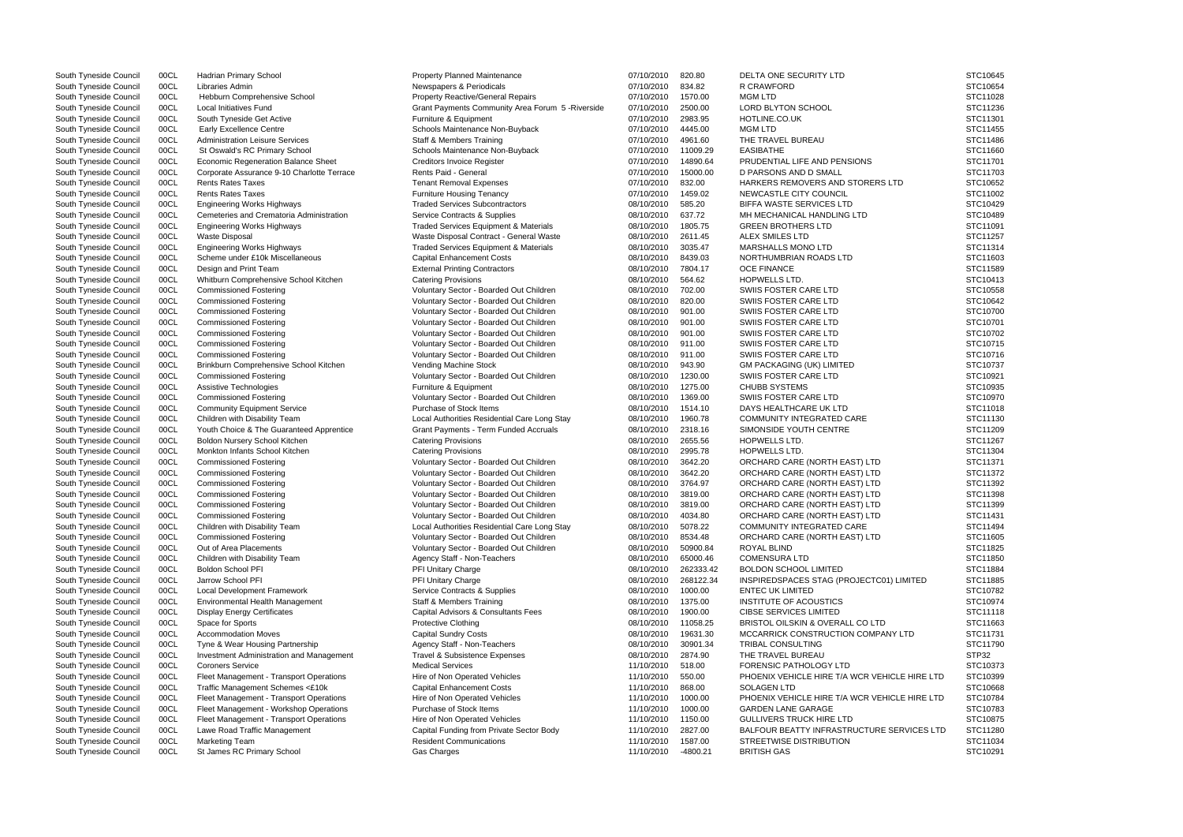| | | | | | | | |
|---|---|---|---|---|---|---|---|
| South Tyneside Council | 00CL | Hadrian Primary School | Property Planned Maintenance | 07/10/2010 | 820.80 | DELTA ONE SECURITY LTD | STC10645 |
| South Tyneside Council | 00CL | Libraries Admin | Newspapers & Periodicals | 07/10/2010 | 834.82 | R CRAWFORD | STC10654 |
| South Tyneside Council | 00CL | Hebburn Comprehensive School | Property Reactive/General Repairs | 07/10/2010 | 1570.00 | MGM LTD | STC11028 |
| South Tyneside Council | 00CL | Local Initiatives Fund | Grant Payments Community Area Forum 5 -Riverside | 07/10/2010 | 2500.00 | LORD BLYTON SCHOOL | STC11236 |
| South Tyneside Council | 00CL | South Tyneside Get Active | Furniture & Equipment | 07/10/2010 | 2983.95 | HOTLINE.CO.UK | STC11301 |
| South Tyneside Council | 00CL | Early Excellence Centre | Schools Maintenance Non-Buyback | 07/10/2010 | 4445.00 | MGM LTD | STC11455 |
| South Tyneside Council | 00CL | Administration Leisure Services | Staff & Members Training | 07/10/2010 | 4961.60 | THE TRAVEL BUREAU | STC11486 |
| South Tyneside Council | 00CL | St Oswald's RC Primary School | Schools Maintenance Non-Buyback | 07/10/2010 | 11009.29 | EASIBATHE | STC11660 |
| South Tyneside Council | 00CL | Economic Regeneration Balance Sheet | Creditors Invoice Register | 07/10/2010 | 14890.64 | PRUDENTIAL LIFE AND PENSIONS | STC11701 |
| South Tyneside Council | 00CL | Corporate Assurance 9-10 Charlotte Terrace | Rents Paid - General | 07/10/2010 | 15000.00 | D PARSONS AND D SMALL | STC11703 |
| South Tyneside Council | 00CL | Rents Rates Taxes | Tenant Removal Expenses | 07/10/2010 | 832.00 | HARKERS REMOVERS AND STORERS LTD | STC10652 |
| South Tyneside Council | 00CL | Rents Rates Taxes | Furniture Housing Tenancy | 07/10/2010 | 1459.02 | NEWCASTLE CITY COUNCIL | STC11002 |
| South Tyneside Council | 00CL | Engineering Works Highways | Traded Services Subcontractors | 08/10/2010 | 585.20 | BIFFA WASTE SERVICES LTD | STC10429 |
| South Tyneside Council | 00CL | Cemeteries and Crematoria Administration | Service Contracts & Supplies | 08/10/2010 | 637.72 | MH MECHANICAL HANDLING LTD | STC10489 |
| South Tyneside Council | 00CL | Engineering Works Highways | Traded Services Equipment & Materials | 08/10/2010 | 1805.75 | GREEN BROTHERS LTD | STC11091 |
| South Tyneside Council | 00CL | Waste Disposal | Waste Disposal Contract - General Waste | 08/10/2010 | 2611.45 | ALEX SMILES LTD | STC11257 |
| South Tyneside Council | 00CL | Engineering Works Highways | Traded Services Equipment & Materials | 08/10/2010 | 3035.47 | MARSHALLS MONO LTD | STC11314 |
| South Tyneside Council | 00CL | Scheme under £10k Miscellaneous | Capital Enhancement Costs | 08/10/2010 | 8439.03 | NORTHUMBRIAN ROADS LTD | STC11603 |
| South Tyneside Council | 00CL | Design and Print Team | External Printing Contractors | 08/10/2010 | 7804.17 | OCE FINANCE | STC11589 |
| South Tyneside Council | 00CL | Whitburn Comprehensive School Kitchen | Catering Provisions | 08/10/2010 | 564.62 | HOPWELLS LTD. | STC10413 |
| South Tyneside Council | 00CL | Commissioned Fostering | Voluntary Sector - Boarded Out Children | 08/10/2010 | 702.00 | SWIIS FOSTER CARE LTD | STC10558 |
| South Tyneside Council | 00CL | Commissioned Fostering | Voluntary Sector - Boarded Out Children | 08/10/2010 | 820.00 | SWIIS FOSTER CARE LTD | STC10642 |
| South Tyneside Council | 00CL | Commissioned Fostering | Voluntary Sector - Boarded Out Children | 08/10/2010 | 901.00 | SWIIS FOSTER CARE LTD | STC10700 |
| South Tyneside Council | 00CL | Commissioned Fostering | Voluntary Sector - Boarded Out Children | 08/10/2010 | 901.00 | SWIIS FOSTER CARE LTD | STC10701 |
| South Tyneside Council | 00CL | Commissioned Fostering | Voluntary Sector - Boarded Out Children | 08/10/2010 | 901.00 | SWIIS FOSTER CARE LTD | STC10702 |
| South Tyneside Council | 00CL | Commissioned Fostering | Voluntary Sector - Boarded Out Children | 08/10/2010 | 911.00 | SWIIS FOSTER CARE LTD | STC10715 |
| South Tyneside Council | 00CL | Commissioned Fostering | Voluntary Sector - Boarded Out Children | 08/10/2010 | 911.00 | SWIIS FOSTER CARE LTD | STC10716 |
| South Tyneside Council | 00CL | Brinkburn Comprehensive School Kitchen | Vending Machine Stock | 08/10/2010 | 943.90 | GM PACKAGING (UK) LIMITED | STC10737 |
| South Tyneside Council | 00CL | Commissioned Fostering | Voluntary Sector - Boarded Out Children | 08/10/2010 | 1230.00 | SWIIS FOSTER CARE LTD | STC10921 |
| South Tyneside Council | 00CL | Assistive Technologies | Furniture & Equipment | 08/10/2010 | 1275.00 | CHUBB SYSTEMS | STC10935 |
| South Tyneside Council | 00CL | Commissioned Fostering | Voluntary Sector - Boarded Out Children | 08/10/2010 | 1369.00 | SWIIS FOSTER CARE LTD | STC10970 |
| South Tyneside Council | 00CL | Community Equipment Service | Purchase of Stock Items | 08/10/2010 | 1514.10 | DAYS HEALTHCARE UK LTD | STC11018 |
| South Tyneside Council | 00CL | Children with Disability Team | Local Authorities Residential Care Long Stay | 08/10/2010 | 1960.78 | COMMUNITY INTEGRATED CARE | STC11130 |
| South Tyneside Council | 00CL | Youth Choice & The Guaranteed Apprentice | Grant Payments - Term Funded Accruals | 08/10/2010 | 2318.16 | SIMONSIDE YOUTH CENTRE | STC11209 |
| South Tyneside Council | 00CL | Boldon Nursery School Kitchen | Catering Provisions | 08/10/2010 | 2655.56 | HOPWELLS LTD. | STC11267 |
| South Tyneside Council | 00CL | Monkton Infants School Kitchen | Catering Provisions | 08/10/2010 | 2995.78 | HOPWELLS LTD. | STC11304 |
| South Tyneside Council | 00CL | Commissioned Fostering | Voluntary Sector - Boarded Out Children | 08/10/2010 | 3642.20 | ORCHARD CARE (NORTH EAST) LTD | STC11371 |
| South Tyneside Council | 00CL | Commissioned Fostering | Voluntary Sector - Boarded Out Children | 08/10/2010 | 3642.20 | ORCHARD CARE (NORTH EAST) LTD | STC11372 |
| South Tyneside Council | 00CL | Commissioned Fostering | Voluntary Sector - Boarded Out Children | 08/10/2010 | 3764.97 | ORCHARD CARE (NORTH EAST) LTD | STC11392 |
| South Tyneside Council | 00CL | Commissioned Fostering | Voluntary Sector - Boarded Out Children | 08/10/2010 | 3819.00 | ORCHARD CARE (NORTH EAST) LTD | STC11398 |
| South Tyneside Council | 00CL | Commissioned Fostering | Voluntary Sector - Boarded Out Children | 08/10/2010 | 3819.00 | ORCHARD CARE (NORTH EAST) LTD | STC11399 |
| South Tyneside Council | 00CL | Commissioned Fostering | Voluntary Sector - Boarded Out Children | 08/10/2010 | 4034.80 | ORCHARD CARE (NORTH EAST) LTD | STC11431 |
| South Tyneside Council | 00CL | Children with Disability Team | Local Authorities Residential Care Long Stay | 08/10/2010 | 5078.22 | COMMUNITY INTEGRATED CARE | STC11494 |
| South Tyneside Council | 00CL | Commissioned Fostering | Voluntary Sector - Boarded Out Children | 08/10/2010 | 8534.48 | ORCHARD CARE (NORTH EAST) LTD | STC11605 |
| South Tyneside Council | 00CL | Out of Area Placements | Voluntary Sector - Boarded Out Children | 08/10/2010 | 50900.84 | ROYAL BLIND | STC11825 |
| South Tyneside Council | 00CL | Children with Disability Team | Agency Staff - Non-Teachers | 08/10/2010 | 65000.46 | COMENSURA LTD | STC11850 |
| South Tyneside Council | 00CL | Boldon School PFI | PFI Unitary Charge | 08/10/2010 | 262333.42 | BOLDON SCHOOL LIMITED | STC11884 |
| South Tyneside Council | 00CL | Jarrow School PFI | PFI Unitary Charge | 08/10/2010 | 268122.34 | INSPIREDSPACES STAG (PROJECTC01) LIMITED | STC11885 |
| South Tyneside Council | 00CL | Local Development Framework | Service Contracts & Supplies | 08/10/2010 | 1000.00 | ENTEC UK LIMITED | STC10782 |
| South Tyneside Council | 00CL | Environmental Health Management | Staff & Members Training | 08/10/2010 | 1375.00 | INSTITUTE OF ACOUSTICS | STC10974 |
| South Tyneside Council | 00CL | Display Energy Certificates | Capital Advisors & Consultants Fees | 08/10/2010 | 1900.00 | CIBSE SERVICES LIMITED | STC11118 |
| South Tyneside Council | 00CL | Space for Sports | Protective Clothing | 08/10/2010 | 11058.25 | BRISTOL OILSKIN & OVERALL CO LTD | STC11663 |
| South Tyneside Council | 00CL | Accommodation Moves | Capital Sundry Costs | 08/10/2010 | 19631.30 | MCCARRICK CONSTRUCTION COMPANY LTD | STC11731 |
| South Tyneside Council | 00CL | Tyne & Wear Housing Partnership | Agency Staff - Non-Teachers | 08/10/2010 | 30901.34 | TRIBAL CONSULTING | STC11790 |
| South Tyneside Council | 00CL | Investment Administration and Management | Travel & Subsistence Expenses | 08/10/2010 | 2874.90 | THE TRAVEL BUREAU | STP32 |
| South Tyneside Council | 00CL | Coroners Service | Medical Services | 11/10/2010 | 518.00 | FORENSIC PATHOLOGY LTD | STC10373 |
| South Tyneside Council | 00CL | Fleet Management - Transport Operations | Hire of Non Operated Vehicles | 11/10/2010 | 550.00 | PHOENIX VEHICLE HIRE T/A WCR VEHICLE HIRE LTD | STC10399 |
| South Tyneside Council | 00CL | Traffic Management Schemes <£10k | Capital Enhancement Costs | 11/10/2010 | 868.00 | SOLAGEN LTD | STC10668 |
| South Tyneside Council | 00CL | Fleet Management - Transport Operations | Hire of Non Operated Vehicles | 11/10/2010 | 1000.00 | PHOENIX VEHICLE HIRE T/A WCR VEHICLE HIRE LTD | STC10784 |
| South Tyneside Council | 00CL | Fleet Management - Workshop Operations | Purchase of Stock Items | 11/10/2010 | 1000.00 | GARDEN LANE GARAGE | STC10783 |
| South Tyneside Council | 00CL | Fleet Management - Transport Operations | Hire of Non Operated Vehicles | 11/10/2010 | 1150.00 | GULLIVERS TRUCK HIRE LTD | STC10875 |
| South Tyneside Council | 00CL | Lawe Road Traffic Management | Capital Funding from Private Sector Body | 11/10/2010 | 2827.00 | BALFOUR BEATTY INFRASTRUCTURE SERVICES LTD | STC11280 |
| South Tyneside Council | 00CL | Marketing Team | Resident Communications | 11/10/2010 | 1587.00 | STREETWISE DISTRIBUTION | STC11034 |
| South Tyneside Council | 00CL | St James RC Primary School | Gas Charges | 11/10/2010 | -4800.21 | BRITISH GAS | STC10291 |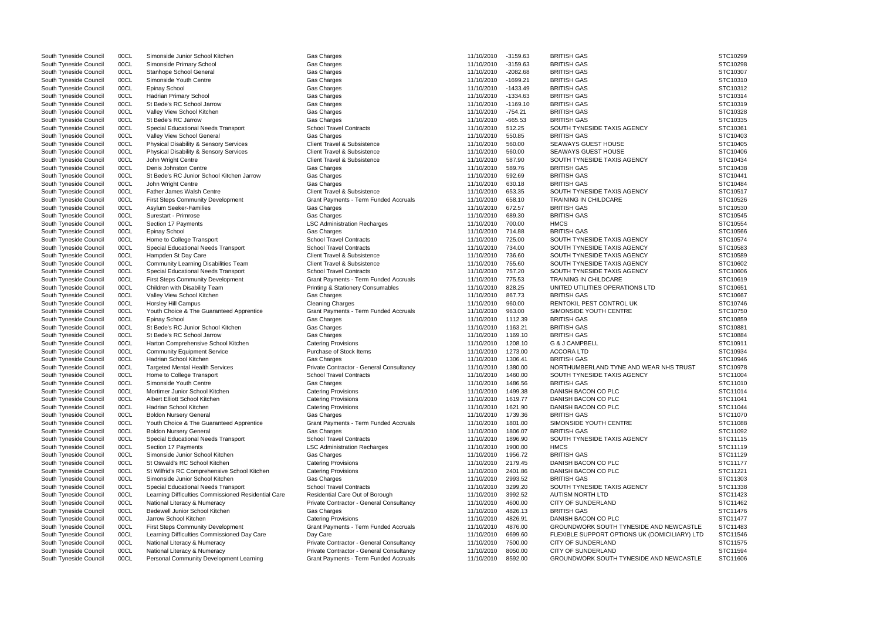| | | | | | | | |
|---|---|---|---|---|---|---|---|
| South Tyneside Council | 00CL | Simonside Junior School Kitchen | Gas Charges | 11/10/2010 | -3159.63 | BRITISH GAS | STC10299 |
| South Tyneside Council | 00CL | Simonside Primary School | Gas Charges | 11/10/2010 | -3159.63 | BRITISH GAS | STC10298 |
| South Tyneside Council | 00CL | Stanhope School General | Gas Charges | 11/10/2010 | -2082.68 | BRITISH GAS | STC10307 |
| South Tyneside Council | 00CL | Simonside Youth Centre | Gas Charges | 11/10/2010 | -1699.21 | BRITISH GAS | STC10310 |
| South Tyneside Council | 00CL | Epinay School | Gas Charges | 11/10/2010 | -1433.49 | BRITISH GAS | STC10312 |
| South Tyneside Council | 00CL | Hadrian Primary School | Gas Charges | 11/10/2010 | -1334.63 | BRITISH GAS | STC10314 |
| South Tyneside Council | 00CL | St Bede's RC School Jarrow | Gas Charges | 11/10/2010 | -1169.10 | BRITISH GAS | STC10319 |
| South Tyneside Council | 00CL | Valley View School Kitchen | Gas Charges | 11/10/2010 | -754.21 | BRITISH GAS | STC10328 |
| South Tyneside Council | 00CL | St Bede's RC Jarrow | Gas Charges | 11/10/2010 | -665.53 | BRITISH GAS | STC10335 |
| South Tyneside Council | 00CL | Special Educational Needs Transport | School Travel Contracts | 11/10/2010 | 512.25 | SOUTH TYNESIDE TAXIS AGENCY | STC10361 |
| South Tyneside Council | 00CL | Valley View School General | Gas Charges | 11/10/2010 | 550.85 | BRITISH GAS | STC10403 |
| South Tyneside Council | 00CL | Physical Disability & Sensory Services | Client Travel & Subsistence | 11/10/2010 | 560.00 | SEAWAYS GUEST HOUSE | STC10405 |
| South Tyneside Council | 00CL | Physical Disability & Sensory Services | Client Travel & Subsistence | 11/10/2010 | 560.00 | SEAWAYS GUEST HOUSE | STC10406 |
| South Tyneside Council | 00CL | John Wright Centre | Client Travel & Subsistence | 11/10/2010 | 587.90 | SOUTH TYNESIDE TAXIS AGENCY | STC10434 |
| South Tyneside Council | 00CL | Denis Johnston Centre | Gas Charges | 11/10/2010 | 589.76 | BRITISH GAS | STC10438 |
| South Tyneside Council | 00CL | St Bede's RC Junior School Kitchen Jarrow | Gas Charges | 11/10/2010 | 592.69 | BRITISH GAS | STC10441 |
| South Tyneside Council | 00CL | John Wright Centre | Gas Charges | 11/10/2010 | 630.18 | BRITISH GAS | STC10484 |
| South Tyneside Council | 00CL | Father James Walsh Centre | Client Travel & Subsistence | 11/10/2010 | 653.35 | SOUTH TYNESIDE TAXIS AGENCY | STC10517 |
| South Tyneside Council | 00CL | First Steps Community Development | Grant Payments - Term Funded Accruals | 11/10/2010 | 658.10 | TRAINING IN CHILDCARE | STC10526 |
| South Tyneside Council | 00CL | Asylum Seeker-Families | Gas Charges | 11/10/2010 | 672.57 | BRITISH GAS | STC10530 |
| South Tyneside Council | 00CL | Surestart - Primrose | Gas Charges | 11/10/2010 | 689.30 | BRITISH GAS | STC10545 |
| South Tyneside Council | 00CL | Section 17 Payments | LSC Administration Recharges | 11/10/2010 | 700.00 | HMCS | STC10554 |
| South Tyneside Council | 00CL | Epinay School | Gas Charges | 11/10/2010 | 714.88 | BRITISH GAS | STC10566 |
| South Tyneside Council | 00CL | Home to College Transport | School Travel Contracts | 11/10/2010 | 725.00 | SOUTH TYNESIDE TAXIS AGENCY | STC10574 |
| South Tyneside Council | 00CL | Special Educational Needs Transport | School Travel Contracts | 11/10/2010 | 734.00 | SOUTH TYNESIDE TAXIS AGENCY | STC10583 |
| South Tyneside Council | 00CL | Hampden St Day Care | Client Travel & Subsistence | 11/10/2010 | 736.60 | SOUTH TYNESIDE TAXIS AGENCY | STC10589 |
| South Tyneside Council | 00CL | Community Learning Disabilities Team | Client Travel & Subsistence | 11/10/2010 | 755.60 | SOUTH TYNESIDE TAXIS AGENCY | STC10602 |
| South Tyneside Council | 00CL | Special Educational Needs Transport | School Travel Contracts | 11/10/2010 | 757.20 | SOUTH TYNESIDE TAXIS AGENCY | STC10606 |
| South Tyneside Council | 00CL | First Steps Community Development | Grant Payments - Term Funded Accruals | 11/10/2010 | 775.53 | TRAINING IN CHILDCARE | STC10619 |
| South Tyneside Council | 00CL | Children with Disability Team | Printing & Stationery Consumables | 11/10/2010 | 828.25 | UNITED UTILITIES OPERATIONS LTD | STC10651 |
| South Tyneside Council | 00CL | Valley View School Kitchen | Gas Charges | 11/10/2010 | 867.73 | BRITISH GAS | STC10667 |
| South Tyneside Council | 00CL | Horsley Hill Campus | Cleaning Charges | 11/10/2010 | 960.00 | RENTOKIL PEST CONTROL UK | STC10746 |
| South Tyneside Council | 00CL | Youth Choice & The Guaranteed Apprentice | Grant Payments - Term Funded Accruals | 11/10/2010 | 963.00 | SIMONSIDE YOUTH CENTRE | STC10750 |
| South Tyneside Council | 00CL | Epinay School | Gas Charges | 11/10/2010 | 1112.39 | BRITISH GAS | STC10859 |
| South Tyneside Council | 00CL | St Bede's RC Junior School Kitchen | Gas Charges | 11/10/2010 | 1163.21 | BRITISH GAS | STC10881 |
| South Tyneside Council | 00CL | St Bede's RC School Jarrow | Gas Charges | 11/10/2010 | 1169.10 | BRITISH GAS | STC10884 |
| South Tyneside Council | 00CL | Harton Comprehensive School Kitchen | Catering Provisions | 11/10/2010 | 1208.10 | G & J CAMPBELL | STC10911 |
| South Tyneside Council | 00CL | Community Equipment Service | Purchase of Stock Items | 11/10/2010 | 1273.00 | ACCORA LTD | STC10934 |
| South Tyneside Council | 00CL | Hadrian School Kitchen | Gas Charges | 11/10/2010 | 1306.41 | BRITISH GAS | STC10946 |
| South Tyneside Council | 00CL | Targeted Mental Health Services | Private Contractor - General Consultancy | 11/10/2010 | 1380.00 | NORTHUMBERLAND TYNE AND WEAR NHS TRUST | STC10978 |
| South Tyneside Council | 00CL | Home to College Transport | School Travel Contracts | 11/10/2010 | 1460.00 | SOUTH TYNESIDE TAXIS AGENCY | STC11004 |
| South Tyneside Council | 00CL | Simonside Youth Centre | Gas Charges | 11/10/2010 | 1486.56 | BRITISH GAS | STC11010 |
| South Tyneside Council | 00CL | Mortimer Junior School Kitchen | Catering Provisions | 11/10/2010 | 1499.38 | DANISH BACON CO PLC | STC11014 |
| South Tyneside Council | 00CL | Albert Elliott School Kitchen | Catering Provisions | 11/10/2010 | 1619.77 | DANISH BACON CO PLC | STC11041 |
| South Tyneside Council | 00CL | Hadrian School Kitchen | Catering Provisions | 11/10/2010 | 1621.90 | DANISH BACON CO PLC | STC11044 |
| South Tyneside Council | 00CL | Boldon Nursery General | Gas Charges | 11/10/2010 | 1739.36 | BRITISH GAS | STC11070 |
| South Tyneside Council | 00CL | Youth Choice & The Guaranteed Apprentice | Grant Payments - Term Funded Accruals | 11/10/2010 | 1801.00 | SIMONSIDE YOUTH CENTRE | STC11088 |
| South Tyneside Council | 00CL | Boldon Nursery General | Gas Charges | 11/10/2010 | 1806.07 | BRITISH GAS | STC11092 |
| South Tyneside Council | 00CL | Special Educational Needs Transport | School Travel Contracts | 11/10/2010 | 1896.90 | SOUTH TYNESIDE TAXIS AGENCY | STC11115 |
| South Tyneside Council | 00CL | Section 17 Payments | LSC Administration Recharges | 11/10/2010 | 1900.00 | HMCS | STC11119 |
| South Tyneside Council | 00CL | Simonside Junior School Kitchen | Gas Charges | 11/10/2010 | 1956.72 | BRITISH GAS | STC11129 |
| South Tyneside Council | 00CL | St Oswald's RC School Kitchen | Catering Provisions | 11/10/2010 | 2179.45 | DANISH BACON CO PLC | STC11177 |
| South Tyneside Council | 00CL | St Wilfrid's RC Comprehensive School Kitchen | Catering Provisions | 11/10/2010 | 2401.86 | DANISH BACON CO PLC | STC11221 |
| South Tyneside Council | 00CL | Simonside Junior School Kitchen | Gas Charges | 11/10/2010 | 2993.52 | BRITISH GAS | STC11303 |
| South Tyneside Council | 00CL | Special Educational Needs Transport | School Travel Contracts | 11/10/2010 | 3299.20 | SOUTH TYNESIDE TAXIS AGENCY | STC11338 |
| South Tyneside Council | 00CL | Learning Difficulties Commissioned Residential Care | Residential Care Out of Borough | 11/10/2010 | 3992.52 | AUTISM NORTH LTD | STC11423 |
| South Tyneside Council | 00CL | National Literacy & Numeracy | Private Contractor - General Consultancy | 11/10/2010 | 4600.00 | CITY OF SUNDERLAND | STC11462 |
| South Tyneside Council | 00CL | Bedewell Junior School Kitchen | Gas Charges | 11/10/2010 | 4826.13 | BRITISH GAS | STC11476 |
| South Tyneside Council | 00CL | Jarrow School Kitchen | Catering Provisions | 11/10/2010 | 4826.91 | DANISH BACON CO PLC | STC11477 |
| South Tyneside Council | 00CL | First Steps Community Development | Grant Payments - Term Funded Accruals | 11/10/2010 | 4876.00 | GROUNDWORK SOUTH TYNESIDE AND NEWCASTLE | STC11483 |
| South Tyneside Council | 00CL | Learning Difficulties Commissioned Day Care | Day Care | 11/10/2010 | 6699.60 | FLEXIBLE SUPPORT OPTIONS UK (DOMICILIARY) LTD | STC11546 |
| South Tyneside Council | 00CL | National Literacy & Numeracy | Private Contractor - General Consultancy | 11/10/2010 | 7500.00 | CITY OF SUNDERLAND | STC11575 |
| South Tyneside Council | 00CL | National Literacy & Numeracy | Private Contractor - General Consultancy | 11/10/2010 | 8050.00 | CITY OF SUNDERLAND | STC11594 |
| South Tyneside Council | 00CL | Personal Community Development Learning | Grant Payments - Term Funded Accruals | 11/10/2010 | 8592.00 | GROUNDWORK SOUTH TYNESIDE AND NEWCASTLE | STC11606 |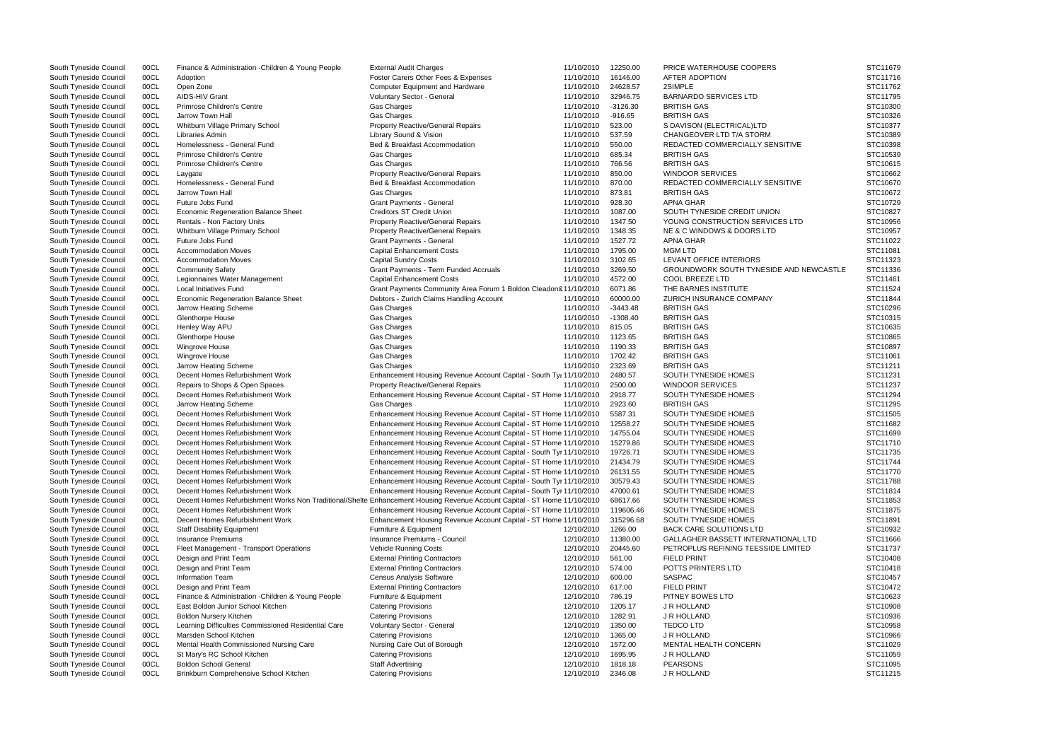| | | | | | | | |
|---|---|---|---|---|---|---|---|
| South Tyneside Council | 00CL | Finance & Administration -Children & Young People | External Audit Charges | 11/10/2010 | 12250.00 | PRICE WATERHOUSE COOPERS | STC11679 |
| South Tyneside Council | 00CL | Adoption | Foster Carers Other Fees & Expenses | 11/10/2010 | 16146.00 | AFTER ADOPTION | STC11716 |
| South Tyneside Council | 00CL | Open Zone | Computer Equipment and Hardware | 11/10/2010 | 24628.57 | 2SIMPLE | STC11762 |
| South Tyneside Council | 00CL | AIDS-HIV Grant | Voluntary Sector - General | 11/10/2010 | 32946.75 | BARNARDO SERVICES LTD | STC11795 |
| South Tyneside Council | 00CL | Primrose Children's Centre | Gas Charges | 11/10/2010 | -3126.30 | BRITISH GAS | STC10300 |
| South Tyneside Council | 00CL | Jarrow Town Hall | Gas Charges | 11/10/2010 | -916.65 | BRITISH GAS | STC10326 |
| South Tyneside Council | 00CL | Whitburn Village Primary School | Property Reactive/General Repairs | 11/10/2010 | 523.00 | S DAVISON (ELECTRICAL)LTD | STC10377 |
| South Tyneside Council | 00CL | Libraries Admin | Library Sound & Vision | 11/10/2010 | 537.59 | CHANGEOVER LTD T/A STORM | STC10389 |
| South Tyneside Council | 00CL | Homelessness - General Fund | Bed & Breakfast Accommodation | 11/10/2010 | 550.00 | REDACTED COMMERCIALLY SENSITIVE | STC10398 |
| South Tyneside Council | 00CL | Primrose Children's Centre | Gas Charges | 11/10/2010 | 685.34 | BRITISH GAS | STC10539 |
| South Tyneside Council | 00CL | Primrose Children's Centre | Gas Charges | 11/10/2010 | 766.56 | BRITISH GAS | STC10615 |
| South Tyneside Council | 00CL | Laygate | Property Reactive/General Repairs | 11/10/2010 | 850.00 | WINDOOR SERVICES | STC10662 |
| South Tyneside Council | 00CL | Homelessness - General Fund | Bed & Breakfast Accommodation | 11/10/2010 | 870.00 | REDACTED COMMERCIALLY SENSITIVE | STC10670 |
| South Tyneside Council | 00CL | Jarrow Town Hall | Gas Charges | 11/10/2010 | 873.81 | BRITISH GAS | STC10672 |
| South Tyneside Council | 00CL | Future Jobs Fund | Grant Payments - General | 11/10/2010 | 928.30 | APNA GHAR | STC10729 |
| South Tyneside Council | 00CL | Economic Regeneration Balance Sheet | Creditors ST Credit Union | 11/10/2010 | 1087.00 | SOUTH TYNESIDE CREDIT UNION | STC10827 |
| South Tyneside Council | 00CL | Rentals - Non Factory Units | Property Reactive/General Repairs | 11/10/2010 | 1347.50 | YOUNG CONSTRUCTION SERVICES LTD | STC10956 |
| South Tyneside Council | 00CL | Whitburn Village Primary School | Property Reactive/General Repairs | 11/10/2010 | 1348.35 | NE & C WINDOWS & DOORS LTD | STC10957 |
| South Tyneside Council | 00CL | Future Jobs Fund | Grant Payments - General | 11/10/2010 | 1527.72 | APNA GHAR | STC11022 |
| South Tyneside Council | 00CL | Accommodation Moves | Capital Enhancement Costs | 11/10/2010 | 1795.00 | MGM LTD | STC11081 |
| South Tyneside Council | 00CL | Accommodation Moves | Capital Sundry Costs | 11/10/2010 | 3102.65 | LEVANT OFFICE INTERIORS | STC11323 |
| South Tyneside Council | 00CL | Community Safety | Grant Payments - Term Funded Accruals | 11/10/2010 | 3269.50 | GROUNDWORK SOUTH TYNESIDE AND NEWCASTLE | STC11336 |
| South Tyneside Council | 00CL | Legionnaires Water Management | Capital Enhancement Costs | 11/10/2010 | 4572.00 | COOL BREEZE LTD | STC11461 |
| South Tyneside Council | 00CL | Local Initiatives Fund | Grant Payments Community Area Forum 1 Boldon Cleadon& | 11/10/2010 | 6071.86 | THE BARNES INSTITUTE | STC11524 |
| South Tyneside Council | 00CL | Economic Regeneration Balance Sheet | Debtors - Zurich Claims Handling Account | 11/10/2010 | 60000.00 | ZURICH INSURANCE COMPANY | STC11844 |
| South Tyneside Council | 00CL | Jarrow Heating Scheme | Gas Charges | 11/10/2010 | -3443.48 | BRITISH GAS | STC10296 |
| South Tyneside Council | 00CL | Glenthorpe House | Gas Charges | 11/10/2010 | -1308.40 | BRITISH GAS | STC10315 |
| South Tyneside Council | 00CL | Henley Way APU | Gas Charges | 11/10/2010 | 815.05 | BRITISH GAS | STC10635 |
| South Tyneside Council | 00CL | Glenthorpe House | Gas Charges | 11/10/2010 | 1123.65 | BRITISH GAS | STC10865 |
| South Tyneside Council | 00CL | Wingrove House | Gas Charges | 11/10/2010 | 1190.33 | BRITISH GAS | STC10897 |
| South Tyneside Council | 00CL | Wingrove House | Gas Charges | 11/10/2010 | 1702.42 | BRITISH GAS | STC11061 |
| South Tyneside Council | 00CL | Jarrow Heating Scheme | Gas Charges | 11/10/2010 | 2323.69 | BRITISH GAS | STC11211 |
| South Tyneside Council | 00CL | Decent Homes Refurbishment Work | Enhancement Housing Revenue Account Capital - South Tyr | 11/10/2010 | 2480.57 | SOUTH TYNESIDE HOMES | STC11231 |
| South Tyneside Council | 00CL | Repairs to Shops & Open Spaces | Property Reactive/General Repairs | 11/10/2010 | 2500.00 | WINDOOR SERVICES | STC11237 |
| South Tyneside Council | 00CL | Decent Homes Refurbishment Work | Enhancement Housing Revenue Account Capital - ST Home | 11/10/2010 | 2918.77 | SOUTH TYNESIDE HOMES | STC11294 |
| South Tyneside Council | 00CL | Jarrow Heating Scheme | Gas Charges | 11/10/2010 | 2923.60 | BRITISH GAS | STC11295 |
| South Tyneside Council | 00CL | Decent Homes Refurbishment Work | Enhancement Housing Revenue Account Capital - ST Home | 11/10/2010 | 5587.31 | SOUTH TYNESIDE HOMES | STC11505 |
| South Tyneside Council | 00CL | Decent Homes Refurbishment Work | Enhancement Housing Revenue Account Capital - ST Home | 11/10/2010 | 12558.27 | SOUTH TYNESIDE HOMES | STC11682 |
| South Tyneside Council | 00CL | Decent Homes Refurbishment Work | Enhancement Housing Revenue Account Capital - ST Home | 11/10/2010 | 14755.04 | SOUTH TYNESIDE HOMES | STC11699 |
| South Tyneside Council | 00CL | Decent Homes Refurbishment Work | Enhancement Housing Revenue Account Capital - ST Home | 11/10/2010 | 15279.86 | SOUTH TYNESIDE HOMES | STC11710 |
| South Tyneside Council | 00CL | Decent Homes Refurbishment Work | Enhancement Housing Revenue Account Capital - South Tyr | 11/10/2010 | 19726.71 | SOUTH TYNESIDE HOMES | STC11735 |
| South Tyneside Council | 00CL | Decent Homes Refurbishment Work | Enhancement Housing Revenue Account Capital - ST Home | 11/10/2010 | 21434.79 | SOUTH TYNESIDE HOMES | STC11744 |
| South Tyneside Council | 00CL | Decent Homes Refurbishment Work | Enhancement Housing Revenue Account Capital - ST Home | 11/10/2010 | 26131.55 | SOUTH TYNESIDE HOMES | STC11770 |
| South Tyneside Council | 00CL | Decent Homes Refurbishment Work | Enhancement Housing Revenue Account Capital - South Tyr | 11/10/2010 | 30579.43 | SOUTH TYNESIDE HOMES | STC11788 |
| South Tyneside Council | 00CL | Decent Homes Refurbishment Work | Enhancement Housing Revenue Account Capital - South Tyr | 11/10/2010 | 47000.61 | SOUTH TYNESIDE HOMES | STC11814 |
| South Tyneside Council | 00CL | Decent Homes Refurbishment Works Non Traditional/Shelte | Enhancement Housing Revenue Account Capital - ST Home | 11/10/2010 | 68617.66 | SOUTH TYNESIDE HOMES | STC11853 |
| South Tyneside Council | 00CL | Decent Homes Refurbishment Work | Enhancement Housing Revenue Account Capital - ST Home | 11/10/2010 | 119606.46 | SOUTH TYNESIDE HOMES | STC11875 |
| South Tyneside Council | 00CL | Decent Homes Refurbishment Work | Enhancement Housing Revenue Account Capital - ST Home | 11/10/2010 | 315296.68 | SOUTH TYNESIDE HOMES | STC11891 |
| South Tyneside Council | 00CL | Staff Disability Equipment | Furniture & Equipment | 12/10/2010 | 1266.00 | BACK CARE SOLUTIONS LTD | STC10932 |
| South Tyneside Council | 00CL | Insurance Premiums | Insurance Premiums - Council | 12/10/2010 | 11380.00 | GALLAGHER BASSETT INTERNATIONAL LTD | STC11666 |
| South Tyneside Council | 00CL | Fleet Management - Transport Operations | Vehicle Running Costs | 12/10/2010 | 20445.60 | PETROPLUS REFINING TEESSIDE LIMITED | STC11737 |
| South Tyneside Council | 00CL | Design and Print Team | External Printing Contractors | 12/10/2010 | 561.00 | FIELD PRINT | STC10408 |
| South Tyneside Council | 00CL | Design and Print Team | External Printing Contractors | 12/10/2010 | 574.00 | POTTS PRINTERS LTD | STC10418 |
| South Tyneside Council | 00CL | Information Team | Census Analysis Software | 12/10/2010 | 600.00 | SASPAC | STC10457 |
| South Tyneside Council | 00CL | Design and Print Team | External Printing Contractors | 12/10/2010 | 617.00 | FIELD PRINT | STC10472 |
| South Tyneside Council | 00CL | Finance & Administration -Children & Young People | Furniture & Equipment | 12/10/2010 | 786.19 | PITNEY BOWES LTD | STC10623 |
| South Tyneside Council | 00CL | East Boldon Junior School Kitchen | Catering Provisions | 12/10/2010 | 1205.17 | J R HOLLAND | STC10908 |
| South Tyneside Council | 00CL | Boldon Nursery Kitchen | Catering Provisions | 12/10/2010 | 1282.91 | J R HOLLAND | STC10936 |
| South Tyneside Council | 00CL | Learning Difficulties Commissioned Residential Care | Voluntary Sector - General | 12/10/2010 | 1350.00 | TEDCO LTD | STC10958 |
| South Tyneside Council | 00CL | Marsden School Kitchen | Catering Provisions | 12/10/2010 | 1365.00 | J R HOLLAND | STC10966 |
| South Tyneside Council | 00CL | Mental Health Commissioned Nursing Care | Nursing Care Out of Borough | 12/10/2010 | 1572.00 | MENTAL HEALTH CONCERN | STC11029 |
| South Tyneside Council | 00CL | St Mary's RC School Kitchen | Catering Provisions | 12/10/2010 | 1695.95 | J R HOLLAND | STC11059 |
| South Tyneside Council | 00CL | Boldon School General | Staff Advertising | 12/10/2010 | 1818.18 | PEARSONS | STC11095 |
| South Tyneside Council | 00CL | Brinkburn Comprehensive School Kitchen | Catering Provisions | 12/10/2010 | 2346.08 | J R HOLLAND | STC11215 |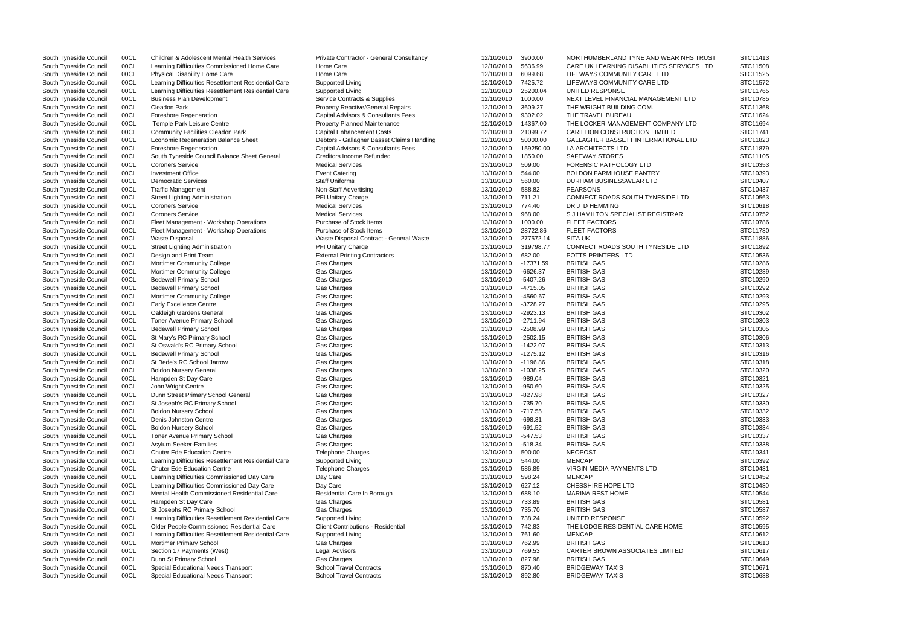| | | | | | | | |
|---|---|---|---|---|---|---|---|
| South Tyneside Council | 00CL | Children & Adolescent Mental Health Services | Private Contractor - General Consultancy | 12/10/2010 | 3900.00 | NORTHUMBERLAND TYNE AND WEAR NHS TRUST | STC11413 |
| South Tyneside Council | 00CL | Learning Difficulties Commissioned Home Care | Home Care | 12/10/2010 | 5636.99 | CARE UK LEARNING DISABILITIES SERVICES LTD | STC11508 |
| South Tyneside Council | 00CL | Physical Disability Home Care | Home Care | 12/10/2010 | 6099.68 | LIFEWAYS COMMUNITY CARE LTD | STC11525 |
| South Tyneside Council | 00CL | Learning Difficulties Resettlement Residential Care | Supported Living | 12/10/2010 | 7425.72 | LIFEWAYS COMMUNITY CARE LTD | STC11572 |
| South Tyneside Council | 00CL | Learning Difficulties Resettlement Residential Care | Supported Living | 12/10/2010 | 25200.04 | UNITED RESPONSE | STC11765 |
| South Tyneside Council | 00CL | Business Plan Development | Service Contracts & Supplies | 12/10/2010 | 1000.00 | NEXT LEVEL FINANCIAL MANAGEMENT LTD | STC10785 |
| South Tyneside Council | 00CL | Cleadon Park | Property Reactive/General Repairs | 12/10/2010 | 3609.27 | THE WRIGHT BUILDING COM. | STC11368 |
| South Tyneside Council | 00CL | Foreshore Regeneration | Capital Advisors & Consultants Fees | 12/10/2010 | 9302.02 | THE TRAVEL BUREAU | STC11624 |
| South Tyneside Council | 00CL | Temple Park Leisure Centre | Property Planned Maintenance | 12/10/2010 | 14367.00 | THE LOCKER MANAGEMENT COMPANY LTD | STC11694 |
| South Tyneside Council | 00CL | Community Facilities Cleadon Park | Capital Enhancement Costs | 12/10/2010 | 21099.72 | CARILLION CONSTRUCTION LIMITED | STC11741 |
| South Tyneside Council | 00CL | Economic Regeneration Balance Sheet | Debtors - Gallagher Basset Claims Handling | 12/10/2010 | 50000.00 | GALLAGHER BASSETT INTERNATIONAL LTD | STC11823 |
| South Tyneside Council | 00CL | Foreshore Regeneration | Capital Advisors & Consultants Fees | 12/10/2010 | 159250.00 | LA ARCHITECTS LTD | STC11879 |
| South Tyneside Council | 00CL | South Tyneside Council Balance Sheet General | Creditors Income Refunded | 12/10/2010 | 1850.00 | SAFEWAY STORES | STC11105 |
| South Tyneside Council | 00CL | Coroners Service | Medical Services | 13/10/2010 | 509.00 | FORENSIC PATHOLOGY LTD | STC10353 |
| South Tyneside Council | 00CL | Investment Office | Event Catering | 13/10/2010 | 544.00 | BOLDON FARMHOUSE PANTRY | STC10393 |
| South Tyneside Council | 00CL | Democratic Services | Staff Uniforms | 13/10/2010 | 560.00 | DURHAM BUSINESSWEAR LTD | STC10407 |
| South Tyneside Council | 00CL | Traffic Management | Non-Staff Advertising | 13/10/2010 | 588.82 | PEARSONS | STC10437 |
| South Tyneside Council | 00CL | Street Lighting Administration | PFI Unitary Charge | 13/10/2010 | 711.21 | CONNECT ROADS SOUTH TYNESIDE LTD | STC10563 |
| South Tyneside Council | 00CL | Coroners Service | Medical Services | 13/10/2010 | 774.40 | DR J D HEMMING | STC10618 |
| South Tyneside Council | 00CL | Coroners Service | Medical Services | 13/10/2010 | 968.00 | S J HAMILTON SPECIALIST REGISTRAR | STC10752 |
| South Tyneside Council | 00CL | Fleet Management - Workshop Operations | Purchase of Stock Items | 13/10/2010 | 1000.00 | FLEET FACTORS | STC10786 |
| South Tyneside Council | 00CL | Fleet Management - Workshop Operations | Purchase of Stock Items | 13/10/2010 | 28722.86 | FLEET FACTORS | STC11780 |
| South Tyneside Council | 00CL | Waste Disposal | Waste Disposal Contract - General Waste | 13/10/2010 | 277572.14 | SITA UK | STC11886 |
| South Tyneside Council | 00CL | Street Lighting Administration | PFI Unitary Charge | 13/10/2010 | 319798.77 | CONNECT ROADS SOUTH TYNESIDE LTD | STC11892 |
| South Tyneside Council | 00CL | Design and Print Team | External Printing Contractors | 13/10/2010 | 682.00 | POTTS PRINTERS LTD | STC10536 |
| South Tyneside Council | 00CL | Mortimer Community College | Gas Charges | 13/10/2010 | -17371.59 | BRITISH GAS | STC10286 |
| South Tyneside Council | 00CL | Mortimer Community College | Gas Charges | 13/10/2010 | -6626.37 | BRITISH GAS | STC10289 |
| South Tyneside Council | 00CL | Bedewell Primary School | Gas Charges | 13/10/2010 | -5407.26 | BRITISH GAS | STC10290 |
| South Tyneside Council | 00CL | Bedewell Primary School | Gas Charges | 13/10/2010 | -4715.05 | BRITISH GAS | STC10292 |
| South Tyneside Council | 00CL | Mortimer Community College | Gas Charges | 13/10/2010 | -4560.67 | BRITISH GAS | STC10293 |
| South Tyneside Council | 00CL | Early Excellence Centre | Gas Charges | 13/10/2010 | -3728.27 | BRITISH GAS | STC10295 |
| South Tyneside Council | 00CL | Oakleigh Gardens General | Gas Charges | 13/10/2010 | -2923.13 | BRITISH GAS | STC10302 |
| South Tyneside Council | 00CL | Toner Avenue Primary School | Gas Charges | 13/10/2010 | -2711.94 | BRITISH GAS | STC10303 |
| South Tyneside Council | 00CL | Bedewell Primary School | Gas Charges | 13/10/2010 | -2508.99 | BRITISH GAS | STC10305 |
| South Tyneside Council | 00CL | St Mary's RC Primary School | Gas Charges | 13/10/2010 | -2502.15 | BRITISH GAS | STC10306 |
| South Tyneside Council | 00CL | St Oswald's RC Primary School | Gas Charges | 13/10/2010 | -1422.07 | BRITISH GAS | STC10313 |
| South Tyneside Council | 00CL | Bedewell Primary School | Gas Charges | 13/10/2010 | -1275.12 | BRITISH GAS | STC10316 |
| South Tyneside Council | 00CL | St Bede's RC School Jarrow | Gas Charges | 13/10/2010 | -1196.86 | BRITISH GAS | STC10318 |
| South Tyneside Council | 00CL | Boldon Nursery General | Gas Charges | 13/10/2010 | -1038.25 | BRITISH GAS | STC10320 |
| South Tyneside Council | 00CL | Hampden St Day Care | Gas Charges | 13/10/2010 | -989.04 | BRITISH GAS | STC10321 |
| South Tyneside Council | 00CL | John Wright Centre | Gas Charges | 13/10/2010 | -950.60 | BRITISH GAS | STC10325 |
| South Tyneside Council | 00CL | Dunn Street Primary School General | Gas Charges | 13/10/2010 | -827.98 | BRITISH GAS | STC10327 |
| South Tyneside Council | 00CL | St Joseph's RC Primary School | Gas Charges | 13/10/2010 | -735.70 | BRITISH GAS | STC10330 |
| South Tyneside Council | 00CL | Boldon Nursery School | Gas Charges | 13/10/2010 | -717.55 | BRITISH GAS | STC10332 |
| South Tyneside Council | 00CL | Denis Johnston Centre | Gas Charges | 13/10/2010 | -698.31 | BRITISH GAS | STC10333 |
| South Tyneside Council | 00CL | Boldon Nursery School | Gas Charges | 13/10/2010 | -691.52 | BRITISH GAS | STC10334 |
| South Tyneside Council | 00CL | Toner Avenue Primary School | Gas Charges | 13/10/2010 | -547.53 | BRITISH GAS | STC10337 |
| South Tyneside Council | 00CL | Asylum Seeker-Families | Gas Charges | 13/10/2010 | -518.34 | BRITISH GAS | STC10338 |
| South Tyneside Council | 00CL | Chuter Ede Education Centre | Telephone Charges | 13/10/2010 | 500.00 | NEOPOST | STC10341 |
| South Tyneside Council | 00CL | Learning Difficulties Resettlement Residential Care | Supported Living | 13/10/2010 | 544.00 | MENCAP | STC10392 |
| South Tyneside Council | 00CL | Chuter Ede Education Centre | Telephone Charges | 13/10/2010 | 586.89 | VIRGIN MEDIA PAYMENTS LTD | STC10431 |
| South Tyneside Council | 00CL | Learning Difficulties Commissioned Day Care | Day Care | 13/10/2010 | 598.24 | MENCAP | STC10452 |
| South Tyneside Council | 00CL | Learning Difficulties Commissioned Day Care | Day Care | 13/10/2010 | 627.12 | CHESSHIRE HOPE LTD | STC10480 |
| South Tyneside Council | 00CL | Mental Health Commissioned Residential Care | Residential Care In Borough | 13/10/2010 | 688.10 | MARINA REST HOME | STC10544 |
| South Tyneside Council | 00CL | Hampden St Day Care | Gas Charges | 13/10/2010 | 733.89 | BRITISH GAS | STC10581 |
| South Tyneside Council | 00CL | St Josephs RC Primary School | Gas Charges | 13/10/2010 | 735.70 | BRITISH GAS | STC10587 |
| South Tyneside Council | 00CL | Learning Difficulties Resettlement Residential Care | Supported Living | 13/10/2010 | 738.24 | UNITED RESPONSE | STC10592 |
| South Tyneside Council | 00CL | Older People Commissioned Residential Care | Client Contributions - Residential | 13/10/2010 | 742.83 | THE LODGE RESIDENTIAL CARE HOME | STC10595 |
| South Tyneside Council | 00CL | Learning Difficulties Resettlement Residential Care | Supported Living | 13/10/2010 | 761.60 | MENCAP | STC10612 |
| South Tyneside Council | 00CL | Mortimer Primary School | Gas Charges | 13/10/2010 | 762.99 | BRITISH GAS | STC10613 |
| South Tyneside Council | 00CL | Section 17 Payments (West) | Legal Advisors | 13/10/2010 | 769.53 | CARTER BROWN ASSOCIATES LIMITED | STC10617 |
| South Tyneside Council | 00CL | Dunn St Primary School | Gas Charges | 13/10/2010 | 827.98 | BRITISH GAS | STC10649 |
| South Tyneside Council | 00CL | Special Educational Needs Transport | School Travel Contracts | 13/10/2010 | 870.40 | BRIDGEWAY TAXIS | STC10671 |
| South Tyneside Council | 00CL | Special Educational Needs Transport | School Travel Contracts | 13/10/2010 | 892.80 | BRIDGEWAY TAXIS | STC10688 |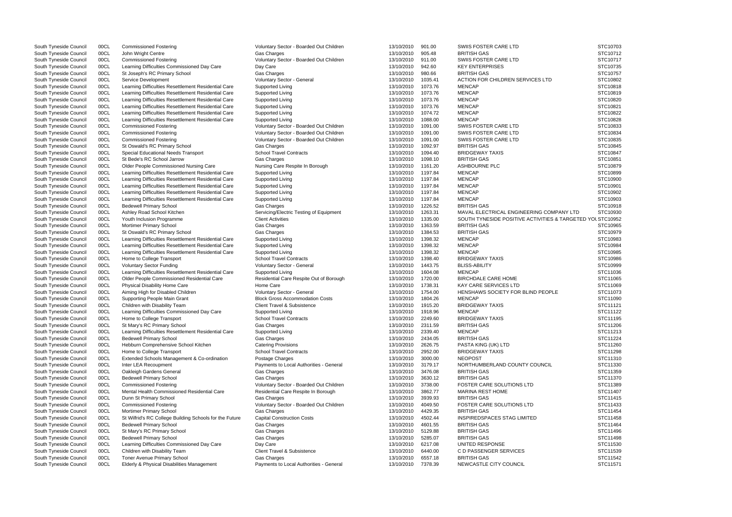| | | | | | | | |
|---|---|---|---|---|---|---|---|
| South Tyneside Council | 00CL | Commissioned Fostering | Voluntary Sector - Boarded Out Children | 13/10/2010 | 901.00 | SWIIS FOSTER CARE LTD | STC10703 |
| South Tyneside Council | 00CL | John Wright Centre | Gas Charges | 13/10/2010 | 905.48 | BRITISH GAS | STC10712 |
| South Tyneside Council | 00CL | Commissioned Fostering | Voluntary Sector - Boarded Out Children | 13/10/2010 | 911.00 | SWIIS FOSTER CARE LTD | STC10717 |
| South Tyneside Council | 00CL | Learning Difficulties Commissioned Day Care | Day Care | 13/10/2010 | 942.60 | KEY ENTERPRISES | STC10735 |
| South Tyneside Council | 00CL | St Joseph's RC Primary School | Gas Charges | 13/10/2010 | 980.66 | BRITISH GAS | STC10757 |
| South Tyneside Council | 00CL | Service Development | Voluntary Sector - General | 13/10/2010 | 1035.41 | ACTION FOR CHILDREN SERVICES LTD | STC10802 |
| South Tyneside Council | 00CL | Learning Difficulties Resettlement Residential Care | Supported Living | 13/10/2010 | 1073.76 | MENCAP | STC10818 |
| South Tyneside Council | 00CL | Learning Difficulties Resettlement Residential Care | Supported Living | 13/10/2010 | 1073.76 | MENCAP | STC10819 |
| South Tyneside Council | 00CL | Learning Difficulties Resettlement Residential Care | Supported Living | 13/10/2010 | 1073.76 | MENCAP | STC10820 |
| South Tyneside Council | 00CL | Learning Difficulties Resettlement Residential Care | Supported Living | 13/10/2010 | 1073.76 | MENCAP | STC10821 |
| South Tyneside Council | 00CL | Learning Difficulties Resettlement Residential Care | Supported Living | 13/10/2010 | 1074.72 | MENCAP | STC10822 |
| South Tyneside Council | 00CL | Learning Difficulties Resettlement Residential Care | Supported Living | 13/10/2010 | 1088.00 | MENCAP | STC10828 |
| South Tyneside Council | 00CL | Commissioned Fostering | Voluntary Sector - Boarded Out Children | 13/10/2010 | 1091.00 | SWIIS FOSTER CARE LTD | STC10833 |
| South Tyneside Council | 00CL | Commissioned Fostering | Voluntary Sector - Boarded Out Children | 13/10/2010 | 1091.00 | SWIIS FOSTER CARE LTD | STC10834 |
| South Tyneside Council | 00CL | Commissioned Fostering | Voluntary Sector - Boarded Out Children | 13/10/2010 | 1091.00 | SWIIS FOSTER CARE LTD | STC10835 |
| South Tyneside Council | 00CL | St Oswald's RC Primary School | Gas Charges | 13/10/2010 | 1092.97 | BRITISH GAS | STC10845 |
| South Tyneside Council | 00CL | Special Educational Needs Transport | School Travel Contracts | 13/10/2010 | 1094.40 | BRIDGEWAY TAXIS | STC10847 |
| South Tyneside Council | 00CL | St Bede's RC School Jarrow | Gas Charges | 13/10/2010 | 1098.10 | BRITISH GAS | STC10851 |
| South Tyneside Council | 00CL | Older People Commissioned Nursing Care | Nursing Care Respite In Borough | 13/10/2010 | 1161.20 | ASHBOURNE PLC | STC10879 |
| South Tyneside Council | 00CL | Learning Difficulties Resettlement Residential Care | Supported Living | 13/10/2010 | 1197.84 | MENCAP | STC10899 |
| South Tyneside Council | 00CL | Learning Difficulties Resettlement Residential Care | Supported Living | 13/10/2010 | 1197.84 | MENCAP | STC10900 |
| South Tyneside Council | 00CL | Learning Difficulties Resettlement Residential Care | Supported Living | 13/10/2010 | 1197.84 | MENCAP | STC10901 |
| South Tyneside Council | 00CL | Learning Difficulties Resettlement Residential Care | Supported Living | 13/10/2010 | 1197.84 | MENCAP | STC10902 |
| South Tyneside Council | 00CL | Learning Difficulties Resettlement Residential Care | Supported Living | 13/10/2010 | 1197.84 | MENCAP | STC10903 |
| South Tyneside Council | 00CL | Bedewell Primary School | Gas Charges | 13/10/2010 | 1226.52 | BRITISH GAS | STC10918 |
| South Tyneside Council | 00CL | Ashley Road School Kitchen | Servicing/Electric Testing of Equipment | 13/10/2010 | 1263.31 | MAVAL ELECTRICAL ENGINEERING COMPANY LTD | STC10930 |
| South Tyneside Council | 00CL | Youth Inclusion Programme | Client Activities | 13/10/2010 | 1335.00 | SOUTH TYNESIDE POSITIVE ACTIVITIES & TARGETED YOU | STC10952 |
| South Tyneside Council | 00CL | Mortimer Primary School | Gas Charges | 13/10/2010 | 1363.59 | BRITISH GAS | STC10965 |
| South Tyneside Council | 00CL | St Oswald's RC Primary School | Gas Charges | 13/10/2010 | 1384.53 | BRITISH GAS | STC10979 |
| South Tyneside Council | 00CL | Learning Difficulties Resettlement Residential Care | Supported Living | 13/10/2010 | 1398.32 | MENCAP | STC10983 |
| South Tyneside Council | 00CL | Learning Difficulties Resettlement Residential Care | Supported Living | 13/10/2010 | 1398.32 | MENCAP | STC10984 |
| South Tyneside Council | 00CL | Learning Difficulties Resettlement Residential Care | Supported Living | 13/10/2010 | 1398.32 | MENCAP | STC10985 |
| South Tyneside Council | 00CL | Home to College Transport | School Travel Contracts | 13/10/2010 | 1398.40 | BRIDGEWAY TAXIS | STC10986 |
| South Tyneside Council | 00CL | Voluntary Sector Funding | Voluntary Sector - General | 13/10/2010 | 1443.75 | BLISS-ABILITY | STC10999 |
| South Tyneside Council | 00CL | Learning Difficulties Resettlement Residential Care | Supported Living | 13/10/2010 | 1604.08 | MENCAP | STC11036 |
| South Tyneside Council | 00CL | Older People Commissioned Residential Care | Residential Care Respite Out of Borough | 13/10/2010 | 1720.00 | BIRCHDALE CARE HOME | STC11065 |
| South Tyneside Council | 00CL | Physical Disability Home Care | Home Care | 13/10/2010 | 1738.31 | KAY CARE SERVICES LTD | STC11069 |
| South Tyneside Council | 00CL | Aiming High for Disabled Children | Voluntary Sector - General | 13/10/2010 | 1754.00 | HENSHAWS SOCIETY FOR BLIND PEOPLE | STC11073 |
| South Tyneside Council | 00CL | Supporting People Main Grant | Block Gross Accommodation Costs | 13/10/2010 | 1804.26 | MENCAP | STC11090 |
| South Tyneside Council | 00CL | Children with Disability Team | Client Travel & Subsistence | 13/10/2010 | 1915.20 | BRIDGEWAY TAXIS | STC11121 |
| South Tyneside Council | 00CL | Learning Difficulties Commissioned Day Care | Supported Living | 13/10/2010 | 1918.96 | MENCAP | STC11122 |
| South Tyneside Council | 00CL | Home to College Transport | School Travel Contracts | 13/10/2010 | 2249.60 | BRIDGEWAY TAXIS | STC11195 |
| South Tyneside Council | 00CL | St Mary's RC Primary School | Gas Charges | 13/10/2010 | 2311.59 | BRITISH GAS | STC11206 |
| South Tyneside Council | 00CL | Learning Difficulties Resettlement Residential Care | Supported Living | 13/10/2010 | 2339.40 | MENCAP | STC11213 |
| South Tyneside Council | 00CL | Bedewell Primary School | Gas Charges | 13/10/2010 | 2434.05 | BRITISH GAS | STC11224 |
| South Tyneside Council | 00CL | Hebburn Comprehensive School Kitchen | Catering Provisions | 13/10/2010 | 2626.75 | PASTA KING (UK) LTD | STC11260 |
| South Tyneside Council | 00CL | Home to College Transport | School Travel Contracts | 13/10/2010 | 2952.00 | BRIDGEWAY TAXIS | STC11298 |
| South Tyneside Council | 00CL | Extended Schools Management & Co-ordination | Postage Charges | 13/10/2010 | 3000.00 | NEOPOST | STC11310 |
| South Tyneside Council | 00CL | Inter LEA Recoupment | Payments to Local Authorities - General | 13/10/2010 | 3179.17 | NORTHUMBERLAND COUNTY COUNCIL | STC11330 |
| South Tyneside Council | 00CL | Oakleigh Gardens General | Gas Charges | 13/10/2010 | 3476.08 | BRITISH GAS | STC11359 |
| South Tyneside Council | 00CL | Bedewell Primary School | Gas Charges | 13/10/2010 | 3630.12 | BRITISH GAS | STC11370 |
| South Tyneside Council | 00CL | Commissioned Fostering | Voluntary Sector - Boarded Out Children | 13/10/2010 | 3738.00 | FOSTER CARE SOLUTIONS LTD | STC11389 |
| South Tyneside Council | 00CL | Mental Health Commissioned Residential Care | Residential Care Respite In Borough | 13/10/2010 | 3862.77 | MARINA REST HOME | STC11407 |
| South Tyneside Council | 00CL | Dunn St Primary School | Gas Charges | 13/10/2010 | 3939.93 | BRITISH GAS | STC11415 |
| South Tyneside Council | 00CL | Commissioned Fostering | Voluntary Sector - Boarded Out Children | 13/10/2010 | 4049.50 | FOSTER CARE SOLUTIONS LTD | STC11433 |
| South Tyneside Council | 00CL | Mortimer Primary School | Gas Charges | 13/10/2010 | 4429.35 | BRITISH GAS | STC11454 |
| South Tyneside Council | 00CL | St Wilfrid's RC College Building Schools for the Future | Capital Construction Costs | 13/10/2010 | 4502.44 | INSPIREDSPACES STAG LIMITED | STC11458 |
| South Tyneside Council | 00CL | Bedewell Primary School | Gas Charges | 13/10/2010 | 4601.55 | BRITISH GAS | STC11464 |
| South Tyneside Council | 00CL | St Mary's RC Primary School | Gas Charges | 13/10/2010 | 5129.88 | BRITISH GAS | STC11496 |
| South Tyneside Council | 00CL | Bedewell Primary School | Gas Charges | 13/10/2010 | 5285.07 | BRITISH GAS | STC11498 |
| South Tyneside Council | 00CL | Learning Difficulties Commissioned Day Care | Day Care | 13/10/2010 | 6217.08 | UNITED RESPONSE | STC11530 |
| South Tyneside Council | 00CL | Children with Disability Team | Client Travel & Subsistence | 13/10/2010 | 6440.00 | C D PASSENGER SERVICES | STC11539 |
| South Tyneside Council | 00CL | Toner Avenue Primary School | Gas Charges | 13/10/2010 | 6557.18 | BRITISH GAS | STC11542 |
| South Tyneside Council | 00CL | Elderly & Physical Disabilities Management | Payments to Local Authorities - General | 13/10/2010 | 7378.39 | NEWCASTLE CITY COUNCIL | STC11571 |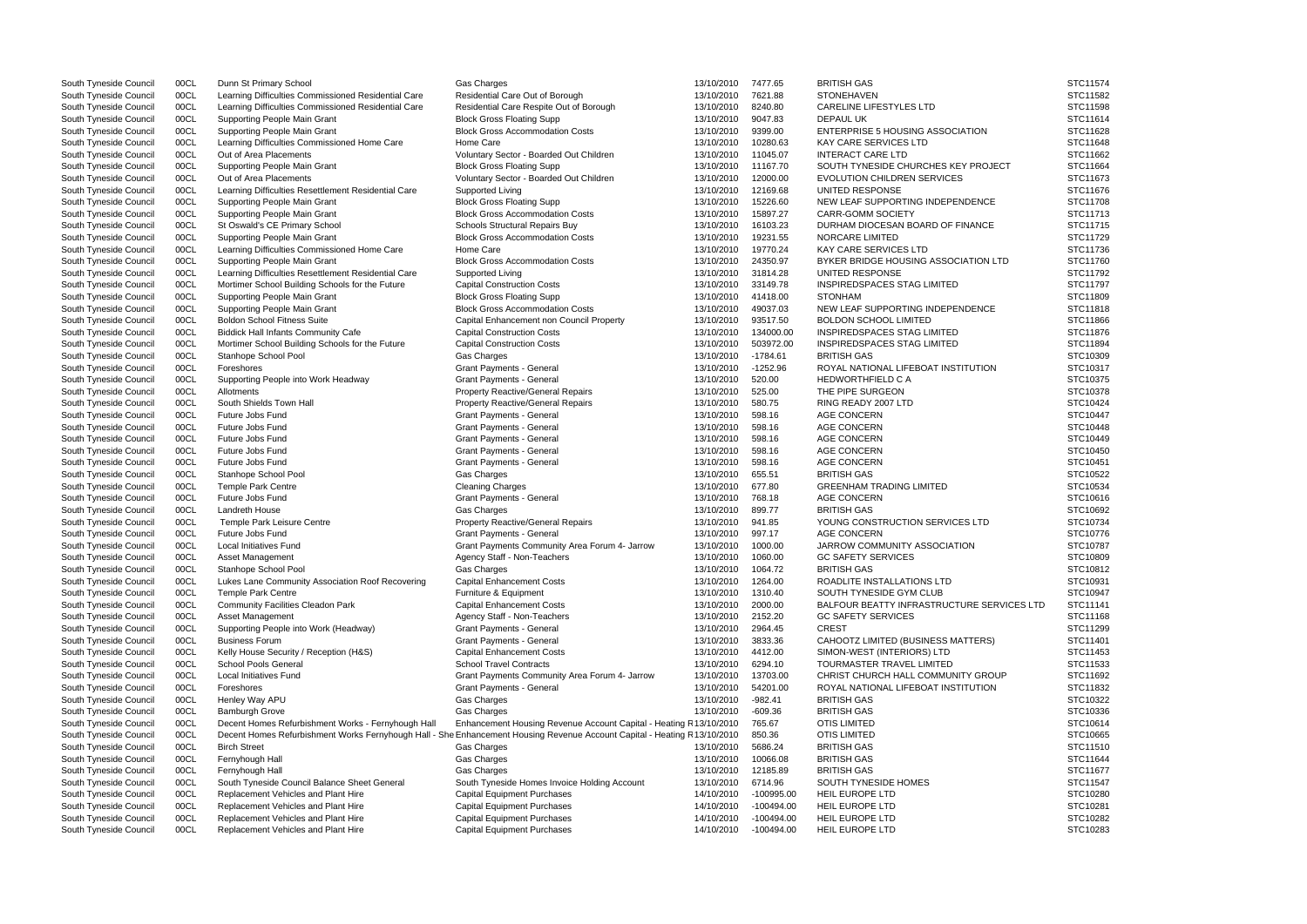| | | | | | | | |
|---|---|---|---|---|---|---|---|
| South Tyneside Council | 00CL | Dunn St Primary School | Gas Charges | 13/10/2010 | 7477.65 | BRITISH GAS | STC11574 |
| South Tyneside Council | 00CL | Learning Difficulties Commissioned Residential Care | Residential Care Out of Borough | 13/10/2010 | 7621.88 | STONEHAVEN | STC11582 |
| South Tyneside Council | 00CL | Learning Difficulties Commissioned Residential Care | Residential Care Respite Out of Borough | 13/10/2010 | 8240.80 | CARELINE LIFESTYLES LTD | STC11598 |
| South Tyneside Council | 00CL | Supporting People Main Grant | Block Gross Floating Supp | 13/10/2010 | 9047.83 | DEPAUL UK | STC11614 |
| South Tyneside Council | 00CL | Supporting People Main Grant | Block Gross Accommodation Costs | 13/10/2010 | 9399.00 | ENTERPRISE 5 HOUSING ASSOCIATION | STC11628 |
| South Tyneside Council | 00CL | Learning Difficulties Commissioned Home Care | Home Care | 13/10/2010 | 10280.63 | KAY CARE SERVICES LTD | STC11648 |
| South Tyneside Council | 00CL | Out of Area Placements | Voluntary Sector - Boarded Out Children | 13/10/2010 | 11045.07 | INTERACT CARE LTD | STC11662 |
| South Tyneside Council | 00CL | Supporting People Main Grant | Block Gross Floating Supp | 13/10/2010 | 11167.70 | SOUTH TYNESIDE CHURCHES KEY PROJECT | STC11664 |
| South Tyneside Council | 00CL | Out of Area Placements | Voluntary Sector - Boarded Out Children | 13/10/2010 | 12000.00 | EVOLUTION CHILDREN SERVICES | STC11673 |
| South Tyneside Council | 00CL | Learning Difficulties Resettlement Residential Care | Supported Living | 13/10/2010 | 12169.68 | UNITED RESPONSE | STC11676 |
| South Tyneside Council | 00CL | Supporting People Main Grant | Block Gross Floating Supp | 13/10/2010 | 15226.60 | NEW LEAF SUPPORTING INDEPENDENCE | STC11708 |
| South Tyneside Council | 00CL | Supporting People Main Grant | Block Gross Accommodation Costs | 13/10/2010 | 15897.27 | CARR-GOMM SOCIETY | STC11713 |
| South Tyneside Council | 00CL | St Oswald's CE Primary School | Schools Structural Repairs Buy | 13/10/2010 | 16103.23 | DURHAM DIOCESAN BOARD OF FINANCE | STC11715 |
| South Tyneside Council | 00CL | Supporting People Main Grant | Block Gross Accommodation Costs | 13/10/2010 | 19231.55 | NORCARE LIMITED | STC11729 |
| South Tyneside Council | 00CL | Learning Difficulties Commissioned Home Care | Home Care | 13/10/2010 | 19770.24 | KAY CARE SERVICES LTD | STC11736 |
| South Tyneside Council | 00CL | Supporting People Main Grant | Block Gross Accommodation Costs | 13/10/2010 | 24350.97 | BYKER BRIDGE HOUSING ASSOCIATION LTD | STC11760 |
| South Tyneside Council | 00CL | Learning Difficulties Resettlement Residential Care | Supported Living | 13/10/2010 | 31814.28 | UNITED RESPONSE | STC11792 |
| South Tyneside Council | 00CL | Mortimer School Building Schools for the Future | Capital Construction Costs | 13/10/2010 | 33149.78 | INSPIREDSPACES STAG LIMITED | STC11797 |
| South Tyneside Council | 00CL | Supporting People Main Grant | Block Gross Floating Supp | 13/10/2010 | 41418.00 | STONHAM | STC11809 |
| South Tyneside Council | 00CL | Supporting People Main Grant | Block Gross Accommodation Costs | 13/10/2010 | 49037.03 | NEW LEAF SUPPORTING INDEPENDENCE | STC11818 |
| South Tyneside Council | 00CL | Boldon School Fitness Suite | Capital Enhancement non Council Property | 13/10/2010 | 93517.50 | BOLDON SCHOOL LIMITED | STC11866 |
| South Tyneside Council | 00CL | Biddick Hall Infants Community Cafe | Capital Construction Costs | 13/10/2010 | 134000.00 | INSPIREDSPACES STAG LIMITED | STC11876 |
| South Tyneside Council | 00CL | Mortimer School Building Schools for the Future | Capital Construction Costs | 13/10/2010 | 503972.00 | INSPIREDSPACES STAG LIMITED | STC11894 |
| South Tyneside Council | 00CL | Stanhope School Pool | Gas Charges | 13/10/2010 | -1784.61 | BRITISH GAS | STC10309 |
| South Tyneside Council | 00CL | Foreshores | Grant Payments - General | 13/10/2010 | -1252.96 | ROYAL NATIONAL LIFEBOAT INSTITUTION | STC10317 |
| South Tyneside Council | 00CL | Supporting People into Work Headway | Grant Payments - General | 13/10/2010 | 520.00 | HEDWORTHFIELD C A | STC10375 |
| South Tyneside Council | 00CL | Allotments | Property Reactive/General Repairs | 13/10/2010 | 525.00 | THE PIPE SURGEON | STC10378 |
| South Tyneside Council | 00CL | South Shields Town Hall | Property Reactive/General Repairs | 13/10/2010 | 580.75 | RING READY 2007 LTD | STC10424 |
| South Tyneside Council | 00CL | Future Jobs Fund | Grant Payments - General | 13/10/2010 | 598.16 | AGE CONCERN | STC10447 |
| South Tyneside Council | 00CL | Future Jobs Fund | Grant Payments - General | 13/10/2010 | 598.16 | AGE CONCERN | STC10448 |
| South Tyneside Council | 00CL | Future Jobs Fund | Grant Payments - General | 13/10/2010 | 598.16 | AGE CONCERN | STC10449 |
| South Tyneside Council | 00CL | Future Jobs Fund | Grant Payments - General | 13/10/2010 | 598.16 | AGE CONCERN | STC10450 |
| South Tyneside Council | 00CL | Future Jobs Fund | Grant Payments - General | 13/10/2010 | 598.16 | AGE CONCERN | STC10451 |
| South Tyneside Council | 00CL | Stanhope School Pool | Gas Charges | 13/10/2010 | 655.51 | BRITISH GAS | STC10522 |
| South Tyneside Council | 00CL | Temple Park Centre | Cleaning Charges | 13/10/2010 | 677.80 | GREENHAM TRADING LIMITED | STC10534 |
| South Tyneside Council | 00CL | Future Jobs Fund | Grant Payments - General | 13/10/2010 | 768.18 | AGE CONCERN | STC10616 |
| South Tyneside Council | 00CL | Landreth House | Gas Charges | 13/10/2010 | 899.77 | BRITISH GAS | STC10692 |
| South Tyneside Council | 00CL | Temple Park Leisure Centre | Property Reactive/General Repairs | 13/10/2010 | 941.85 | YOUNG CONSTRUCTION SERVICES LTD | STC10734 |
| South Tyneside Council | 00CL | Future Jobs Fund | Grant Payments - General | 13/10/2010 | 997.17 | AGE CONCERN | STC10776 |
| South Tyneside Council | 00CL | Local Initiatives Fund | Grant Payments Community Area Forum 4- Jarrow | 13/10/2010 | 1000.00 | JARROW COMMUNITY ASSOCIATION | STC10787 |
| South Tyneside Council | 00CL | Asset Management | Agency Staff - Non-Teachers | 13/10/2010 | 1060.00 | GC SAFETY SERVICES | STC10809 |
| South Tyneside Council | 00CL | Stanhope School Pool | Gas Charges | 13/10/2010 | 1064.72 | BRITISH GAS | STC10812 |
| South Tyneside Council | 00CL | Lukes Lane Community Association Roof Recovering | Capital Enhancement Costs | 13/10/2010 | 1264.00 | ROADLITE INSTALLATIONS LTD | STC10931 |
| South Tyneside Council | 00CL | Temple Park Centre | Furniture & Equipment | 13/10/2010 | 1310.40 | SOUTH TYNESIDE GYM CLUB | STC10947 |
| South Tyneside Council | 00CL | Community Facilities Cleadon Park | Capital Enhancement Costs | 13/10/2010 | 2000.00 | BALFOUR BEATTY INFRASTRUCTURE SERVICES LTD | STC11141 |
| South Tyneside Council | 00CL | Asset Management | Agency Staff - Non-Teachers | 13/10/2010 | 2152.20 | GC SAFETY SERVICES | STC11168 |
| South Tyneside Council | 00CL | Supporting People into Work (Headway) | Grant Payments - General | 13/10/2010 | 2964.45 | CREST | STC11299 |
| South Tyneside Council | 00CL | Business Forum | Grant Payments - General | 13/10/2010 | 3833.36 | CAHOOTZ LIMITED (BUSINESS MATTERS) | STC11401 |
| South Tyneside Council | 00CL | Kelly House Security / Reception (H&S) | Capital Enhancement Costs | 13/10/2010 | 4412.00 | SIMON-WEST (INTERIORS) LTD | STC11453 |
| South Tyneside Council | 00CL | School Pools General | School Travel Contracts | 13/10/2010 | 6294.10 | TOURMASTER TRAVEL LIMITED | STC11533 |
| South Tyneside Council | 00CL | Local Initiatives Fund | Grant Payments Community Area Forum 4- Jarrow | 13/10/2010 | 13703.00 | CHRIST CHURCH HALL COMMUNITY GROUP | STC11692 |
| South Tyneside Council | 00CL | Foreshores | Grant Payments - General | 13/10/2010 | 54201.00 | ROYAL NATIONAL LIFEBOAT INSTITUTION | STC11832 |
| South Tyneside Council | 00CL | Henley Way APU | Gas Charges | 13/10/2010 | -982.41 | BRITISH GAS | STC10322 |
| South Tyneside Council | 00CL | Bamburgh Grove | Gas Charges | 13/10/2010 | -609.36 | BRITISH GAS | STC10336 |
| South Tyneside Council | 00CL | Decent Homes Refurbishment Works - Fernyhough Hall | Enhancement Housing Revenue Account Capital - Heating R | 13/10/2010 | 765.67 | OTIS LIMITED | STC10614 |
| South Tyneside Council | 00CL | Decent Homes Refurbishment Works Fernyhough Hall - Shelt | Enhancement Housing Revenue Account Capital - Heating R | 13/10/2010 | 850.36 | OTIS LIMITED | STC10665 |
| South Tyneside Council | 00CL | Birch Street | Gas Charges | 13/10/2010 | 5686.24 | BRITISH GAS | STC11510 |
| South Tyneside Council | 00CL | Fernyhough Hall | Gas Charges | 13/10/2010 | 10066.08 | BRITISH GAS | STC11644 |
| South Tyneside Council | 00CL | Fernyhough Hall | Gas Charges | 13/10/2010 | 12185.89 | BRITISH GAS | STC11677 |
| South Tyneside Council | 00CL | South Tyneside Council Balance Sheet General | South Tyneside Homes Invoice Holding Account | 13/10/2010 | 6714.96 | SOUTH TYNESIDE HOMES | STC11547 |
| South Tyneside Council | 00CL | Replacement Vehicles and Plant Hire | Capital Equipment Purchases | 14/10/2010 | -100995.00 | HEIL EUROPE LTD | STC10280 |
| South Tyneside Council | 00CL | Replacement Vehicles and Plant Hire | Capital Equipment Purchases | 14/10/2010 | -100494.00 | HEIL EUROPE LTD | STC10281 |
| South Tyneside Council | 00CL | Replacement Vehicles and Plant Hire | Capital Equipment Purchases | 14/10/2010 | -100494.00 | HEIL EUROPE LTD | STC10282 |
| South Tyneside Council | 00CL | Replacement Vehicles and Plant Hire | Capital Equipment Purchases | 14/10/2010 | -100494.00 | HEIL EUROPE LTD | STC10283 |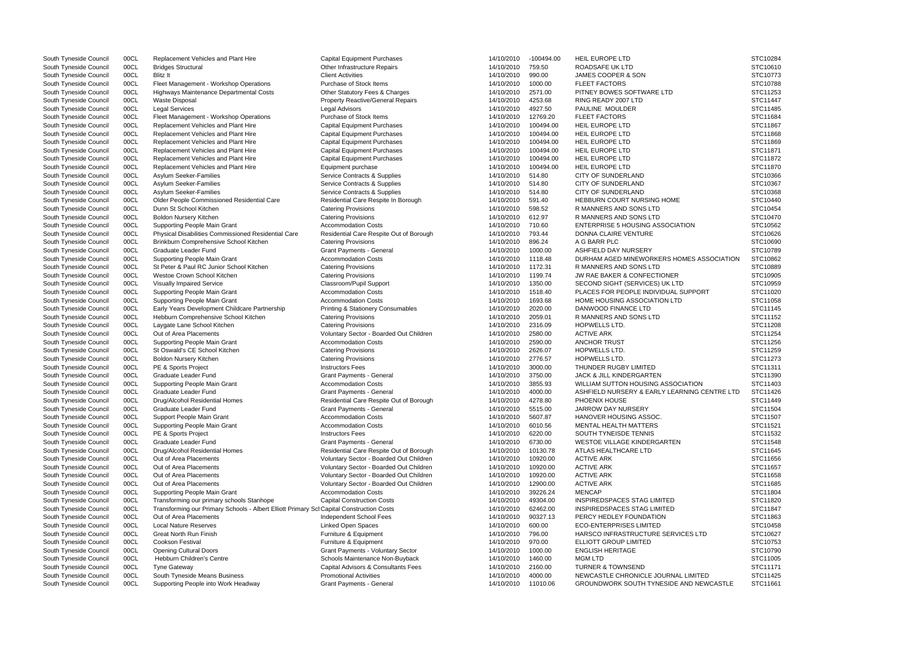| South Tyneside Council | 00CL | Replacement Vehicles and Plant Hire | Capital Equipment Purchases | 14/10/2010 | -100494.00 | HEIL EUROPE LTD | STC10284 |
|---|---|---|---|---|---|---|---|
| South Tyneside Council | 00CL | Bridges Structural | Other Infrastructure Repairs | 14/10/2010 | 759.50 | ROADSAFE UK LTD | STC10610 |
| South Tyneside Council | 00CL | Blitz It | Client Activities | 14/10/2010 | 990.00 | JAMES COOPER & SON | STC10773 |
| South Tyneside Council | 00CL | Fleet Management - Workshop Operations | Purchase of Stock Items | 14/10/2010 | 1000.00 | FLEET FACTORS | STC10788 |
| South Tyneside Council | 00CL | Highways Maintenance Departmental Costs | Other Statutory Fees & Charges | 14/10/2010 | 2571.00 | PITNEY BOWES SOFTWARE LTD | STC11253 |
| South Tyneside Council | 00CL | Waste Disposal | Property Reactive/General Repairs | 14/10/2010 | 4253.68 | RING READY 2007 LTD | STC11447 |
| South Tyneside Council | 00CL | Legal Services | Legal Advisors | 14/10/2010 | 4927.50 | PAULINE MOULDER | STC11485 |
| South Tyneside Council | 00CL | Fleet Management - Workshop Operations | Purchase of Stock Items | 14/10/2010 | 12769.20 | FLEET FACTORS | STC11684 |
| South Tyneside Council | 00CL | Replacement Vehicles and Plant Hire | Capital Equipment Purchases | 14/10/2010 | 100494.00 | HEIL EUROPE LTD | STC11867 |
| South Tyneside Council | 00CL | Replacement Vehicles and Plant Hire | Capital Equipment Purchases | 14/10/2010 | 100494.00 | HEIL EUROPE LTD | STC11868 |
| South Tyneside Council | 00CL | Replacement Vehicles and Plant Hire | Capital Equipment Purchases | 14/10/2010 | 100494.00 | HEIL EUROPE LTD | STC11869 |
| South Tyneside Council | 00CL | Replacement Vehicles and Plant Hire | Capital Equipment Purchases | 14/10/2010 | 100494.00 | HEIL EUROPE LTD | STC11871 |
| South Tyneside Council | 00CL | Replacement Vehicles and Plant Hire | Capital Equipment Purchases | 14/10/2010 | 100494.00 | HEIL EUROPE LTD | STC11872 |
| South Tyneside Council | 00CL | Replacement Vehicles and Plant Hire | Equipment purchase | 14/10/2010 | 100494.00 | HEIL EUROPE LTD | STC11870 |
| South Tyneside Council | 00CL | Asylum Seeker-Families | Service Contracts & Supplies | 14/10/2010 | 514.80 | CITY OF SUNDERLAND | STC10366 |
| South Tyneside Council | 00CL | Asylum Seeker-Families | Service Contracts & Supplies | 14/10/2010 | 514.80 | CITY OF SUNDERLAND | STC10367 |
| South Tyneside Council | 00CL | Asylum Seeker-Families | Service Contracts & Supplies | 14/10/2010 | 514.80 | CITY OF SUNDERLAND | STC10368 |
| South Tyneside Council | 00CL | Older People Commissioned Residential Care | Residential Care Respite In Borough | 14/10/2010 | 591.40 | HEBBURN COURT NURSING HOME | STC10440 |
| South Tyneside Council | 00CL | Dunn St School Kitchen | Catering Provisions | 14/10/2010 | 598.52 | R MANNERS AND SONS LTD | STC10454 |
| South Tyneside Council | 00CL | Boldon Nursery Kitchen | Catering Provisions | 14/10/2010 | 612.97 | R MANNERS AND SONS LTD | STC10470 |
| South Tyneside Council | 00CL | Supporting People Main Grant | Accommodation Costs | 14/10/2010 | 710.60 | ENTERPRISE 5 HOUSING ASSOCIATION | STC10562 |
| South Tyneside Council | 00CL | Physical Disabilities Commissioned Residential Care | Residential Care Respite Out of Borough | 14/10/2010 | 793.44 | DONNA CLAIRE VENTURE | STC10626 |
| South Tyneside Council | 00CL | Brinkburn Comprehensive School Kitchen | Catering Provisions | 14/10/2010 | 896.24 | A G BARR PLC | STC10690 |
| South Tyneside Council | 00CL | Graduate Leader Fund | Grant Payments - General | 14/10/2010 | 1000.00 | ASHFIELD DAY NURSERY | STC10789 |
| South Tyneside Council | 00CL | Supporting People Main Grant | Accommodation Costs | 14/10/2010 | 1118.48 | DURHAM AGED MINEWORKERS HOMES ASSOCIATION | STC10862 |
| South Tyneside Council | 00CL | St Peter & Paul RC Junior School Kitchen | Catering Provisions | 14/10/2010 | 1172.31 | R MANNERS AND SONS LTD | STC10889 |
| South Tyneside Council | 00CL | Westoe Crown School Kitchen | Catering Provisions | 14/10/2010 | 1199.74 | JW RAE BAKER & CONFECTIONER | STC10905 |
| South Tyneside Council | 00CL | Visually Impaired Service | Classroom/Pupil Support | 14/10/2010 | 1350.00 | SECOND SIGHT (SERVICES) UK LTD | STC10959 |
| South Tyneside Council | 00CL | Supporting People Main Grant | Accommodation Costs | 14/10/2010 | 1518.40 | PLACES FOR PEOPLE INDIVIDUAL SUPPORT | STC11020 |
| South Tyneside Council | 00CL | Supporting People Main Grant | Accommodation Costs | 14/10/2010 | 1693.68 | HOME HOUSING ASSOCIATION LTD | STC11058 |
| South Tyneside Council | 00CL | Early Years Development Childcare Partnership | Printing & Stationery Consumables | 14/10/2010 | 2020.00 | DANWOOD FINANCE LTD | STC11145 |
| South Tyneside Council | 00CL | Hebburn Comprehensive School Kitchen | Catering Provisions | 14/10/2010 | 2059.01 | R MANNERS AND SONS LTD | STC11152 |
| South Tyneside Council | 00CL | Laygate Lane School Kitchen | Catering Provisions | 14/10/2010 | 2316.09 | HOPWELLS LTD. | STC11208 |
| South Tyneside Council | 00CL | Out of Area Placements | Voluntary Sector - Boarded Out Children | 14/10/2010 | 2580.00 | ACTIVE ARK | STC11254 |
| South Tyneside Council | 00CL | Supporting People Main Grant | Accommodation Costs | 14/10/2010 | 2590.00 | ANCHOR TRUST | STC11256 |
| South Tyneside Council | 00CL | St Oswald's CE School Kitchen | Catering Provisions | 14/10/2010 | 2626.07 | HOPWELLS LTD. | STC11259 |
| South Tyneside Council | 00CL | Boldon Nursery Kitchen | Catering Provisions | 14/10/2010 | 2776.57 | HOPWELLS LTD. | STC11273 |
| South Tyneside Council | 00CL | PE & Sports Project | Instructors Fees | 14/10/2010 | 3000.00 | THUNDER RUGBY LIMITED | STC11311 |
| South Tyneside Council | 00CL | Graduate Leader Fund | Grant Payments - General | 14/10/2010 | 3750.00 | JACK & JILL KINDERGARTEN | STC11390 |
| South Tyneside Council | 00CL | Supporting People Main Grant | Accommodation Costs | 14/10/2010 | 3855.93 | WILLIAM SUTTON HOUSING ASSOCIATION | STC11403 |
| South Tyneside Council | 00CL | Graduate Leader Fund | Grant Payments - General | 14/10/2010 | 4000.00 | ASHFIELD NURSERY & EARLY LEARNING CENTRE LTD | STC11426 |
| South Tyneside Council | 00CL | Drug/Alcohol Residential Homes | Residential Care Respite Out of Borough | 14/10/2010 | 4278.80 | PHOENIX HOUSE | STC11449 |
| South Tyneside Council | 00CL | Graduate Leader Fund | Grant Payments - General | 14/10/2010 | 5515.00 | JARROW DAY NURSERY | STC11504 |
| South Tyneside Council | 00CL | Support People Main Grant | Accommodation Costs | 14/10/2010 | 5607.87 | HANOVER HOUSING ASSOC. | STC11507 |
| South Tyneside Council | 00CL | Supporting People Main Grant | Accommodation Costs | 14/10/2010 | 6010.56 | MENTAL HEALTH MATTERS | STC11521 |
| South Tyneside Council | 00CL | PE & Sports Project | Instructors Fees | 14/10/2010 | 6220.00 | SOUTH TYNEISDE TENNIS | STC11532 |
| South Tyneside Council | 00CL | Graduate Leader Fund | Grant Payments - General | 14/10/2010 | 6730.00 | WESTOE VILLAGE KINDERGARTEN | STC11548 |
| South Tyneside Council | 00CL | Drug/Alcohol Residential Homes | Residential Care Respite Out of Borough | 14/10/2010 | 10130.78 | ATLAS HEALTHCARE LTD | STC11645 |
| South Tyneside Council | 00CL | Out of Area Placements | Voluntary Sector - Boarded Out Children | 14/10/2010 | 10920.00 | ACTIVE ARK | STC11656 |
| South Tyneside Council | 00CL | Out of Area Placements | Voluntary Sector - Boarded Out Children | 14/10/2010 | 10920.00 | ACTIVE ARK | STC11657 |
| South Tyneside Council | 00CL | Out of Area Placements | Voluntary Sector - Boarded Out Children | 14/10/2010 | 10920.00 | ACTIVE ARK | STC11658 |
| South Tyneside Council | 00CL | Out of Area Placements | Voluntary Sector - Boarded Out Children | 14/10/2010 | 12900.00 | ACTIVE ARK | STC11685 |
| South Tyneside Council | 00CL | Supporting People Main Grant | Accommodation Costs | 14/10/2010 | 39226.24 | MENCAP | STC11804 |
| South Tyneside Council | 00CL | Transforming our primary schools Stanhope | Capital Construction Costs | 14/10/2010 | 49304.00 | INSPIREDSPACES STAG LIMITED | STC11820 |
| South Tyneside Council | 00CL | Transforming our Primary Schools - Albert Elliott Primary Scl Capital Construction Costs | | 14/10/2010 | 62462.00 | INSPIREDSPACES STAG LIMITED | STC11847 |
| South Tyneside Council | 00CL | Out of Area Placements | Independent School Fees | 14/10/2010 | 90327.13 | PERCY HEDLEY FOUNDATION | STC11863 |
| South Tyneside Council | 00CL | Local Nature Reserves | Linked Open Spaces | 14/10/2010 | 600.00 | ECO-ENTERPRISES LIMITED | STC10458 |
| South Tyneside Council | 00CL | Great North Run Finish | Furniture & Equipment | 14/10/2010 | 796.00 | HARSCO INFRASTRUCTURE SERVICES LTD | STC10627 |
| South Tyneside Council | 00CL | Cookson Festival | Furniture & Equipment | 14/10/2010 | 970.00 | ELLIOTT GROUP LIMITED | STC10753 |
| South Tyneside Council | 00CL | Opening Cultural Doors | Grant Payments - Voluntary Sector | 14/10/2010 | 1000.00 | ENGLISH HERITAGE | STC10790 |
| South Tyneside Council | 00CL | Hebburn Children's Centre | Schools Maintenance Non-Buyback | 14/10/2010 | 1460.00 | MGM LTD | STC11005 |
| South Tyneside Council | 00CL | Tyne Gateway | Capital Advisors & Consultants Fees | 14/10/2010 | 2160.00 | TURNER & TOWNSEND | STC11171 |
| South Tyneside Council | 00CL | South Tyneside Means Business | Promotional Activities | 14/10/2010 | 4000.00 | NEWCASTLE CHRONICLE JOURNAL LIMITED | STC11425 |
| South Tyneside Council | 00CL | Supporting People into Work Headway | Grant Payments - General | 14/10/2010 | 11010.06 | GROUNDWORK SOUTH TYNESIDE AND NEWCASTLE | STC11661 |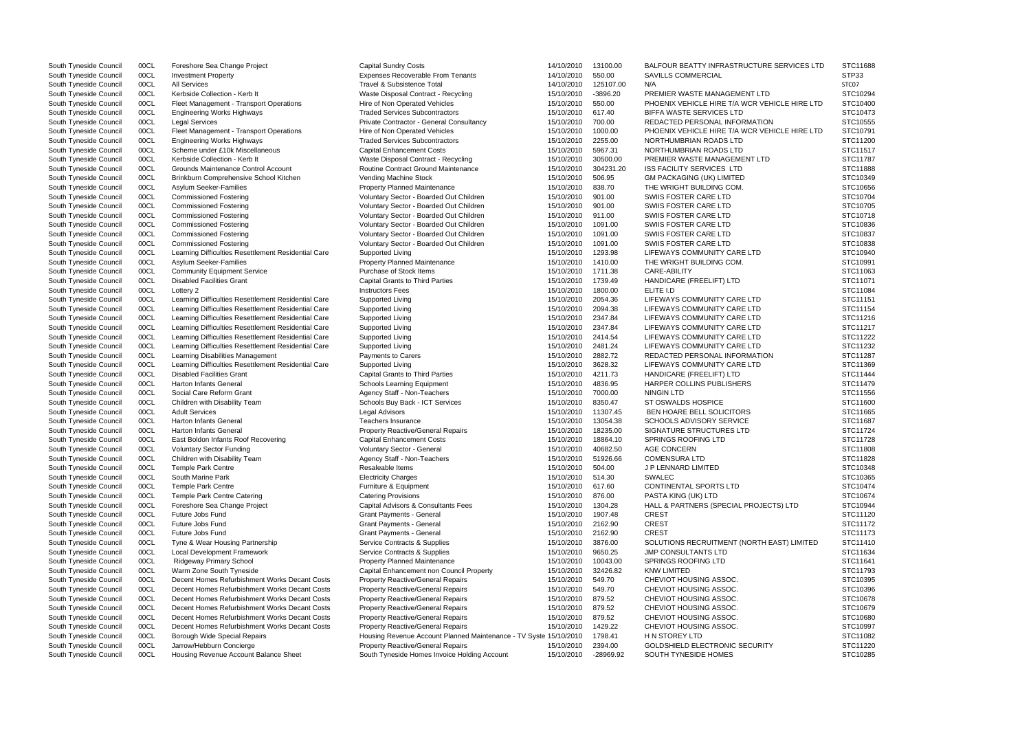| | | | | | | | |
|---|---|---|---|---|---|---|---|
| South Tyneside Council | 00CL | Foreshore Sea Change Project | Capital Sundry Costs | 14/10/2010 | 13100.00 | BALFOUR BEATTY INFRASTRUCTURE SERVICES LTD | STC11688 |
| South Tyneside Council | 00CL | Investment Property | Expenses Recoverable From Tenants | 14/10/2010 | 550.00 | SAVILLS COMMERCIAL | STP33 |
| South Tyneside Council | 00CL | All Services | Travel & Subsistence Total | 14/10/2010 | 125107.00 | N/A | STC07 |
| South Tyneside Council | 00CL | Kerbside Collection - Kerb It | Waste Disposal Contract - Recycling | 15/10/2010 | -3896.20 | PREMIER WASTE MANAGEMENT LTD | STC10294 |
| South Tyneside Council | 00CL | Fleet Management - Transport Operations | Hire of Non Operated Vehicles | 15/10/2010 | 550.00 | PHOENIX VEHICLE HIRE T/A WCR VEHICLE HIRE LTD | STC10400 |
| South Tyneside Council | 00CL | Engineering Works Highways | Traded Services Subcontractors | 15/10/2010 | 617.40 | BIFFA WASTE SERVICES LTD | STC10473 |
| South Tyneside Council | 00CL | Legal Services | Private Contractor - General Consultancy | 15/10/2010 | 700.00 | REDACTED PERSONAL INFORMATION | STC10555 |
| South Tyneside Council | 00CL | Fleet Management - Transport Operations | Hire of Non Operated Vehicles | 15/10/2010 | 1000.00 | PHOENIX VEHICLE HIRE T/A WCR VEHICLE HIRE LTD | STC10791 |
| South Tyneside Council | 00CL | Engineering Works Highways | Traded Services Subcontractors | 15/10/2010 | 2255.00 | NORTHUMBRIAN ROADS LTD | STC11200 |
| South Tyneside Council | 00CL | Scheme under £10k Miscellaneous | Capital Enhancement Costs | 15/10/2010 | 5967.31 | NORTHUMBRIAN ROADS LTD | STC11517 |
| South Tyneside Council | 00CL | Kerbside Collection - Kerb It | Waste Disposal Contract - Recycling | 15/10/2010 | 30500.00 | PREMIER WASTE MANAGEMENT LTD | STC11787 |
| South Tyneside Council | 00CL | Grounds Maintenance Control Account | Routine Contract Ground Maintenance | 15/10/2010 | 304231.20 | ISS FACILITY SERVICES LTD | STC11888 |
| South Tyneside Council | 00CL | Brinkburn Comprehensive School Kitchen | Vending Machine Stock | 15/10/2010 | 506.95 | GM PACKAGING (UK) LIMITED | STC10349 |
| South Tyneside Council | 00CL | Asylum Seeker-Families | Property Planned Maintenance | 15/10/2010 | 838.70 | THE WRIGHT BUILDING COM. | STC10656 |
| South Tyneside Council | 00CL | Commissioned Fostering | Voluntary Sector - Boarded Out Children | 15/10/2010 | 901.00 | SWIIS FOSTER CARE LTD | STC10704 |
| South Tyneside Council | 00CL | Commissioned Fostering | Voluntary Sector - Boarded Out Children | 15/10/2010 | 901.00 | SWIIS FOSTER CARE LTD | STC10705 |
| South Tyneside Council | 00CL | Commissioned Fostering | Voluntary Sector - Boarded Out Children | 15/10/2010 | 911.00 | SWIIS FOSTER CARE LTD | STC10718 |
| South Tyneside Council | 00CL | Commissioned Fostering | Voluntary Sector - Boarded Out Children | 15/10/2010 | 1091.00 | SWIIS FOSTER CARE LTD | STC10836 |
| South Tyneside Council | 00CL | Commissioned Fostering | Voluntary Sector - Boarded Out Children | 15/10/2010 | 1091.00 | SWIIS FOSTER CARE LTD | STC10837 |
| South Tyneside Council | 00CL | Commissioned Fostering | Voluntary Sector - Boarded Out Children | 15/10/2010 | 1091.00 | SWIIS FOSTER CARE LTD | STC10838 |
| South Tyneside Council | 00CL | Learning Difficulties Resettlement Residential Care | Supported Living | 15/10/2010 | 1293.98 | LIFEWAYS COMMUNITY CARE LTD | STC10940 |
| South Tyneside Council | 00CL | Asylum Seeker-Families | Property Planned Maintenance | 15/10/2010 | 1410.00 | THE WRIGHT BUILDING COM. | STC10991 |
| South Tyneside Council | 00CL | Community Equipment Service | Purchase of Stock Items | 15/10/2010 | 1711.38 | CARE-ABILITY | STC11063 |
| South Tyneside Council | 00CL | Disabled Facilities Grant | Capital Grants to Third Parties | 15/10/2010 | 1739.49 | HANDICARE (FREELIFT) LTD | STC11071 |
| South Tyneside Council | 00CL | Lottery 2 | Instructors Fees | 15/10/2010 | 1800.00 | ELITE I.D | STC11084 |
| South Tyneside Council | 00CL | Learning Difficulties Resettlement Residential Care | Supported Living | 15/10/2010 | 2054.36 | LIFEWAYS COMMUNITY CARE LTD | STC11151 |
| South Tyneside Council | 00CL | Learning Difficulties Resettlement Residential Care | Supported Living | 15/10/2010 | 2094.38 | LIFEWAYS COMMUNITY CARE LTD | STC11154 |
| South Tyneside Council | 00CL | Learning Difficulties Resettlement Residential Care | Supported Living | 15/10/2010 | 2347.84 | LIFEWAYS COMMUNITY CARE LTD | STC11216 |
| South Tyneside Council | 00CL | Learning Difficulties Resettlement Residential Care | Supported Living | 15/10/2010 | 2347.84 | LIFEWAYS COMMUNITY CARE LTD | STC11217 |
| South Tyneside Council | 00CL | Learning Difficulties Resettlement Residential Care | Supported Living | 15/10/2010 | 2414.54 | LIFEWAYS COMMUNITY CARE LTD | STC11222 |
| South Tyneside Council | 00CL | Learning Difficulties Resettlement Residential Care | Supported Living | 15/10/2010 | 2481.24 | LIFEWAYS COMMUNITY CARE LTD | STC11232 |
| South Tyneside Council | 00CL | Learning Disabilities Management | Payments to Carers | 15/10/2010 | 2882.72 | REDACTED PERSONAL INFORMATION | STC11287 |
| South Tyneside Council | 00CL | Learning Difficulties Resettlement Residential Care | Supported Living | 15/10/2010 | 3628.32 | LIFEWAYS COMMUNITY CARE LTD | STC11369 |
| South Tyneside Council | 00CL | Disabled Facilities Grant | Capital Grants to Third Parties | 15/10/2010 | 4211.73 | HANDICARE (FREELIFT) LTD | STC11444 |
| South Tyneside Council | 00CL | Harton Infants General | Schools Learning Equipment | 15/10/2010 | 4836.95 | HARPER COLLINS PUBLISHERS | STC11479 |
| South Tyneside Council | 00CL | Social Care Reform Grant | Agency Staff - Non-Teachers | 15/10/2010 | 7000.00 | NINGIN LTD | STC11556 |
| South Tyneside Council | 00CL | Children with Disability Team | Schools Buy Back - ICT Services | 15/10/2010 | 8350.47 | ST OSWALDS HOSPICE | STC11600 |
| South Tyneside Council | 00CL | Adult Services | Legal Advisors | 15/10/2010 | 11307.45 | BEN HOARE BELL SOLICITORS | STC11665 |
| South Tyneside Council | 00CL | Harton Infants General | Teachers Insurance | 15/10/2010 | 13054.38 | SCHOOLS ADVISORY SERVICE | STC11687 |
| South Tyneside Council | 00CL | Harton Infants General | Property Reactive/General Repairs | 15/10/2010 | 18235.00 | SIGNATURE STRUCTURES LTD | STC11724 |
| South Tyneside Council | 00CL | East Boldon Infants Roof Recovering | Capital Enhancement Costs | 15/10/2010 | 18864.10 | SPRINGS ROOFING LTD | STC11728 |
| South Tyneside Council | 00CL | Voluntary Sector Funding | Voluntary Sector - General | 15/10/2010 | 40682.50 | AGE CONCERN | STC11808 |
| South Tyneside Council | 00CL | Children with Disability Team | Agency Staff - Non-Teachers | 15/10/2010 | 51926.66 | COMENSURA LTD | STC11828 |
| South Tyneside Council | 00CL | Temple Park Centre | Resaleable Items | 15/10/2010 | 504.00 | J P LENNARD LIMITED | STC10348 |
| South Tyneside Council | 00CL | South Marine Park | Electricity Charges | 15/10/2010 | 514.30 | SWALEC | STC10365 |
| South Tyneside Council | 00CL | Temple Park Centre | Furniture & Equipment | 15/10/2010 | 617.60 | CONTINENTAL SPORTS LTD | STC10474 |
| South Tyneside Council | 00CL | Temple Park Centre Catering | Catering Provisions | 15/10/2010 | 876.00 | PASTA KING (UK) LTD | STC10674 |
| South Tyneside Council | 00CL | Foreshore Sea Change Project | Capital Advisors & Consultants Fees | 15/10/2010 | 1304.28 | HALL & PARTNERS (SPECIAL PROJECTS) LTD | STC10944 |
| South Tyneside Council | 00CL | Future Jobs Fund | Grant Payments - General | 15/10/2010 | 1907.48 | CREST | STC11120 |
| South Tyneside Council | 00CL | Future Jobs Fund | Grant Payments - General | 15/10/2010 | 2162.90 | CREST | STC11172 |
| South Tyneside Council | 00CL | Future Jobs Fund | Grant Payments - General | 15/10/2010 | 2162.90 | CREST | STC11173 |
| South Tyneside Council | 00CL | Tyne & Wear Housing Partnership | Service Contracts & Supplies | 15/10/2010 | 3876.00 | SOLUTIONS RECRUITMENT (NORTH EAST) LIMITED | STC11410 |
| South Tyneside Council | 00CL | Local Development Framework | Service Contracts & Supplies | 15/10/2010 | 9650.25 | JMP CONSULTANTS LTD | STC11634 |
| South Tyneside Council | 00CL | Ridgeway Primary School | Property Planned Maintenance | 15/10/2010 | 10043.00 | SPRINGS ROOFING LTD | STC11641 |
| South Tyneside Council | 00CL | Warm Zone South Tyneside | Capital Enhancement non Council Property | 15/10/2010 | 32426.82 | KNW LIMITED | STC11793 |
| South Tyneside Council | 00CL | Decent Homes Refurbishment Works Decant Costs | Property Reactive/General Repairs | 15/10/2010 | 549.70 | CHEVIOT HOUSING ASSOC. | STC10395 |
| South Tyneside Council | 00CL | Decent Homes Refurbishment Works Decant Costs | Property Reactive/General Repairs | 15/10/2010 | 549.70 | CHEVIOT HOUSING ASSOC. | STC10396 |
| South Tyneside Council | 00CL | Decent Homes Refurbishment Works Decant Costs | Property Reactive/General Repairs | 15/10/2010 | 879.52 | CHEVIOT HOUSING ASSOC. | STC10678 |
| South Tyneside Council | 00CL | Decent Homes Refurbishment Works Decant Costs | Property Reactive/General Repairs | 15/10/2010 | 879.52 | CHEVIOT HOUSING ASSOC. | STC10679 |
| South Tyneside Council | 00CL | Decent Homes Refurbishment Works Decant Costs | Property Reactive/General Repairs | 15/10/2010 | 879.52 | CHEVIOT HOUSING ASSOC. | STC10680 |
| South Tyneside Council | 00CL | Decent Homes Refurbishment Works Decant Costs | Property Reactive/General Repairs | 15/10/2010 | 1429.22 | CHEVIOT HOUSING ASSOC. | STC10997 |
| South Tyneside Council | 00CL | Borough Wide Special Repairs | Housing Revenue Account Planned Maintenance - TV Syste | 15/10/2010 | 1798.41 | H N STOREY LTD | STC11082 |
| South Tyneside Council | 00CL | Jarrow/Hebburn Concierge | Property Reactive/General Repairs | 15/10/2010 | 2394.00 | GOLDSHIELD ELECTRONIC SECURITY | STC11220 |
| South Tyneside Council | 00CL | Housing Revenue Account Balance Sheet | South Tyneside Homes Invoice Holding Account | 15/10/2010 | -28969.92 | SOUTH TYNESIDE HOMES | STC10285 |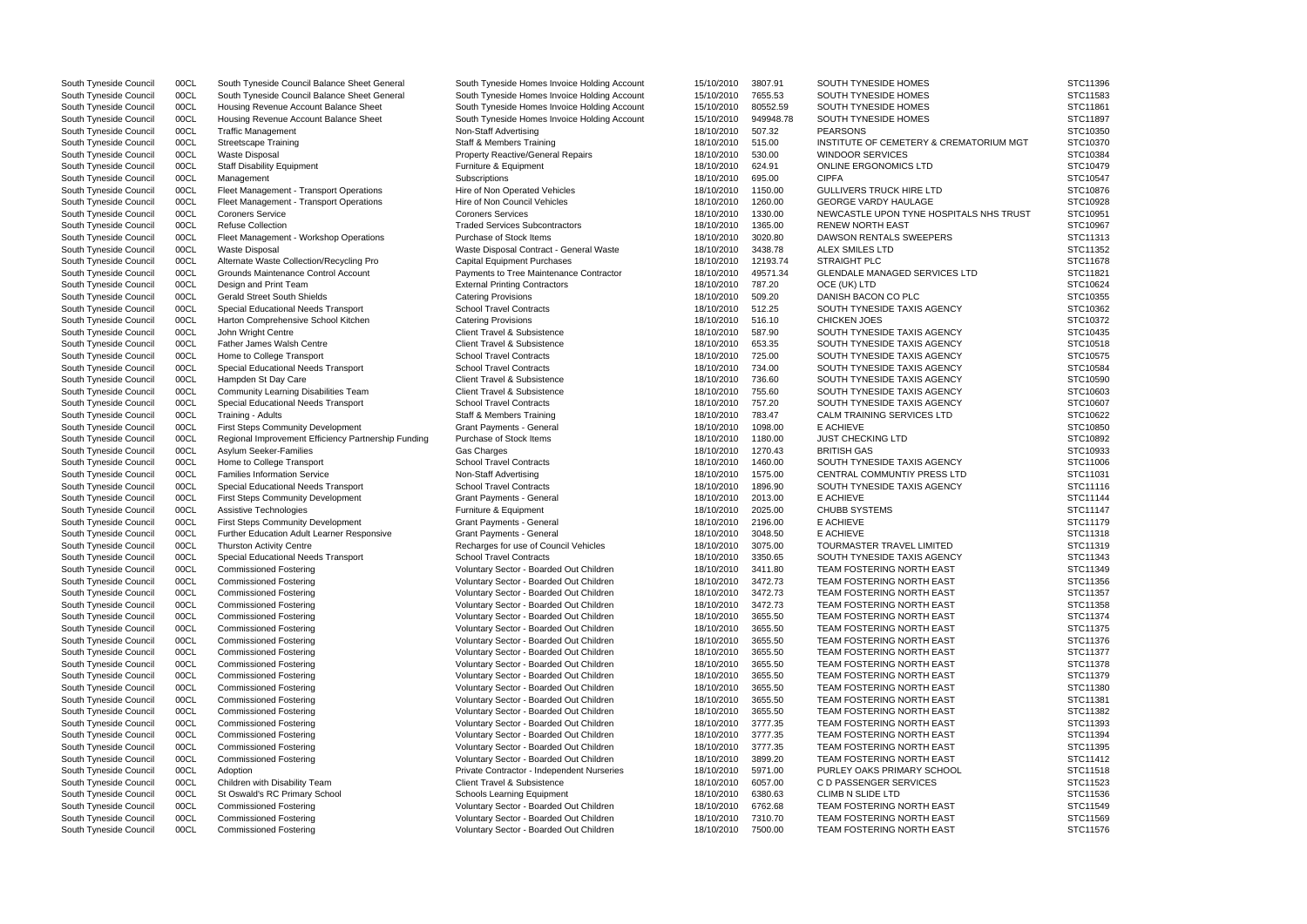| | | | | | | | |
|---|---|---|---|---|---|---|---|
| South Tyneside Council | 00CL | South Tyneside Council Balance Sheet General | South Tyneside Homes Invoice Holding Account | 15/10/2010 | 3807.91 | SOUTH TYNESIDE HOMES | STC11396 |
| South Tyneside Council | 00CL | South Tyneside Council Balance Sheet General | South Tyneside Homes Invoice Holding Account | 15/10/2010 | 7655.53 | SOUTH TYNESIDE HOMES | STC11583 |
| South Tyneside Council | 00CL | Housing Revenue Account Balance Sheet | South Tyneside Homes Invoice Holding Account | 15/10/2010 | 80552.59 | SOUTH TYNESIDE HOMES | STC11861 |
| South Tyneside Council | 00CL | Housing Revenue Account Balance Sheet | South Tyneside Homes Invoice Holding Account | 15/10/2010 | 949948.78 | SOUTH TYNESIDE HOMES | STC11897 |
| South Tyneside Council | 00CL | Traffic Management | Non-Staff Advertising | 18/10/2010 | 507.32 | PEARSONS | STC10350 |
| South Tyneside Council | 00CL | Streetscape Training | Staff & Members Training | 18/10/2010 | 515.00 | INSTITUTE OF CEMETERY & CREMATORIUM MGT | STC10370 |
| South Tyneside Council | 00CL | Waste Disposal | Property Reactive/General Repairs | 18/10/2010 | 530.00 | WINDOOR SERVICES | STC10384 |
| South Tyneside Council | 00CL | Staff Disability Equipment | Furniture & Equipment | 18/10/2010 | 624.91 | ONLINE ERGONOMICS LTD | STC10479 |
| South Tyneside Council | 00CL | Management | Subscriptions | 18/10/2010 | 695.00 | CIPFA | STC10547 |
| South Tyneside Council | 00CL | Fleet Management - Transport Operations | Hire of Non Operated Vehicles | 18/10/2010 | 1150.00 | GULLIVERS TRUCK HIRE LTD | STC10876 |
| South Tyneside Council | 00CL | Fleet Management - Transport Operations | Hire of Non Council Vehicles | 18/10/2010 | 1260.00 | GEORGE VARDY HAULAGE | STC10928 |
| South Tyneside Council | 00CL | Coroners Service | Coroners Services | 18/10/2010 | 1330.00 | NEWCASTLE UPON TYNE HOSPITALS NHS TRUST | STC10951 |
| South Tyneside Council | 00CL | Refuse Collection | Traded Services Subcontractors | 18/10/2010 | 1365.00 | RENEW NORTH EAST | STC10967 |
| South Tyneside Council | 00CL | Fleet Management - Workshop Operations | Purchase of Stock Items | 18/10/2010 | 3020.80 | DAWSON RENTALS SWEEPERS | STC11313 |
| South Tyneside Council | 00CL | Waste Disposal | Waste Disposal Contract - General Waste | 18/10/2010 | 3438.78 | ALEX SMILES LTD | STC11352 |
| South Tyneside Council | 00CL | Alternate Waste Collection/Recycling Pro | Capital Equipment Purchases | 18/10/2010 | 12193.74 | STRAIGHT PLC | STC11678 |
| South Tyneside Council | 00CL | Grounds Maintenance Control Account | Payments to Tree Maintenance Contractor | 18/10/2010 | 49571.34 | GLENDALE MANAGED SERVICES LTD | STC11821 |
| South Tyneside Council | 00CL | Design and Print Team | External Printing Contractors | 18/10/2010 | 787.20 | OCE (UK) LTD | STC10624 |
| South Tyneside Council | 00CL | Gerald Street South Shields | Catering Provisions | 18/10/2010 | 509.20 | DANISH BACON CO PLC | STC10355 |
| South Tyneside Council | 00CL | Special Educational Needs Transport | School Travel Contracts | 18/10/2010 | 512.25 | SOUTH TYNESIDE TAXIS AGENCY | STC10362 |
| South Tyneside Council | 00CL | Harton Comprehensive School Kitchen | Catering Provisions | 18/10/2010 | 516.10 | CHICKEN JOES | STC10372 |
| South Tyneside Council | 00CL | John Wright Centre | Client Travel & Subsistence | 18/10/2010 | 587.90 | SOUTH TYNESIDE TAXIS AGENCY | STC10435 |
| South Tyneside Council | 00CL | Father James Walsh Centre | Client Travel & Subsistence | 18/10/2010 | 653.35 | SOUTH TYNESIDE TAXIS AGENCY | STC10518 |
| South Tyneside Council | 00CL | Home to College Transport | School Travel Contracts | 18/10/2010 | 725.00 | SOUTH TYNESIDE TAXIS AGENCY | STC10575 |
| South Tyneside Council | 00CL | Special Educational Needs Transport | School Travel Contracts | 18/10/2010 | 734.00 | SOUTH TYNESIDE TAXIS AGENCY | STC10584 |
| South Tyneside Council | 00CL | Hampden St Day Care | Client Travel & Subsistence | 18/10/2010 | 736.60 | SOUTH TYNESIDE TAXIS AGENCY | STC10590 |
| South Tyneside Council | 00CL | Community Learning Disabilities Team | Client Travel & Subsistence | 18/10/2010 | 755.60 | SOUTH TYNESIDE TAXIS AGENCY | STC10603 |
| South Tyneside Council | 00CL | Special Educational Needs Transport | School Travel Contracts | 18/10/2010 | 757.20 | SOUTH TYNESIDE TAXIS AGENCY | STC10607 |
| South Tyneside Council | 00CL | Training - Adults | Staff & Members Training | 18/10/2010 | 783.47 | CALM TRAINING SERVICES LTD | STC10622 |
| South Tyneside Council | 00CL | First Steps Community Development | Grant Payments - General | 18/10/2010 | 1098.00 | E ACHIEVE | STC10850 |
| South Tyneside Council | 00CL | Regional Improvement Efficiency Partnership Funding | Purchase of Stock Items | 18/10/2010 | 1180.00 | JUST CHECKING LTD | STC10892 |
| South Tyneside Council | 00CL | Asylum Seeker-Families | Gas Charges | 18/10/2010 | 1270.43 | BRITISH GAS | STC10933 |
| South Tyneside Council | 00CL | Home to College Transport | School Travel Contracts | 18/10/2010 | 1460.00 | SOUTH TYNESIDE TAXIS AGENCY | STC11006 |
| South Tyneside Council | 00CL | Families Information Service | Non-Staff Advertising | 18/10/2010 | 1575.00 | CENTRAL COMMUNTIY PRESS LTD | STC11031 |
| South Tyneside Council | 00CL | Special Educational Needs Transport | School Travel Contracts | 18/10/2010 | 1896.90 | SOUTH TYNESIDE TAXIS AGENCY | STC11116 |
| South Tyneside Council | 00CL | First Steps Community Development | Grant Payments - General | 18/10/2010 | 2013.00 | E ACHIEVE | STC11144 |
| South Tyneside Council | 00CL | Assistive Technologies | Furniture & Equipment | 18/10/2010 | 2025.00 | CHUBB SYSTEMS | STC11147 |
| South Tyneside Council | 00CL | First Steps Community Development | Grant Payments - General | 18/10/2010 | 2196.00 | E ACHIEVE | STC11179 |
| South Tyneside Council | 00CL | Further Education Adult Learner Responsive | Grant Payments - General | 18/10/2010 | 3048.50 | E ACHIEVE | STC11318 |
| South Tyneside Council | 00CL | Thurston Activity Centre | Recharges for use of Council Vehicles | 18/10/2010 | 3075.00 | TOURMASTER TRAVEL LIMITED | STC11319 |
| South Tyneside Council | 00CL | Special Educational Needs Transport | School Travel Contracts | 18/10/2010 | 3350.65 | SOUTH TYNESIDE TAXIS AGENCY | STC11343 |
| South Tyneside Council | 00CL | Commissioned Fostering | Voluntary Sector - Boarded Out Children | 18/10/2010 | 3411.80 | TEAM FOSTERING NORTH EAST | STC11349 |
| South Tyneside Council | 00CL | Commissioned Fostering | Voluntary Sector - Boarded Out Children | 18/10/2010 | 3472.73 | TEAM FOSTERING NORTH EAST | STC11356 |
| South Tyneside Council | 00CL | Commissioned Fostering | Voluntary Sector - Boarded Out Children | 18/10/2010 | 3472.73 | TEAM FOSTERING NORTH EAST | STC11357 |
| South Tyneside Council | 00CL | Commissioned Fostering | Voluntary Sector - Boarded Out Children | 18/10/2010 | 3472.73 | TEAM FOSTERING NORTH EAST | STC11358 |
| South Tyneside Council | 00CL | Commissioned Fostering | Voluntary Sector - Boarded Out Children | 18/10/2010 | 3655.50 | TEAM FOSTERING NORTH EAST | STC11374 |
| South Tyneside Council | 00CL | Commissioned Fostering | Voluntary Sector - Boarded Out Children | 18/10/2010 | 3655.50 | TEAM FOSTERING NORTH EAST | STC11375 |
| South Tyneside Council | 00CL | Commissioned Fostering | Voluntary Sector - Boarded Out Children | 18/10/2010 | 3655.50 | TEAM FOSTERING NORTH EAST | STC11376 |
| South Tyneside Council | 00CL | Commissioned Fostering | Voluntary Sector - Boarded Out Children | 18/10/2010 | 3655.50 | TEAM FOSTERING NORTH EAST | STC11377 |
| South Tyneside Council | 00CL | Commissioned Fostering | Voluntary Sector - Boarded Out Children | 18/10/2010 | 3655.50 | TEAM FOSTERING NORTH EAST | STC11378 |
| South Tyneside Council | 00CL | Commissioned Fostering | Voluntary Sector - Boarded Out Children | 18/10/2010 | 3655.50 | TEAM FOSTERING NORTH EAST | STC11379 |
| South Tyneside Council | 00CL | Commissioned Fostering | Voluntary Sector - Boarded Out Children | 18/10/2010 | 3655.50 | TEAM FOSTERING NORTH EAST | STC11380 |
| South Tyneside Council | 00CL | Commissioned Fostering | Voluntary Sector - Boarded Out Children | 18/10/2010 | 3655.50 | TEAM FOSTERING NORTH EAST | STC11381 |
| South Tyneside Council | 00CL | Commissioned Fostering | Voluntary Sector - Boarded Out Children | 18/10/2010 | 3655.50 | TEAM FOSTERING NORTH EAST | STC11382 |
| South Tyneside Council | 00CL | Commissioned Fostering | Voluntary Sector - Boarded Out Children | 18/10/2010 | 3777.35 | TEAM FOSTERING NORTH EAST | STC11393 |
| South Tyneside Council | 00CL | Commissioned Fostering | Voluntary Sector - Boarded Out Children | 18/10/2010 | 3777.35 | TEAM FOSTERING NORTH EAST | STC11394 |
| South Tyneside Council | 00CL | Commissioned Fostering | Voluntary Sector - Boarded Out Children | 18/10/2010 | 3777.35 | TEAM FOSTERING NORTH EAST | STC11395 |
| South Tyneside Council | 00CL | Commissioned Fostering | Voluntary Sector - Boarded Out Children | 18/10/2010 | 3899.20 | TEAM FOSTERING NORTH EAST | STC11412 |
| South Tyneside Council | 00CL | Adoption | Private Contractor - Independent Nurseries | 18/10/2010 | 5971.00 | PURLEY OAKS PRIMARY SCHOOL | STC11518 |
| South Tyneside Council | 00CL | Children with Disability Team | Client Travel & Subsistence | 18/10/2010 | 6057.00 | C D PASSENGER SERVICES | STC11523 |
| South Tyneside Council | 00CL | St Oswald's RC Primary School | Schools Learning Equipment | 18/10/2010 | 6380.63 | CLIMB N SLIDE LTD | STC11536 |
| South Tyneside Council | 00CL | Commissioned Fostering | Voluntary Sector - Boarded Out Children | 18/10/2010 | 6762.68 | TEAM FOSTERING NORTH EAST | STC11549 |
| South Tyneside Council | 00CL | Commissioned Fostering | Voluntary Sector - Boarded Out Children | 18/10/2010 | 7310.70 | TEAM FOSTERING NORTH EAST | STC11569 |
| South Tyneside Council | 00CL | Commissioned Fostering | Voluntary Sector - Boarded Out Children | 18/10/2010 | 7500.00 | TEAM FOSTERING NORTH EAST | STC11576 |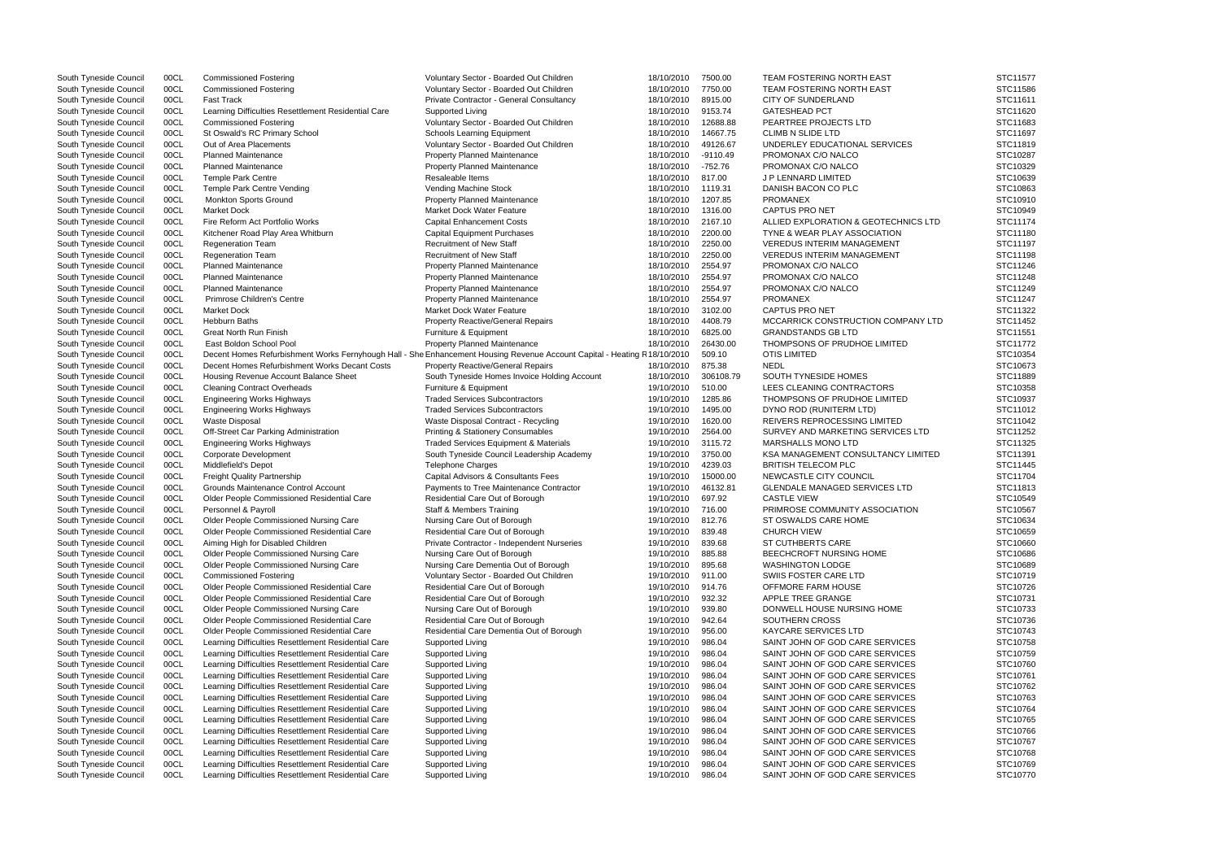| | | | | | | | |
|---|---|---|---|---|---|---|---|
| South Tyneside Council | 00CL | Commissioned Fostering | Voluntary Sector - Boarded Out Children | 18/10/2010 | 7500.00 | TEAM FOSTERING NORTH EAST | STC11577 |
| South Tyneside Council | 00CL | Commissioned Fostering | Voluntary Sector - Boarded Out Children | 18/10/2010 | 7750.00 | TEAM FOSTERING NORTH EAST | STC11586 |
| South Tyneside Council | 00CL | Fast Track | Private Contractor - General Consultancy | 18/10/2010 | 8915.00 | CITY OF SUNDERLAND | STC11611 |
| South Tyneside Council | 00CL | Learning Difficulties Resettlement Residential Care | Supported Living | 18/10/2010 | 9153.74 | GATESHEAD PCT | STC11620 |
| South Tyneside Council | 00CL | Commissioned Fostering | Voluntary Sector - Boarded Out Children | 18/10/2010 | 12688.88 | PEARTREE PROJECTS LTD | STC11683 |
| South Tyneside Council | 00CL | St Oswald's RC Primary School | Schools Learning Equipment | 18/10/2010 | 14667.75 | CLIMB N SLIDE LTD | STC11697 |
| South Tyneside Council | 00CL | Out of Area Placements | Voluntary Sector - Boarded Out Children | 18/10/2010 | 49126.67 | UNDERLEY EDUCATIONAL SERVICES | STC11819 |
| South Tyneside Council | 00CL | Planned Maintenance | Property Planned Maintenance | 18/10/2010 | -9110.49 | PROMONAX C/O NALCO | STC10287 |
| South Tyneside Council | 00CL | Planned Maintenance | Property Planned Maintenance | 18/10/2010 | -752.76 | PROMONAX C/O NALCO | STC10329 |
| South Tyneside Council | 00CL | Temple Park Centre | Resaleable Items | 18/10/2010 | 817.00 | J P LENNARD LIMITED | STC10639 |
| South Tyneside Council | 00CL | Temple Park Centre Vending | Vending Machine Stock | 18/10/2010 | 1119.31 | DANISH BACON CO PLC | STC10863 |
| South Tyneside Council | 00CL | Monkton Sports Ground | Property Planned Maintenance | 18/10/2010 | 1207.85 | PROMANEX | STC10910 |
| South Tyneside Council | 00CL | Market Dock | Market Dock Water Feature | 18/10/2010 | 1316.00 | CAPTUS PRO NET | STC10949 |
| South Tyneside Council | 00CL | Fire Reform Act Portfolio Works | Capital Enhancement Costs | 18/10/2010 | 2167.10 | ALLIED EXPLORATION & GEOTECHNICS LTD | STC11174 |
| South Tyneside Council | 00CL | Kitchener Road Play Area Whitburn | Capital Equipment Purchases | 18/10/2010 | 2200.00 | TYNE & WEAR PLAY ASSOCIATION | STC11180 |
| South Tyneside Council | 00CL | Regeneration Team | Recruitment of New Staff | 18/10/2010 | 2250.00 | VEREDUS INTERIM MANAGEMENT | STC11197 |
| South Tyneside Council | 00CL | Regeneration Team | Recruitment of New Staff | 18/10/2010 | 2250.00 | VEREDUS INTERIM MANAGEMENT | STC11198 |
| South Tyneside Council | 00CL | Planned Maintenance | Property Planned Maintenance | 18/10/2010 | 2554.97 | PROMONAX C/O NALCO | STC11246 |
| South Tyneside Council | 00CL | Planned Maintenance | Property Planned Maintenance | 18/10/2010 | 2554.97 | PROMONAX C/O NALCO | STC11248 |
| South Tyneside Council | 00CL | Planned Maintenance | Property Planned Maintenance | 18/10/2010 | 2554.97 | PROMONAX C/O NALCO | STC11249 |
| South Tyneside Council | 00CL | Primrose Children's Centre | Property Planned Maintenance | 18/10/2010 | 2554.97 | PROMANEX | STC11247 |
| South Tyneside Council | 00CL | Market Dock | Market Dock Water Feature | 18/10/2010 | 3102.00 | CAPTUS PRO NET | STC11322 |
| South Tyneside Council | 00CL | Hebburn Baths | Property Reactive/General Repairs | 18/10/2010 | 4408.79 | MCCARRICK CONSTRUCTION COMPANY LTD | STC11452 |
| South Tyneside Council | 00CL | Great North Run Finish | Furniture & Equipment | 18/10/2010 | 6825.00 | GRANDSTANDS GB LTD | STC11551 |
| South Tyneside Council | 00CL | East Boldon School Pool | Property Planned Maintenance | 18/10/2010 | 26430.00 | THOMPSONS OF PRUDHOE LIMITED | STC11772 |
| South Tyneside Council | 00CL | Decent Homes Refurbishment Works Fernyhough Hall - She | Enhancement Housing Revenue Account Capital - Heating R | 18/10/2010 | 509.10 | OTIS LIMITED | STC10354 |
| South Tyneside Council | 00CL | Decent Homes Refurbishment Works Decant Costs | Property Reactive/General Repairs | 18/10/2010 | 875.38 | NEDL | STC10673 |
| South Tyneside Council | 00CL | Housing Revenue Account Balance Sheet | South Tyneside Homes Invoice Holding Account | 18/10/2010 | 306108.79 | SOUTH TYNESIDE HOMES | STC11889 |
| South Tyneside Council | 00CL | Cleaning Contract Overheads | Furniture & Equipment | 19/10/2010 | 510.00 | LEES CLEANING CONTRACTORS | STC10358 |
| South Tyneside Council | 00CL | Engineering Works Highways | Traded Services Subcontractors | 19/10/2010 | 1285.86 | THOMPSONS OF PRUDHOE LIMITED | STC10937 |
| South Tyneside Council | 00CL | Engineering Works Highways | Traded Services Subcontractors | 19/10/2010 | 1495.00 | DYNO ROD (RUNITERM LTD) | STC11012 |
| South Tyneside Council | 00CL | Waste Disposal | Waste Disposal Contract - Recycling | 19/10/2010 | 1620.00 | REIVERS REPROCESSING LIMITED | STC11042 |
| South Tyneside Council | 00CL | Off-Street Car Parking Administration | Printing & Stationery Consumables | 19/10/2010 | 2564.00 | SURVEY AND MARKETING SERVICES LTD | STC11252 |
| South Tyneside Council | 00CL | Engineering Works Highways | Traded Services Equipment & Materials | 19/10/2010 | 3115.72 | MARSHALLS MONO LTD | STC11325 |
| South Tyneside Council | 00CL | Corporate Development | South Tyneside Council Leadership Academy | 19/10/2010 | 3750.00 | KSA MANAGEMENT CONSULTANCY LIMITED | STC11391 |
| South Tyneside Council | 00CL | Middlefield's Depot | Telephone Charges | 19/10/2010 | 4239.03 | BRITISH TELECOM PLC | STC11445 |
| South Tyneside Council | 00CL | Freight Quality Partnership | Capital Advisors & Consultants Fees | 19/10/2010 | 15000.00 | NEWCASTLE CITY COUNCIL | STC11704 |
| South Tyneside Council | 00CL | Grounds Maintenance Control Account | Payments to Tree Maintenance Contractor | 19/10/2010 | 46132.81 | GLENDALE MANAGED SERVICES LTD | STC11813 |
| South Tyneside Council | 00CL | Older People Commissioned Residential Care | Residential Care Out of Borough | 19/10/2010 | 697.92 | CASTLE VIEW | STC10549 |
| South Tyneside Council | 00CL | Personnel & Payroll | Staff & Members Training | 19/10/2010 | 716.00 | PRIMROSE COMMUNITY ASSOCIATION | STC10567 |
| South Tyneside Council | 00CL | Older People Commissioned Nursing Care | Nursing Care Out of Borough | 19/10/2010 | 812.76 | ST OSWALDS CARE HOME | STC10634 |
| South Tyneside Council | 00CL | Older People Commissioned Residential Care | Residential Care Out of Borough | 19/10/2010 | 839.48 | CHURCH VIEW | STC10659 |
| South Tyneside Council | 00CL | Aiming High for Disabled Children | Private Contractor - Independent Nurseries | 19/10/2010 | 839.68 | ST CUTHBERTS CARE | STC10660 |
| South Tyneside Council | 00CL | Older People Commissioned Nursing Care | Nursing Care Out of Borough | 19/10/2010 | 885.88 | BEECHCROFT NURSING HOME | STC10686 |
| South Tyneside Council | 00CL | Older People Commissioned Nursing Care | Nursing Care Dementia Out of Borough | 19/10/2010 | 895.68 | WASHINGTON LODGE | STC10689 |
| South Tyneside Council | 00CL | Commissioned Fostering | Voluntary Sector - Boarded Out Children | 19/10/2010 | 911.00 | SWIIS FOSTER CARE LTD | STC10719 |
| South Tyneside Council | 00CL | Older People Commissioned Residential Care | Residential Care Out of Borough | 19/10/2010 | 914.76 | OFFMORE FARM HOUSE | STC10726 |
| South Tyneside Council | 00CL | Older People Commissioned Residential Care | Residential Care Out of Borough | 19/10/2010 | 932.32 | APPLE TREE GRANGE | STC10731 |
| South Tyneside Council | 00CL | Older People Commissioned Nursing Care | Nursing Care Out of Borough | 19/10/2010 | 939.80 | DONWELL HOUSE NURSING HOME | STC10733 |
| South Tyneside Council | 00CL | Older People Commissioned Residential Care | Residential Care Out of Borough | 19/10/2010 | 942.64 | SOUTHERN CROSS | STC10736 |
| South Tyneside Council | 00CL | Older People Commissioned Residential Care | Residential Care Dementia Out of Borough | 19/10/2010 | 956.00 | KAYCARE SERVICES LTD | STC10743 |
| South Tyneside Council | 00CL | Learning Difficulties Resettlement Residential Care | Supported Living | 19/10/2010 | 986.04 | SAINT JOHN OF GOD CARE SERVICES | STC10758 |
| South Tyneside Council | 00CL | Learning Difficulties Resettlement Residential Care | Supported Living | 19/10/2010 | 986.04 | SAINT JOHN OF GOD CARE SERVICES | STC10759 |
| South Tyneside Council | 00CL | Learning Difficulties Resettlement Residential Care | Supported Living | 19/10/2010 | 986.04 | SAINT JOHN OF GOD CARE SERVICES | STC10760 |
| South Tyneside Council | 00CL | Learning Difficulties Resettlement Residential Care | Supported Living | 19/10/2010 | 986.04 | SAINT JOHN OF GOD CARE SERVICES | STC10761 |
| South Tyneside Council | 00CL | Learning Difficulties Resettlement Residential Care | Supported Living | 19/10/2010 | 986.04 | SAINT JOHN OF GOD CARE SERVICES | STC10762 |
| South Tyneside Council | 00CL | Learning Difficulties Resettlement Residential Care | Supported Living | 19/10/2010 | 986.04 | SAINT JOHN OF GOD CARE SERVICES | STC10763 |
| South Tyneside Council | 00CL | Learning Difficulties Resettlement Residential Care | Supported Living | 19/10/2010 | 986.04 | SAINT JOHN OF GOD CARE SERVICES | STC10764 |
| South Tyneside Council | 00CL | Learning Difficulties Resettlement Residential Care | Supported Living | 19/10/2010 | 986.04 | SAINT JOHN OF GOD CARE SERVICES | STC10765 |
| South Tyneside Council | 00CL | Learning Difficulties Resettlement Residential Care | Supported Living | 19/10/2010 | 986.04 | SAINT JOHN OF GOD CARE SERVICES | STC10766 |
| South Tyneside Council | 00CL | Learning Difficulties Resettlement Residential Care | Supported Living | 19/10/2010 | 986.04 | SAINT JOHN OF GOD CARE SERVICES | STC10767 |
| South Tyneside Council | 00CL | Learning Difficulties Resettlement Residential Care | Supported Living | 19/10/2010 | 986.04 | SAINT JOHN OF GOD CARE SERVICES | STC10768 |
| South Tyneside Council | 00CL | Learning Difficulties Resettlement Residential Care | Supported Living | 19/10/2010 | 986.04 | SAINT JOHN OF GOD CARE SERVICES | STC10769 |
| South Tyneside Council | 00CL | Learning Difficulties Resettlement Residential Care | Supported Living | 19/10/2010 | 986.04 | SAINT JOHN OF GOD CARE SERVICES | STC10770 |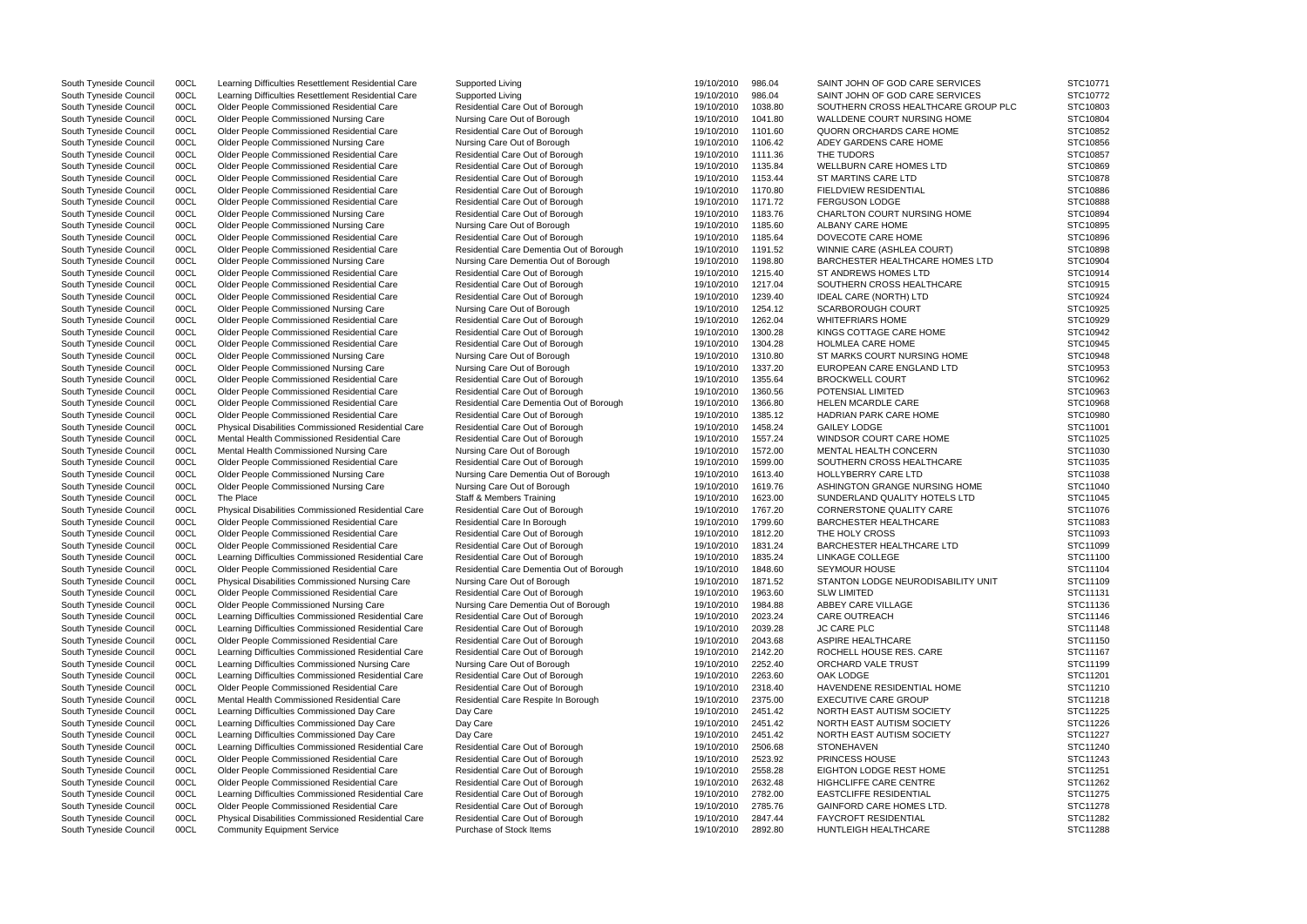| | | | | | | | |
|---|---|---|---|---|---|---|---|
| South Tyneside Council | 00CL | Learning Difficulties Resettlement Residential Care | Supported Living | 19/10/2010 | 986.04 | SAINT JOHN OF GOD CARE SERVICES | STC10771 |
| South Tyneside Council | 00CL | Learning Difficulties Resettlement Residential Care | Supported Living | 19/10/2010 | 986.04 | SAINT JOHN OF GOD CARE SERVICES | STC10772 |
| South Tyneside Council | 00CL | Older People Commissioned Residential Care | Residential Care Out of Borough | 19/10/2010 | 1038.80 | SOUTHERN CROSS HEALTHCARE GROUP PLC | STC10803 |
| South Tyneside Council | 00CL | Older People Commissioned Nursing Care | Nursing Care Out of Borough | 19/10/2010 | 1041.80 | WALLDENE COURT NURSING HOME | STC10804 |
| South Tyneside Council | 00CL | Older People Commissioned Residential Care | Residential Care Out of Borough | 19/10/2010 | 1101.60 | QUORN ORCHARDS CARE HOME | STC10852 |
| South Tyneside Council | 00CL | Older People Commissioned Nursing Care | Nursing Care Out of Borough | 19/10/2010 | 1106.42 | ADEY GARDENS CARE HOME | STC10856 |
| South Tyneside Council | 00CL | Older People Commissioned Residential Care | Residential Care Out of Borough | 19/10/2010 | 1111.36 | THE TUDORS | STC10857 |
| South Tyneside Council | 00CL | Older People Commissioned Residential Care | Residential Care Out of Borough | 19/10/2010 | 1135.84 | WELLBURN CARE HOMES LTD | STC10869 |
| South Tyneside Council | 00CL | Older People Commissioned Residential Care | Residential Care Out of Borough | 19/10/2010 | 1153.44 | ST MARTINS CARE LTD | STC10878 |
| South Tyneside Council | 00CL | Older People Commissioned Residential Care | Residential Care Out of Borough | 19/10/2010 | 1170.80 | FIELDVIEW RESIDENTIAL | STC10886 |
| South Tyneside Council | 00CL | Older People Commissioned Residential Care | Residential Care Out of Borough | 19/10/2010 | 1171.72 | FERGUSON LODGE | STC10888 |
| South Tyneside Council | 00CL | Older People Commissioned Nursing Care | Residential Care Out of Borough | 19/10/2010 | 1183.76 | CHARLTON COURT NURSING HOME | STC10894 |
| South Tyneside Council | 00CL | Older People Commissioned Nursing Care | Nursing Care Out of Borough | 19/10/2010 | 1185.60 | ALBANY CARE HOME | STC10895 |
| South Tyneside Council | 00CL | Older People Commissioned Residential Care | Residential Care Out of Borough | 19/10/2010 | 1185.64 | DOVECOTE CARE HOME | STC10896 |
| South Tyneside Council | 00CL | Older People Commissioned Residential Care | Residential Care Dementia Out of Borough | 19/10/2010 | 1191.52 | WINNIE CARE (ASHLEA COURT) | STC10898 |
| South Tyneside Council | 00CL | Older People Commissioned Nursing Care | Nursing Care Dementia Out of Borough | 19/10/2010 | 1198.80 | BARCHESTER HEALTHCARE HOMES LTD | STC10904 |
| South Tyneside Council | 00CL | Older People Commissioned Residential Care | Residential Care Out of Borough | 19/10/2010 | 1215.40 | ST ANDREWS HOMES LTD | STC10914 |
| South Tyneside Council | 00CL | Older People Commissioned Residential Care | Residential Care Out of Borough | 19/10/2010 | 1217.04 | SOUTHERN CROSS HEALTHCARE | STC10915 |
| South Tyneside Council | 00CL | Older People Commissioned Residential Care | Residential Care Out of Borough | 19/10/2010 | 1239.40 | IDEAL CARE (NORTH) LTD | STC10924 |
| South Tyneside Council | 00CL | Older People Commissioned Nursing Care | Nursing Care Out of Borough | 19/10/2010 | 1254.12 | SCARBOROUGH COURT | STC10925 |
| South Tyneside Council | 00CL | Older People Commissioned Residential Care | Residential Care Out of Borough | 19/10/2010 | 1262.04 | WHITEFRIARS HOME | STC10929 |
| South Tyneside Council | 00CL | Older People Commissioned Residential Care | Residential Care Out of Borough | 19/10/2010 | 1300.28 | KINGS COTTAGE CARE HOME | STC10942 |
| South Tyneside Council | 00CL | Older People Commissioned Residential Care | Residential Care Out of Borough | 19/10/2010 | 1304.28 | HOLMLEA CARE HOME | STC10945 |
| South Tyneside Council | 00CL | Older People Commissioned Nursing Care | Nursing Care Out of Borough | 19/10/2010 | 1310.80 | ST MARKS COURT NURSING HOME | STC10948 |
| South Tyneside Council | 00CL | Older People Commissioned Nursing Care | Nursing Care Out of Borough | 19/10/2010 | 1337.20 | EUROPEAN CARE ENGLAND LTD | STC10953 |
| South Tyneside Council | 00CL | Older People Commissioned Residential Care | Residential Care Out of Borough | 19/10/2010 | 1355.64 | BROCKWELL COURT | STC10962 |
| South Tyneside Council | 00CL | Older People Commissioned Residential Care | Residential Care Out of Borough | 19/10/2010 | 1360.56 | POTENSIAL LIMITED | STC10963 |
| South Tyneside Council | 00CL | Older People Commissioned Residential Care | Residential Care Dementia Out of Borough | 19/10/2010 | 1366.80 | HELEN MCARDLE CARE | STC10968 |
| South Tyneside Council | 00CL | Older People Commissioned Residential Care | Residential Care Out of Borough | 19/10/2010 | 1385.12 | HADRIAN PARK CARE HOME | STC10980 |
| South Tyneside Council | 00CL | Physical Disabilities Commissioned Residential Care | Residential Care Out of Borough | 19/10/2010 | 1458.24 | GAILEY LODGE | STC11001 |
| South Tyneside Council | 00CL | Mental Health Commissioned Residential Care | Residential Care Out of Borough | 19/10/2010 | 1557.24 | WINDSOR COURT CARE HOME | STC11025 |
| South Tyneside Council | 00CL | Mental Health Commissioned Nursing Care | Nursing Care Out of Borough | 19/10/2010 | 1572.00 | MENTAL HEALTH CONCERN | STC11030 |
| South Tyneside Council | 00CL | Older People Commissioned Residential Care | Residential Care Out of Borough | 19/10/2010 | 1599.00 | SOUTHERN CROSS HEALTHCARE | STC11035 |
| South Tyneside Council | 00CL | Older People Commissioned Nursing Care | Nursing Care Dementia Out of Borough | 19/10/2010 | 1613.40 | HOLLYBERRY CARE LTD | STC11038 |
| South Tyneside Council | 00CL | Older People Commissioned Nursing Care | Nursing Care Out of Borough | 19/10/2010 | 1619.76 | ASHINGTON GRANGE NURSING HOME | STC11040 |
| South Tyneside Council | 00CL | The Place | Staff & Members Training | 19/10/2010 | 1623.00 | SUNDERLAND QUALITY HOTELS LTD | STC11045 |
| South Tyneside Council | 00CL | Physical Disabilities Commissioned Residential Care | Residential Care Out of Borough | 19/10/2010 | 1767.20 | CORNERSTONE QUALITY CARE | STC11076 |
| South Tyneside Council | 00CL | Older People Commissioned Residential Care | Residential Care In Borough | 19/10/2010 | 1799.60 | BARCHESTER HEALTHCARE | STC11083 |
| South Tyneside Council | 00CL | Older People Commissioned Residential Care | Residential Care Out of Borough | 19/10/2010 | 1812.20 | THE HOLY CROSS | STC11093 |
| South Tyneside Council | 00CL | Older People Commissioned Residential Care | Residential Care Out of Borough | 19/10/2010 | 1831.24 | BARCHESTER HEALTHCARE LTD | STC11099 |
| South Tyneside Council | 00CL | Learning Difficulties Commissioned Residential Care | Residential Care Out of Borough | 19/10/2010 | 1835.24 | LINKAGE COLLEGE | STC11100 |
| South Tyneside Council | 00CL | Older People Commissioned Residential Care | Residential Care Dementia Out of Borough | 19/10/2010 | 1848.60 | SEYMOUR HOUSE | STC11104 |
| South Tyneside Council | 00CL | Physical Disabilities Commissioned Nursing Care | Nursing Care Out of Borough | 19/10/2010 | 1871.52 | STANTON LODGE NEURODISABILITY UNIT | STC11109 |
| South Tyneside Council | 00CL | Older People Commissioned Residential Care | Residential Care Out of Borough | 19/10/2010 | 1963.60 | SLW LIMITED | STC11131 |
| South Tyneside Council | 00CL | Older People Commissioned Nursing Care | Nursing Care Dementia Out of Borough | 19/10/2010 | 1984.88 | ABBEY CARE VILLAGE | STC11136 |
| South Tyneside Council | 00CL | Learning Difficulties Commissioned Residential Care | Residential Care Out of Borough | 19/10/2010 | 2023.24 | CARE OUTREACH | STC11146 |
| South Tyneside Council | 00CL | Learning Difficulties Commissioned Residential Care | Residential Care Out of Borough | 19/10/2010 | 2039.28 | JC CARE PLC | STC11148 |
| South Tyneside Council | 00CL | Older People Commissioned Residential Care | Residential Care Out of Borough | 19/10/2010 | 2043.68 | ASPIRE HEALTHCARE | STC11150 |
| South Tyneside Council | 00CL | Learning Difficulties Commissioned Residential Care | Residential Care Out of Borough | 19/10/2010 | 2142.20 | ROCHELL HOUSE RES. CARE | STC11167 |
| South Tyneside Council | 00CL | Learning Difficulties Commissioned Nursing Care | Nursing Care Out of Borough | 19/10/2010 | 2252.40 | ORCHARD VALE TRUST | STC11199 |
| South Tyneside Council | 00CL | Learning Difficulties Commissioned Residential Care | Residential Care Out of Borough | 19/10/2010 | 2263.60 | OAK LODGE | STC11201 |
| South Tyneside Council | 00CL | Older People Commissioned Residential Care | Residential Care Out of Borough | 19/10/2010 | 2318.40 | HAVENDENE RESIDENTIAL HOME | STC11210 |
| South Tyneside Council | 00CL | Mental Health Commissioned Residential Care | Residential Care Respite In Borough | 19/10/2010 | 2375.00 | EXECUTIVE CARE GROUP | STC11218 |
| South Tyneside Council | 00CL | Learning Difficulties Commissioned Day Care | Day Care | 19/10/2010 | 2451.42 | NORTH EAST AUTISM SOCIETY | STC11225 |
| South Tyneside Council | 00CL | Learning Difficulties Commissioned Day Care | Day Care | 19/10/2010 | 2451.42 | NORTH EAST AUTISM SOCIETY | STC11226 |
| South Tyneside Council | 00CL | Learning Difficulties Commissioned Day Care | Day Care | 19/10/2010 | 2451.42 | NORTH EAST AUTISM SOCIETY | STC11227 |
| South Tyneside Council | 00CL | Learning Difficulties Commissioned Residential Care | Residential Care Out of Borough | 19/10/2010 | 2506.68 | STONEHAVEN | STC11240 |
| South Tyneside Council | 00CL | Older People Commissioned Residential Care | Residential Care Out of Borough | 19/10/2010 | 2523.92 | PRINCESS HOUSE | STC11243 |
| South Tyneside Council | 00CL | Older People Commissioned Residential Care | Residential Care Out of Borough | 19/10/2010 | 2558.28 | EIGHTON LODGE REST HOME | STC11251 |
| South Tyneside Council | 00CL | Older People Commissioned Residential Care | Residential Care Out of Borough | 19/10/2010 | 2632.48 | HIGHCLIFFE CARE CENTRE | STC11262 |
| South Tyneside Council | 00CL | Learning Difficulties Commissioned Residential Care | Residential Care Out of Borough | 19/10/2010 | 2782.00 | EASTCLIFFE RESIDENTIAL | STC11275 |
| South Tyneside Council | 00CL | Older People Commissioned Residential Care | Residential Care Out of Borough | 19/10/2010 | 2785.76 | GAINFORD CARE HOMES LTD. | STC11278 |
| South Tyneside Council | 00CL | Physical Disabilities Commissioned Residential Care | Residential Care Out of Borough | 19/10/2010 | 2847.44 | FAYCROFT RESIDENTIAL | STC11282 |
| South Tyneside Council | 00CL | Community Equipment Service | Purchase of Stock Items | 19/10/2010 | 2892.80 | HUNTLEIGH HEALTHCARE | STC11288 |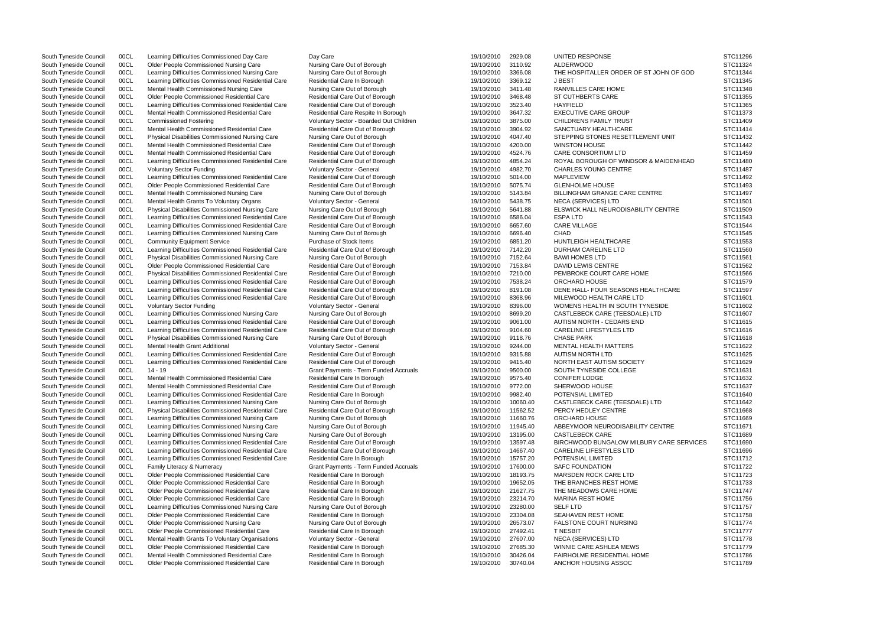| | | | | | | | |
|---|---|---|---|---|---|---|---|
| South Tyneside Council | 00CL | Learning Difficulties Commissioned Day Care | Day Care | 19/10/2010 | 2929.08 | UNITED RESPONSE | STC11296 |
| South Tyneside Council | 00CL | Older People Commissioned Nursing Care | Nursing Care Out of Borough | 19/10/2010 | 3110.92 | ALDERWOOD | STC11324 |
| South Tyneside Council | 00CL | Learning Difficulties Commissioned Nursing Care | Nursing Care Out of Borough | 19/10/2010 | 3366.08 | THE HOSPITALLER ORDER OF ST JOHN OF GOD | STC11344 |
| South Tyneside Council | 00CL | Learning Difficulties Commissioned Residential Care | Residential Care In Borough | 19/10/2010 | 3369.12 | J BEST | STC11345 |
| South Tyneside Council | 00CL | Mental Health Commissioned Nursing Care | Nursing Care Out of Borough | 19/10/2010 | 3411.48 | RANVILLES CARE HOME | STC11348 |
| South Tyneside Council | 00CL | Older People Commissioned Residential Care | Residential Care Out of Borough | 19/10/2010 | 3468.48 | ST CUTHBERTS CARE | STC11355 |
| South Tyneside Council | 00CL | Learning Difficulties Commissioned Residential Care | Residential Care Out of Borough | 19/10/2010 | 3523.40 | HAYFIELD | STC11365 |
| South Tyneside Council | 00CL | Mental Health Commissioned Residential Care | Residential Care Respite In Borough | 19/10/2010 | 3647.32 | EXECUTIVE CARE GROUP | STC11373 |
| South Tyneside Council | 00CL | Commissioned Fostering | Voluntary Sector - Boarded Out Children | 19/10/2010 | 3875.00 | CHILDRENS FAMILY TRUST | STC11409 |
| South Tyneside Council | 00CL | Mental Health Commissioned Residential Care | Residential Care Out of Borough | 19/10/2010 | 3904.92 | SANCTUARY HEALTHCARE | STC11414 |
| South Tyneside Council | 00CL | Physical Disabilities Commissioned Nursing Care | Nursing Care Out of Borough | 19/10/2010 | 4047.40 | STEPPING STONES RESETTLEMENT UNIT | STC11432 |
| South Tyneside Council | 00CL | Mental Health Commissioned Residential Care | Residential Care Out of Borough | 19/10/2010 | 4200.00 | WINSTON HOUSE | STC11442 |
| South Tyneside Council | 00CL | Mental Health Commissioned Residential Care | Residential Care Out of Borough | 19/10/2010 | 4524.76 | CARE CONSORTIUM LTD | STC11459 |
| South Tyneside Council | 00CL | Learning Difficulties Commissioned Residential Care | Residential Care Out of Borough | 19/10/2010 | 4854.24 | ROYAL BOROUGH OF WINDSOR & MAIDENHEAD | STC11480 |
| South Tyneside Council | 00CL | Voluntary Sector Funding | Voluntary Sector - General | 19/10/2010 | 4982.70 | CHARLES YOUNG CENTRE | STC11487 |
| South Tyneside Council | 00CL | Learning Difficulties Commissioned Residential Care | Residential Care Out of Borough | 19/10/2010 | 5014.00 | MAPLEVIEW | STC11492 |
| South Tyneside Council | 00CL | Older People Commissioned Residential Care | Residential Care Out of Borough | 19/10/2010 | 5075.74 | GLENHOLME HOUSE | STC11493 |
| South Tyneside Council | 00CL | Mental Health Commissioned Nursing Care | Nursing Care Out of Borough | 19/10/2010 | 5143.84 | BILLINGHAM GRANGE CARE CENTRE | STC11497 |
| South Tyneside Council | 00CL | Mental Health Grants To Voluntary Organs | Voluntary Sector - General | 19/10/2010 | 5438.75 | NECA (SERVICES) LTD | STC11501 |
| South Tyneside Council | 00CL | Physical Disabilities Commissioned Nursing Care | Nursing Care Out of Borough | 19/10/2010 | 5641.88 | ELSWICK HALL NEURODISABILITY CENTRE | STC11509 |
| South Tyneside Council | 00CL | Learning Difficulties Commissioned Residential Care | Residential Care Out of Borough | 19/10/2010 | 6586.04 | ESPA LTD | STC11543 |
| South Tyneside Council | 00CL | Learning Difficulties Commissioned Residential Care | Residential Care Out of Borough | 19/10/2010 | 6657.60 | CARE VILLAGE | STC11544 |
| South Tyneside Council | 00CL | Learning Difficulties Commissioned Nursing Care | Nursing Care Out of Borough | 19/10/2010 | 6696.40 | CHAD | STC11545 |
| South Tyneside Council | 00CL | Community Equipment Service | Purchase of Stock Items | 19/10/2010 | 6851.20 | HUNTLEIGH HEALTHCARE | STC11553 |
| South Tyneside Council | 00CL | Learning Difficulties Commissioned Residential Care | Residential Care Out of Borough | 19/10/2010 | 7142.20 | DURHAM CARELINE LTD | STC11560 |
| South Tyneside Council | 00CL | Physical Disabilities Commissioned Nursing Care | Nursing Care Out of Borough | 19/10/2010 | 7152.64 | BAWI HOMES LTD | STC11561 |
| South Tyneside Council | 00CL | Older People Commissioned Residential Care | Residential Care Out of Borough | 19/10/2010 | 7153.84 | DAVID LEWIS CENTRE | STC11562 |
| South Tyneside Council | 00CL | Physical Disabilities Commissioned Residential Care | Residential Care Out of Borough | 19/10/2010 | 7210.00 | PEMBROKE COURT CARE HOME | STC11566 |
| South Tyneside Council | 00CL | Learning Difficulties Commissioned Residential Care | Residential Care Out of Borough | 19/10/2010 | 7538.24 | ORCHARD HOUSE | STC11579 |
| South Tyneside Council | 00CL | Learning Difficulties Commissioned Residential Care | Residential Care Out of Borough | 19/10/2010 | 8191.08 | DENE HALL- FOUR SEASONS HEALTHCARE | STC11597 |
| South Tyneside Council | 00CL | Learning Difficulties Commissioned Residential Care | Residential Care Out of Borough | 19/10/2010 | 8368.96 | MILEWOOD HEALTH CARE LTD | STC11601 |
| South Tyneside Council | 00CL | Voluntary Sector Funding | Voluntary Sector - General | 19/10/2010 | 8396.00 | WOMENS HEALTH IN SOUTH TYNESIDE | STC11602 |
| South Tyneside Council | 00CL | Learning Difficulties Commissioned Nursing Care | Nursing Care Out of Borough | 19/10/2010 | 8699.20 | CASTLEBECK CARE (TEESDALE) LTD | STC11607 |
| South Tyneside Council | 00CL | Learning Difficulties Commissioned Residential Care | Residential Care Out of Borough | 19/10/2010 | 9061.00 | AUTISM NORTH - CEDARS END | STC11615 |
| South Tyneside Council | 00CL | Learning Difficulties Commissioned Residential Care | Residential Care Out of Borough | 19/10/2010 | 9104.60 | CARELINE LIFESTYLES LTD | STC11616 |
| South Tyneside Council | 00CL | Physical Disabilities Commissioned Nursing Care | Nursing Care Out of Borough | 19/10/2010 | 9118.76 | CHASE PARK | STC11618 |
| South Tyneside Council | 00CL | Mental Health Grant Additional | Voluntary Sector - General | 19/10/2010 | 9244.00 | MENTAL HEALTH MATTERS | STC11622 |
| South Tyneside Council | 00CL | Learning Difficulties Commissioned Residential Care | Residential Care Out of Borough | 19/10/2010 | 9315.88 | AUTISM NORTH LTD | STC11625 |
| South Tyneside Council | 00CL | Learning Difficulties Commissioned Residential Care | Residential Care Out of Borough | 19/10/2010 | 9415.40 | NORTH EAST AUTISM SOCIETY | STC11629 |
| South Tyneside Council | 00CL | 14 - 19 | Grant Payments - Term Funded Accruals | 19/10/2010 | 9500.00 | SOUTH TYNESIDE COLLEGE | STC11631 |
| South Tyneside Council | 00CL | Mental Health Commissioned Residential Care | Residential Care In Borough | 19/10/2010 | 9575.40 | CONIFER LODGE | STC11632 |
| South Tyneside Council | 00CL | Mental Health Commissioned Residential Care | Residential Care Out of Borough | 19/10/2010 | 9772.00 | SHERWOOD HOUSE | STC11637 |
| South Tyneside Council | 00CL | Learning Difficulties Commissioned Residential Care | Residential Care In Borough | 19/10/2010 | 9982.40 | POTENSIAL LIMITED | STC11640 |
| South Tyneside Council | 00CL | Learning Difficulties Commissioned Nursing Care | Nursing Care Out of Borough | 19/10/2010 | 10060.40 | CASTLEBECK CARE (TEESDALE) LTD | STC11642 |
| South Tyneside Council | 00CL | Physical Disabilities Commissioned Residential Care | Residential Care Out of Borough | 19/10/2010 | 11562.52 | PERCY HEDLEY CENTRE | STC11668 |
| South Tyneside Council | 00CL | Learning Difficulties Commissioned Nursing Care | Nursing Care Out of Borough | 19/10/2010 | 11660.76 | ORCHARD HOUSE | STC11669 |
| South Tyneside Council | 00CL | Learning Difficulties Commissioned Nursing Care | Nursing Care Out of Borough | 19/10/2010 | 11945.40 | ABBEYMOOR NEURODISABILITY CENTRE | STC11671 |
| South Tyneside Council | 00CL | Learning Difficulties Commissioned Nursing Care | Nursing Care Out of Borough | 19/10/2010 | 13195.00 | CASTLEBECK CARE | STC11689 |
| South Tyneside Council | 00CL | Learning Difficulties Commissioned Residential Care | Residential Care Out of Borough | 19/10/2010 | 13597.48 | BIRCHWOOD BUNGALOW MILBURY CARE SERVICES | STC11690 |
| South Tyneside Council | 00CL | Learning Difficulties Commissioned Residential Care | Residential Care Out of Borough | 19/10/2010 | 14667.40 | CARELINE LIFESTYLES LTD | STC11696 |
| South Tyneside Council | 00CL | Learning Difficulties Commissioned Residential Care | Residential Care In Borough | 19/10/2010 | 15757.20 | POTENSIAL LIMITED | STC11712 |
| South Tyneside Council | 00CL | Family Literacy & Numeracy | Grant Payments - Term Funded Accruals | 19/10/2010 | 17600.00 | SAFC FOUNDATION | STC11722 |
| South Tyneside Council | 00CL | Older People Commissioned Residential Care | Residential Care In Borough | 19/10/2010 | 18193.75 | MARSDEN ROCK CARE LTD | STC11723 |
| South Tyneside Council | 00CL | Older People Commissioned Residential Care | Residential Care In Borough | 19/10/2010 | 19652.05 | THE BRANCHES REST HOME | STC11733 |
| South Tyneside Council | 00CL | Older People Commissioned Residential Care | Residential Care In Borough | 19/10/2010 | 21627.75 | THE MEADOWS CARE HOME | STC11747 |
| South Tyneside Council | 00CL | Older People Commissioned Residential Care | Residential Care In Borough | 19/10/2010 | 23214.70 | MARINA REST HOME | STC11756 |
| South Tyneside Council | 00CL | Learning Difficulties Commissioned Nursing Care | Nursing Care Out of Borough | 19/10/2010 | 23280.00 | SELF LTD | STC11757 |
| South Tyneside Council | 00CL | Older People Commissioned Residential Care | Residential Care In Borough | 19/10/2010 | 23304.08 | SEAHAVEN REST HOME | STC11758 |
| South Tyneside Council | 00CL | Older People Commissioned Nursing Care | Nursing Care Out of Borough | 19/10/2010 | 26573.07 | FALSTONE COURT NURSING | STC11774 |
| South Tyneside Council | 00CL | Older People Commissioned Residential Care | Residential Care In Borough | 19/10/2010 | 27492.41 | T NESBIT | STC11777 |
| South Tyneside Council | 00CL | Mental Health Grants To Voluntary Organisations | Voluntary Sector - General | 19/10/2010 | 27607.00 | NECA (SERVICES) LTD | STC11778 |
| South Tyneside Council | 00CL | Older People Commissioned Residential Care | Residential Care In Borough | 19/10/2010 | 27685.30 | WINNIE CARE ASHLEA MEWS | STC11779 |
| South Tyneside Council | 00CL | Mental Health Commissioned Residential Care | Residential Care In Borough | 19/10/2010 | 30426.04 | FAIRHOLME RESIDENTIAL HOME | STC11786 |
| South Tyneside Council | 00CL | Older People Commissioned Residential Care | Residential Care In Borough | 19/10/2010 | 30740.04 | ANCHOR HOUSING ASSOC | STC11789 |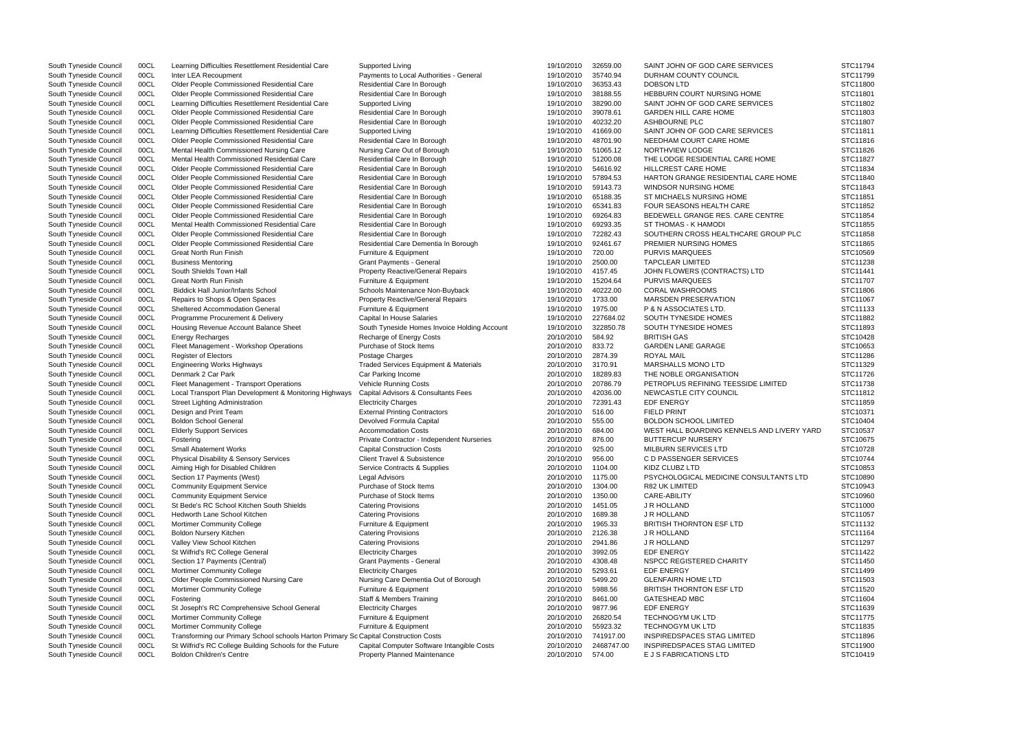| | | | | | | | |
|---|---|---|---|---|---|---|---|
| South Tyneside Council | 00CL | Learning Difficulties Resettlement Residential Care | Supported Living | 19/10/2010 | 32659.00 | SAINT JOHN OF GOD CARE SERVICES | STC11794 |
| South Tyneside Council | 00CL | Inter LEA Recoupment | Payments to Local Authorities - General | 19/10/2010 | 35740.94 | DURHAM COUNTY COUNCIL | STC11799 |
| South Tyneside Council | 00CL | Older People Commissioned Residential Care | Residential Care In Borough | 19/10/2010 | 36353.43 | DOBSON LTD | STC11800 |
| South Tyneside Council | 00CL | Older People Commissioned Residential Care | Residential Care In Borough | 19/10/2010 | 38188.55 | HEBBURN COURT NURSING HOME | STC11801 |
| South Tyneside Council | 00CL | Learning Difficulties Resettlement Residential Care | Supported Living | 19/10/2010 | 38290.00 | SAINT JOHN OF GOD CARE SERVICES | STC11802 |
| South Tyneside Council | 00CL | Older People Commissioned Residential Care | Residential Care In Borough | 19/10/2010 | 39078.61 | GARDEN HILL CARE HOME | STC11803 |
| South Tyneside Council | 00CL | Older People Commissioned Residential Care | Residential Care In Borough | 19/10/2010 | 40232.20 | ASHBOURNE PLC | STC11807 |
| South Tyneside Council | 00CL | Learning Difficulties Resettlement Residential Care | Supported Living | 19/10/2010 | 41669.00 | SAINT JOHN OF GOD CARE SERVICES | STC11811 |
| South Tyneside Council | 00CL | Older People Commissioned Residential Care | Residential Care In Borough | 19/10/2010 | 48701.90 | NEEDHAM COURT CARE HOME | STC11816 |
| South Tyneside Council | 00CL | Mental Health Commissioned Nursing Care | Nursing Care Out of Borough | 19/10/2010 | 51065.12 | NORTHVIEW LODGE | STC11826 |
| South Tyneside Council | 00CL | Mental Health Commissioned Residential Care | Residential Care In Borough | 19/10/2010 | 51200.08 | THE LODGE RESIDENTIAL CARE HOME | STC11827 |
| South Tyneside Council | 00CL | Older People Commissioned Residential Care | Residential Care In Borough | 19/10/2010 | 54616.92 | HILLCREST CARE HOME | STC11834 |
| South Tyneside Council | 00CL | Older People Commissioned Residential Care | Residential Care In Borough | 19/10/2010 | 57894.53 | HARTON GRANGE RESIDENTIAL CARE HOME | STC11840 |
| South Tyneside Council | 00CL | Older People Commissioned Residential Care | Residential Care In Borough | 19/10/2010 | 59143.73 | WINDSOR NURSING HOME | STC11843 |
| South Tyneside Council | 00CL | Older People Commissioned Residential Care | Residential Care In Borough | 19/10/2010 | 65188.35 | ST MICHAELS NURSING HOME | STC11851 |
| South Tyneside Council | 00CL | Older People Commissioned Residential Care | Residential Care In Borough | 19/10/2010 | 65341.83 | FOUR SEASONS HEALTH CARE | STC11852 |
| South Tyneside Council | 00CL | Older People Commissioned Residential Care | Residential Care In Borough | 19/10/2010 | 69264.83 | BEDEWELL GRANGE RES. CARE CENTRE | STC11854 |
| South Tyneside Council | 00CL | Mental Health Commissioned Residential Care | Residential Care In Borough | 19/10/2010 | 69293.35 | ST THOMAS - K HAMODI | STC11855 |
| South Tyneside Council | 00CL | Older People Commissioned Residential Care | Residential Care In Borough | 19/10/2010 | 72282.43 | SOUTHERN CROSS HEALTHCARE GROUP PLC | STC11858 |
| South Tyneside Council | 00CL | Older People Commissioned Residential Care | Residential Care Dementia In Borough | 19/10/2010 | 92461.67 | PREMIER NURSING HOMES | STC11865 |
| South Tyneside Council | 00CL | Great North Run Finish | Furniture & Equipment | 19/10/2010 | 720.00 | PURVIS MARQUEES | STC10569 |
| South Tyneside Council | 00CL | Business Mentoring | Grant Payments - General | 19/10/2010 | 2500.00 | TAPCLEAR LIMITED | STC11238 |
| South Tyneside Council | 00CL | South Shields Town Hall | Property Reactive/General Repairs | 19/10/2010 | 4157.45 | JOHN FLOWERS (CONTRACTS) LTD | STC11441 |
| South Tyneside Council | 00CL | Great North Run Finish | Furniture & Equipment | 19/10/2010 | 15204.64 | PURVIS MARQUEES | STC11707 |
| South Tyneside Council | 00CL | Biddick Hall Junior/Infants School | Schools Maintenance Non-Buyback | 19/10/2010 | 40222.00 | CORAL WASHROOMS | STC11806 |
| South Tyneside Council | 00CL | Repairs to Shops & Open Spaces | Property Reactive/General Repairs | 19/10/2010 | 1733.00 | MARSDEN PRESERVATION | STC11067 |
| South Tyneside Council | 00CL | Sheltered Accommodation General | Furniture & Equipment | 19/10/2010 | 1975.00 | P & N ASSOCIATES LTD. | STC11133 |
| South Tyneside Council | 00CL | Programme Procurement & Delivery | Capital In House Salaries | 19/10/2010 | 227684.02 | SOUTH TYNESIDE HOMES | STC11882 |
| South Tyneside Council | 00CL | Housing Revenue Account Balance Sheet | South Tyneside Homes Invoice Holding Account | 19/10/2010 | 322850.78 | SOUTH TYNESIDE HOMES | STC11893 |
| South Tyneside Council | 00CL | Energy Recharges | Recharge of Energy Costs | 20/10/2010 | 584.92 | BRITISH GAS | STC10428 |
| South Tyneside Council | 00CL | Fleet Management - Workshop Operations | Purchase of Stock Items | 20/10/2010 | 833.72 | GARDEN LANE GARAGE | STC10653 |
| South Tyneside Council | 00CL | Register of Electors | Postage Charges | 20/10/2010 | 2874.39 | ROYAL MAIL | STC11286 |
| South Tyneside Council | 00CL | Engineering Works Highways | Traded Services Equipment & Materials | 20/10/2010 | 3170.91 | MARSHALLS MONO LTD | STC11329 |
| South Tyneside Council | 00CL | Denmark 2 Car Park | Car Parking Income | 20/10/2010 | 18289.83 | THE NOBLE ORGANISATION | STC11726 |
| South Tyneside Council | 00CL | Fleet Management - Transport Operations | Vehicle Running Costs | 20/10/2010 | 20786.79 | PETROPLUS REFINING TEESSIDE LIMITED | STC11738 |
| South Tyneside Council | 00CL | Local Transport Plan Development & Monitoring Highways | Capital Advisors & Consultants Fees | 20/10/2010 | 42036.00 | NEWCASTLE CITY COUNCIL | STC11812 |
| South Tyneside Council | 00CL | Street Lighting Administration | Electricity Charges | 20/10/2010 | 72391.43 | EDF ENERGY | STC11859 |
| South Tyneside Council | 00CL | Design and Print Team | External Printing Contractors | 20/10/2010 | 516.00 | FIELD PRINT | STC10371 |
| South Tyneside Council | 00CL | Boldon School General | Devolved Formula Capital | 20/10/2010 | 555.00 | BOLDON SCHOOL LIMITED | STC10404 |
| South Tyneside Council | 00CL | Elderly Support Services | Accommodation Costs | 20/10/2010 | 684.00 | WEST HALL BOARDING KENNELS AND LIVERY YARD | STC10537 |
| South Tyneside Council | 00CL | Fostering | Private Contractor - Independent Nurseries | 20/10/2010 | 876.00 | BUTTERCUP NURSERY | STC10675 |
| South Tyneside Council | 00CL | Small Abatement Works | Capital Construction Costs | 20/10/2010 | 925.00 | MILBURN SERVICES LTD | STC10728 |
| South Tyneside Council | 00CL | Physical Disability & Sensory Services | Client Travel & Subsistence | 20/10/2010 | 956.00 | C D PASSENGER SERVICES | STC10744 |
| South Tyneside Council | 00CL | Aiming High for Disabled Children | Service Contracts & Supplies | 20/10/2010 | 1104.00 | KIDZ CLUBZ LTD | STC10853 |
| South Tyneside Council | 00CL | Section 17 Payments (West) | Legal Advisors | 20/10/2010 | 1175.00 | PSYCHOLOGICAL MEDICINE CONSULTANTS LTD | STC10890 |
| South Tyneside Council | 00CL | Community Equipment Service | Purchase of Stock Items | 20/10/2010 | 1304.00 | R82 UK LIMITED | STC10943 |
| South Tyneside Council | 00CL | Community Equipment Service | Purchase of Stock Items | 20/10/2010 | 1350.00 | CARE-ABILITY | STC10960 |
| South Tyneside Council | 00CL | St Bede's RC School Kitchen South Shields | Catering Provisions | 20/10/2010 | 1451.05 | J R HOLLAND | STC11000 |
| South Tyneside Council | 00CL | Hedworth Lane School Kitchen | Catering Provisions | 20/10/2010 | 1689.38 | J R HOLLAND | STC11057 |
| South Tyneside Council | 00CL | Mortimer Community College | Furniture & Equipment | 20/10/2010 | 1965.33 | BRITISH THORNTON ESF LTD | STC11132 |
| South Tyneside Council | 00CL | Boldon Nursery Kitchen | Catering Provisions | 20/10/2010 | 2126.38 | J R HOLLAND | STC11164 |
| South Tyneside Council | 00CL | Valley View School Kitchen | Catering Provisions | 20/10/2010 | 2941.86 | J R HOLLAND | STC11297 |
| South Tyneside Council | 00CL | St Wilfrid's RC College General | Electricity Charges | 20/10/2010 | 3992.05 | EDF ENERGY | STC11422 |
| South Tyneside Council | 00CL | Section 17 Payments (Central) | Grant Payments - General | 20/10/2010 | 4308.48 | NSPCC REGISTERED CHARITY | STC11450 |
| South Tyneside Council | 00CL | Mortimer Community College | Electricity Charges | 20/10/2010 | 5293.61 | EDF ENERGY | STC11499 |
| South Tyneside Council | 00CL | Older People Commissioned Nursing Care | Nursing Care Dementia Out of Borough | 20/10/2010 | 5499.20 | GLENFAIRN HOME LTD | STC11503 |
| South Tyneside Council | 00CL | Mortimer Community College | Furniture & Equipment | 20/10/2010 | 5988.56 | BRITISH THORNTON ESF LTD | STC11520 |
| South Tyneside Council | 00CL | Fostering | Staff & Members Training | 20/10/2010 | 8461.00 | GATESHEAD MBC | STC11604 |
| South Tyneside Council | 00CL | St Joseph's RC Comprehensive School General | Electricity Charges | 20/10/2010 | 9877.96 | EDF ENERGY | STC11639 |
| South Tyneside Council | 00CL | Mortimer Community College | Furniture & Equipment | 20/10/2010 | 26820.54 | TECHNOGYM UK LTD | STC11775 |
| South Tyneside Council | 00CL | Mortimer Community College | Furniture & Equipment | 20/10/2010 | 55923.32 | TECHNOGYM UK LTD | STC11835 |
| South Tyneside Council | 00CL | Transforming our Primary School schools Harton Primary Sc | Capital Construction Costs | 20/10/2010 | 741917.00 | INSPIREDSPACES STAG LIMITED | STC11896 |
| South Tyneside Council | 00CL | St Wilfrid's RC College Building Schools for the Future | Capital Computer Software Intangible Costs | 20/10/2010 | 2468747.00 | INSPIREDSPACES STAG LIMITED | STC11900 |
| South Tyneside Council | 00CL | Boldon Children's Centre | Property Planned Maintenance | 20/10/2010 | 574.00 | E J S FABRICATIONS LTD | STC10419 |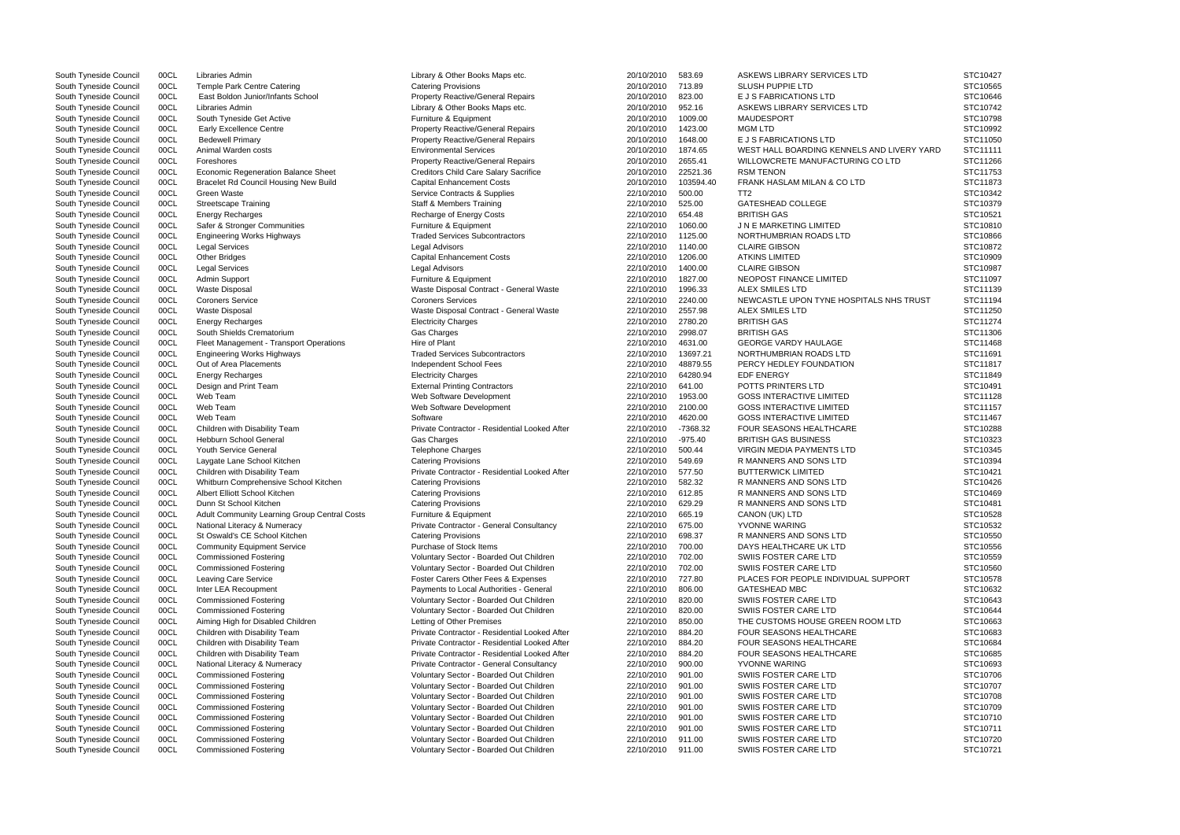| | | | | | | | |
|---|---|---|---|---|---|---|---|
| South Tyneside Council | 00CL | Libraries Admin | Library & Other Books Maps etc. | 20/10/2010 | 583.69 | ASKEWS LIBRARY SERVICES LTD | STC10427 |
| South Tyneside Council | 00CL | Temple Park Centre Catering | Catering Provisions | 20/10/2010 | 713.89 | SLUSH PUPPIE LTD | STC10565 |
| South Tyneside Council | 00CL | East Boldon Junior/Infants School | Property Reactive/General Repairs | 20/10/2010 | 823.00 | E J S FABRICATIONS LTD | STC10646 |
| South Tyneside Council | 00CL | Libraries Admin | Library & Other Books Maps etc. | 20/10/2010 | 952.16 | ASKEWS LIBRARY SERVICES LTD | STC10742 |
| South Tyneside Council | 00CL | South Tyneside Get Active | Furniture & Equipment | 20/10/2010 | 1009.00 | MAUDESPORT | STC10798 |
| South Tyneside Council | 00CL | Early Excellence Centre | Property Reactive/General Repairs | 20/10/2010 | 1423.00 | MGM LTD | STC10992 |
| South Tyneside Council | 00CL | Bedewell Primary | Property Reactive/General Repairs | 20/10/2010 | 1648.00 | E J S FABRICATIONS LTD | STC11050 |
| South Tyneside Council | 00CL | Animal Warden costs | Environmental Services | 20/10/2010 | 1874.65 | WEST HALL BOARDING KENNELS AND LIVERY YARD | STC11111 |
| South Tyneside Council | 00CL | Foreshores | Property Reactive/General Repairs | 20/10/2010 | 2655.41 | WILLOWCRETE MANUFACTURING CO LTD | STC11266 |
| South Tyneside Council | 00CL | Economic Regeneration Balance Sheet | Creditors Child Care Salary Sacrifice | 20/10/2010 | 22521.36 | RSM TENON | STC11753 |
| South Tyneside Council | 00CL | Bracelet Rd Council Housing New Build | Capital Enhancement Costs | 20/10/2010 | 103594.40 | FRANK HASLAM MILAN & CO LTD | STC11873 |
| South Tyneside Council | 00CL | Green Waste | Service Contracts & Supplies | 22/10/2010 | 500.00 | TT2 | STC10342 |
| South Tyneside Council | 00CL | Streetscape Training | Staff & Members Training | 22/10/2010 | 525.00 | GATESHEAD COLLEGE | STC10379 |
| South Tyneside Council | 00CL | Energy Recharges | Recharge of Energy Costs | 22/10/2010 | 654.48 | BRITISH GAS | STC10521 |
| South Tyneside Council | 00CL | Safer & Stronger Communities | Furniture & Equipment | 22/10/2010 | 1060.00 | J N E MARKETING LIMITED | STC10810 |
| South Tyneside Council | 00CL | Engineering Works Highways | Traded Services Subcontractors | 22/10/2010 | 1125.00 | NORTHUMBRIAN ROADS LTD | STC10866 |
| South Tyneside Council | 00CL | Legal Services | Legal Advisors | 22/10/2010 | 1140.00 | CLAIRE GIBSON | STC10872 |
| South Tyneside Council | 00CL | Other Bridges | Capital Enhancement Costs | 22/10/2010 | 1206.00 | ATKINS LIMITED | STC10909 |
| South Tyneside Council | 00CL | Legal Services | Legal Advisors | 22/10/2010 | 1400.00 | CLAIRE GIBSON | STC10987 |
| South Tyneside Council | 00CL | Admin Support | Furniture & Equipment | 22/10/2010 | 1827.00 | NEOPOST FINANCE LIMITED | STC11097 |
| South Tyneside Council | 00CL | Waste Disposal | Waste Disposal Contract - General Waste | 22/10/2010 | 1996.33 | ALEX SMILES LTD | STC11139 |
| South Tyneside Council | 00CL | Coroners Service | Coroners Services | 22/10/2010 | 2240.00 | NEWCASTLE UPON TYNE HOSPITALS NHS TRUST | STC11194 |
| South Tyneside Council | 00CL | Waste Disposal | Waste Disposal Contract - General Waste | 22/10/2010 | 2557.98 | ALEX SMILES LTD | STC11250 |
| South Tyneside Council | 00CL | Energy Recharges | Electricity Charges | 22/10/2010 | 2780.20 | BRITISH GAS | STC11274 |
| South Tyneside Council | 00CL | South Shields Crematorium | Gas Charges | 22/10/2010 | 2998.07 | BRITISH GAS | STC11306 |
| South Tyneside Council | 00CL | Fleet Management - Transport Operations | Hire of Plant | 22/10/2010 | 4631.00 | GEORGE VARDY HAULAGE | STC11468 |
| South Tyneside Council | 00CL | Engineering Works Highways | Traded Services Subcontractors | 22/10/2010 | 13697.21 | NORTHUMBRIAN ROADS LTD | STC11691 |
| South Tyneside Council | 00CL | Out of Area Placements | Independent School Fees | 22/10/2010 | 48879.55 | PERCY HEDLEY FOUNDATION | STC11817 |
| South Tyneside Council | 00CL | Energy Recharges | Electricity Charges | 22/10/2010 | 64280.94 | EDF ENERGY | STC11849 |
| South Tyneside Council | 00CL | Design and Print Team | External Printing Contractors | 22/10/2010 | 641.00 | POTTS PRINTERS LTD | STC10491 |
| South Tyneside Council | 00CL | Web Team | Web Software Development | 22/10/2010 | 1953.00 | GOSS INTERACTIVE LIMITED | STC11128 |
| South Tyneside Council | 00CL | Web Team | Web Software Development | 22/10/2010 | 2100.00 | GOSS INTERACTIVE LIMITED | STC11157 |
| South Tyneside Council | 00CL | Web Team | Software | 22/10/2010 | 4620.00 | GOSS INTERACTIVE LIMITED | STC11467 |
| South Tyneside Council | 00CL | Children with Disability Team | Private Contractor - Residential Looked After | 22/10/2010 | -7368.32 | FOUR SEASONS HEALTHCARE | STC10288 |
| South Tyneside Council | 00CL | Hebburn School General | Gas Charges | 22/10/2010 | -975.40 | BRITISH GAS BUSINESS | STC10323 |
| South Tyneside Council | 00CL | Youth Service General | Telephone Charges | 22/10/2010 | 500.44 | VIRGIN MEDIA PAYMENTS LTD | STC10345 |
| South Tyneside Council | 00CL | Laygate Lane School Kitchen | Catering Provisions | 22/10/2010 | 549.69 | R MANNERS AND SONS LTD | STC10394 |
| South Tyneside Council | 00CL | Children with Disability Team | Private Contractor - Residential Looked After | 22/10/2010 | 577.50 | BUTTERWICK LIMITED | STC10421 |
| South Tyneside Council | 00CL | Whitburn Comprehensive School Kitchen | Catering Provisions | 22/10/2010 | 582.32 | R MANNERS AND SONS LTD | STC10426 |
| South Tyneside Council | 00CL | Albert Elliott School Kitchen | Catering Provisions | 22/10/2010 | 612.85 | R MANNERS AND SONS LTD | STC10469 |
| South Tyneside Council | 00CL | Dunn St School Kitchen | Catering Provisions | 22/10/2010 | 629.29 | R MANNERS AND SONS LTD | STC10481 |
| South Tyneside Council | 00CL | Adult Community Learning Group Central Costs | Furniture & Equipment | 22/10/2010 | 665.19 | CANON (UK) LTD | STC10528 |
| South Tyneside Council | 00CL | National Literacy & Numeracy | Private Contractor - General Consultancy | 22/10/2010 | 675.00 | YVONNE WARING | STC10532 |
| South Tyneside Council | 00CL | St Oswald's CE School Kitchen | Catering Provisions | 22/10/2010 | 698.37 | R MANNERS AND SONS LTD | STC10550 |
| South Tyneside Council | 00CL | Community Equipment Service | Purchase of Stock Items | 22/10/2010 | 700.00 | DAYS HEALTHCARE UK LTD | STC10556 |
| South Tyneside Council | 00CL | Commissioned Fostering | Voluntary Sector - Boarded Out Children | 22/10/2010 | 702.00 | SWIIS FOSTER CARE LTD | STC10559 |
| South Tyneside Council | 00CL | Commissioned Fostering | Voluntary Sector - Boarded Out Children | 22/10/2010 | 702.00 | SWIIS FOSTER CARE LTD | STC10560 |
| South Tyneside Council | 00CL | Leaving Care Service | Foster Carers Other Fees & Expenses | 22/10/2010 | 727.80 | PLACES FOR PEOPLE INDIVIDUAL SUPPORT | STC10578 |
| South Tyneside Council | 00CL | Inter LEA Recoupment | Payments to Local Authorities - General | 22/10/2010 | 806.00 | GATESHEAD MBC | STC10632 |
| South Tyneside Council | 00CL | Commissioned Fostering | Voluntary Sector - Boarded Out Children | 22/10/2010 | 820.00 | SWIIS FOSTER CARE LTD | STC10643 |
| South Tyneside Council | 00CL | Commissioned Fostering | Voluntary Sector - Boarded Out Children | 22/10/2010 | 820.00 | SWIIS FOSTER CARE LTD | STC10644 |
| South Tyneside Council | 00CL | Aiming High for Disabled Children | Letting of Other Premises | 22/10/2010 | 850.00 | THE CUSTOMS HOUSE GREEN ROOM LTD | STC10663 |
| South Tyneside Council | 00CL | Children with Disability Team | Private Contractor - Residential Looked After | 22/10/2010 | 884.20 | FOUR SEASONS HEALTHCARE | STC10683 |
| South Tyneside Council | 00CL | Children with Disability Team | Private Contractor - Residential Looked After | 22/10/2010 | 884.20 | FOUR SEASONS HEALTHCARE | STC10684 |
| South Tyneside Council | 00CL | Children with Disability Team | Private Contractor - Residential Looked After | 22/10/2010 | 884.20 | FOUR SEASONS HEALTHCARE | STC10685 |
| South Tyneside Council | 00CL | National Literacy & Numeracy | Private Contractor - General Consultancy | 22/10/2010 | 900.00 | YVONNE WARING | STC10693 |
| South Tyneside Council | 00CL | Commissioned Fostering | Voluntary Sector - Boarded Out Children | 22/10/2010 | 901.00 | SWIIS FOSTER CARE LTD | STC10706 |
| South Tyneside Council | 00CL | Commissioned Fostering | Voluntary Sector - Boarded Out Children | 22/10/2010 | 901.00 | SWIIS FOSTER CARE LTD | STC10707 |
| South Tyneside Council | 00CL | Commissioned Fostering | Voluntary Sector - Boarded Out Children | 22/10/2010 | 901.00 | SWIIS FOSTER CARE LTD | STC10708 |
| South Tyneside Council | 00CL | Commissioned Fostering | Voluntary Sector - Boarded Out Children | 22/10/2010 | 901.00 | SWIIS FOSTER CARE LTD | STC10709 |
| South Tyneside Council | 00CL | Commissioned Fostering | Voluntary Sector - Boarded Out Children | 22/10/2010 | 901.00 | SWIIS FOSTER CARE LTD | STC10710 |
| South Tyneside Council | 00CL | Commissioned Fostering | Voluntary Sector - Boarded Out Children | 22/10/2010 | 901.00 | SWIIS FOSTER CARE LTD | STC10711 |
| South Tyneside Council | 00CL | Commissioned Fostering | Voluntary Sector - Boarded Out Children | 22/10/2010 | 911.00 | SWIIS FOSTER CARE LTD | STC10720 |
| South Tyneside Council | 00CL | Commissioned Fostering | Voluntary Sector - Boarded Out Children | 22/10/2010 | 911.00 | SWIIS FOSTER CARE LTD | STC10721 |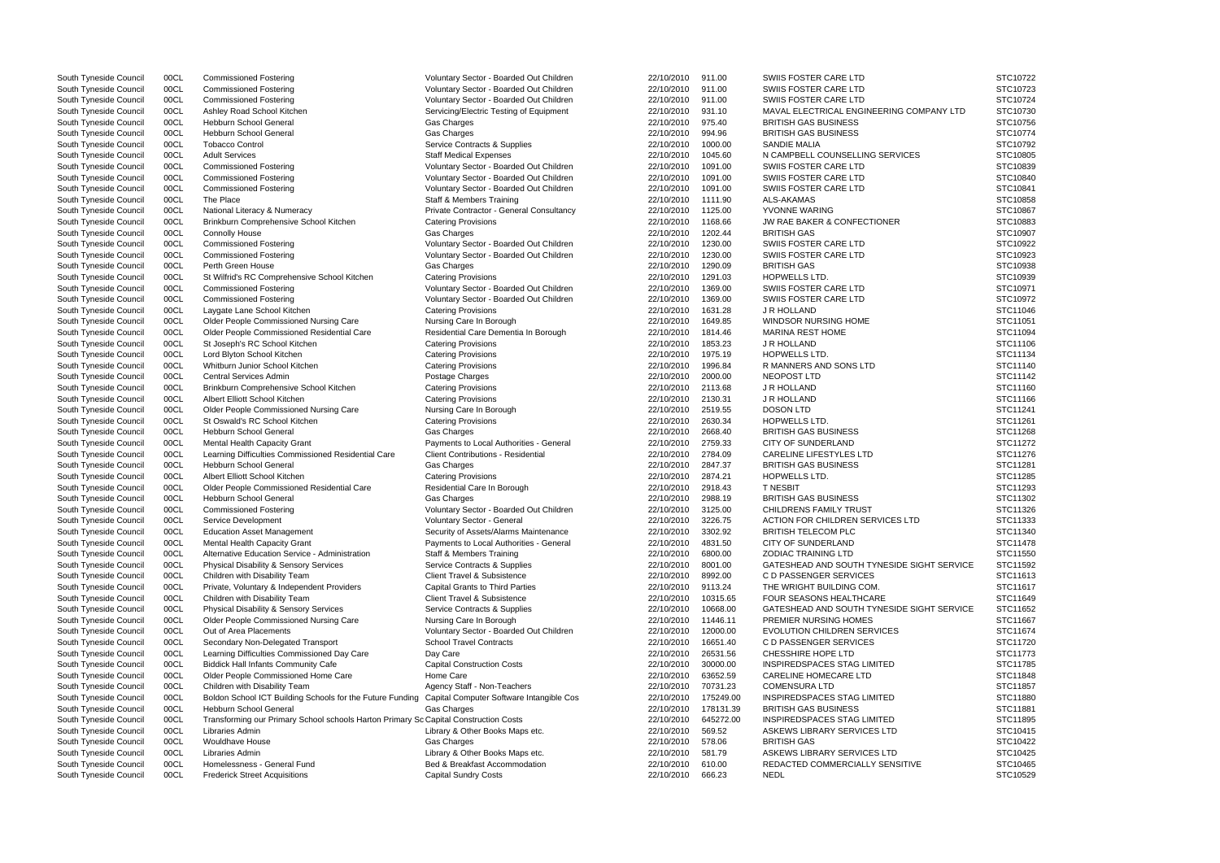| | | | | | | | |
|---|---|---|---|---|---|---|---|
| South Tyneside Council | 00CL | Commissioned Fostering | Voluntary Sector - Boarded Out Children | 22/10/2010 | 911.00 | SWIIS FOSTER CARE LTD | STC10722 |
| South Tyneside Council | 00CL | Commissioned Fostering | Voluntary Sector - Boarded Out Children | 22/10/2010 | 911.00 | SWIIS FOSTER CARE LTD | STC10723 |
| South Tyneside Council | 00CL | Commissioned Fostering | Voluntary Sector - Boarded Out Children | 22/10/2010 | 911.00 | SWIIS FOSTER CARE LTD | STC10724 |
| South Tyneside Council | 00CL | Ashley Road School Kitchen | Servicing/Electric Testing of Equipment | 22/10/2010 | 931.10 | MAVAL ELECTRICAL ENGINEERING COMPANY LTD | STC10730 |
| South Tyneside Council | 00CL | Hebburn School General | Gas Charges | 22/10/2010 | 975.40 | BRITISH GAS BUSINESS | STC10756 |
| South Tyneside Council | 00CL | Hebburn School General | Gas Charges | 22/10/2010 | 994.96 | BRITISH GAS BUSINESS | STC10774 |
| South Tyneside Council | 00CL | Tobacco Control | Service Contracts & Supplies | 22/10/2010 | 1000.00 | SANDIE MALIA | STC10792 |
| South Tyneside Council | 00CL | Adult Services | Staff Medical Expenses | 22/10/2010 | 1045.60 | N CAMPBELL COUNSELLING SERVICES | STC10805 |
| South Tyneside Council | 00CL | Commissioned Fostering | Voluntary Sector - Boarded Out Children | 22/10/2010 | 1091.00 | SWIIS FOSTER CARE LTD | STC10839 |
| South Tyneside Council | 00CL | Commissioned Fostering | Voluntary Sector - Boarded Out Children | 22/10/2010 | 1091.00 | SWIIS FOSTER CARE LTD | STC10840 |
| South Tyneside Council | 00CL | Commissioned Fostering | Voluntary Sector - Boarded Out Children | 22/10/2010 | 1091.00 | SWIIS FOSTER CARE LTD | STC10841 |
| South Tyneside Council | 00CL | The Place | Staff & Members Training | 22/10/2010 | 1111.90 | ALS-AKAMAS | STC10858 |
| South Tyneside Council | 00CL | National Literacy & Numeracy | Private Contractor - General Consultancy | 22/10/2010 | 1125.00 | YVONNE WARING | STC10867 |
| South Tyneside Council | 00CL | Brinkburn Comprehensive School Kitchen | Catering Provisions | 22/10/2010 | 1168.66 | JW RAE BAKER & CONFECTIONER | STC10883 |
| South Tyneside Council | 00CL | Connolly House | Gas Charges | 22/10/2010 | 1202.44 | BRITISH GAS | STC10907 |
| South Tyneside Council | 00CL | Commissioned Fostering | Voluntary Sector - Boarded Out Children | 22/10/2010 | 1230.00 | SWIIS FOSTER CARE LTD | STC10922 |
| South Tyneside Council | 00CL | Commissioned Fostering | Voluntary Sector - Boarded Out Children | 22/10/2010 | 1230.00 | SWIIS FOSTER CARE LTD | STC10923 |
| South Tyneside Council | 00CL | Perth Green House | Gas Charges | 22/10/2010 | 1290.09 | BRITISH GAS | STC10938 |
| South Tyneside Council | 00CL | St Wilfrid's RC Comprehensive School Kitchen | Catering Provisions | 22/10/2010 | 1291.03 | HOPWELLS LTD. | STC10939 |
| South Tyneside Council | 00CL | Commissioned Fostering | Voluntary Sector - Boarded Out Children | 22/10/2010 | 1369.00 | SWIIS FOSTER CARE LTD | STC10971 |
| South Tyneside Council | 00CL | Commissioned Fostering | Voluntary Sector - Boarded Out Children | 22/10/2010 | 1369.00 | SWIIS FOSTER CARE LTD | STC10972 |
| South Tyneside Council | 00CL | Laygate Lane School Kitchen | Catering Provisions | 22/10/2010 | 1631.28 | J R HOLLAND | STC11046 |
| South Tyneside Council | 00CL | Older People Commissioned Nursing Care | Nursing Care In Borough | 22/10/2010 | 1649.85 | WINDSOR NURSING HOME | STC11051 |
| South Tyneside Council | 00CL | Older People Commissioned Residential Care | Residential Care Dementia In Borough | 22/10/2010 | 1814.46 | MARINA REST HOME | STC11094 |
| South Tyneside Council | 00CL | St Joseph's RC School Kitchen | Catering Provisions | 22/10/2010 | 1853.23 | J R HOLLAND | STC11106 |
| South Tyneside Council | 00CL | Lord Blyton School Kitchen | Catering Provisions | 22/10/2010 | 1975.19 | HOPWELLS LTD. | STC11134 |
| South Tyneside Council | 00CL | Whitburn Junior School Kitchen | Catering Provisions | 22/10/2010 | 1996.84 | R MANNERS AND SONS LTD | STC11140 |
| South Tyneside Council | 00CL | Central Services Admin | Postage Charges | 22/10/2010 | 2000.00 | NEOPOST LTD | STC11142 |
| South Tyneside Council | 00CL | Brinkburn Comprehensive School Kitchen | Catering Provisions | 22/10/2010 | 2113.68 | J R HOLLAND | STC11160 |
| South Tyneside Council | 00CL | Albert Elliott School Kitchen | Catering Provisions | 22/10/2010 | 2130.31 | J R HOLLAND | STC11166 |
| South Tyneside Council | 00CL | Older People Commissioned Nursing Care | Nursing Care In Borough | 22/10/2010 | 2519.55 | DOSON LTD | STC11241 |
| South Tyneside Council | 00CL | St Oswald's RC School Kitchen | Catering Provisions | 22/10/2010 | 2630.34 | HOPWELLS LTD. | STC11261 |
| South Tyneside Council | 00CL | Hebburn School General | Gas Charges | 22/10/2010 | 2668.40 | BRITISH GAS BUSINESS | STC11268 |
| South Tyneside Council | 00CL | Mental Health Capacity Grant | Payments to Local Authorities - General | 22/10/2010 | 2759.33 | CITY OF SUNDERLAND | STC11272 |
| South Tyneside Council | 00CL | Learning Difficulties Commissioned Residential Care | Client Contributions - Residential | 22/10/2010 | 2784.09 | CARELINE LIFESTYLES LTD | STC11276 |
| South Tyneside Council | 00CL | Hebburn School General | Gas Charges | 22/10/2010 | 2847.37 | BRITISH GAS BUSINESS | STC11281 |
| South Tyneside Council | 00CL | Albert Elliott School Kitchen | Catering Provisions | 22/10/2010 | 2874.21 | HOPWELLS LTD. | STC11285 |
| South Tyneside Council | 00CL | Older People Commissioned Residential Care | Residential Care In Borough | 22/10/2010 | 2918.43 | T NESBIT | STC11293 |
| South Tyneside Council | 00CL | Hebburn School General | Gas Charges | 22/10/2010 | 2988.19 | BRITISH GAS BUSINESS | STC11302 |
| South Tyneside Council | 00CL | Commissioned Fostering | Voluntary Sector - Boarded Out Children | 22/10/2010 | 3125.00 | CHILDRENS FAMILY TRUST | STC11326 |
| South Tyneside Council | 00CL | Service Development | Voluntary Sector - General | 22/10/2010 | 3226.75 | ACTION FOR CHILDREN SERVICES LTD | STC11333 |
| South Tyneside Council | 00CL | Education Asset Management | Security of Assets/Alarms Maintenance | 22/10/2010 | 3302.92 | BRITISH TELECOM PLC | STC11340 |
| South Tyneside Council | 00CL | Mental Health Capacity Grant | Payments to Local Authorities - General | 22/10/2010 | 4831.50 | CITY OF SUNDERLAND | STC11478 |
| South Tyneside Council | 00CL | Alternative Education Service - Administration | Staff & Members Training | 22/10/2010 | 6800.00 | ZODIAC TRAINING LTD | STC11550 |
| South Tyneside Council | 00CL | Physical Disability & Sensory Services | Service Contracts & Supplies | 22/10/2010 | 8001.00 | GATESHEAD AND SOUTH TYNESIDE SIGHT SERVICE | STC11592 |
| South Tyneside Council | 00CL | Children with Disability Team | Client Travel & Subsistence | 22/10/2010 | 8992.00 | C D PASSENGER SERVICES | STC11613 |
| South Tyneside Council | 00CL | Private, Voluntary & Independent Providers | Capital Grants to Third Parties | 22/10/2010 | 9113.24 | THE WRIGHT BUILDING COM. | STC11617 |
| South Tyneside Council | 00CL | Children with Disability Team | Client Travel & Subsistence | 22/10/2010 | 10315.65 | FOUR SEASONS HEALTHCARE | STC11649 |
| South Tyneside Council | 00CL | Physical Disability & Sensory Services | Service Contracts & Supplies | 22/10/2010 | 10668.00 | GATESHEAD AND SOUTH TYNESIDE SIGHT SERVICE | STC11652 |
| South Tyneside Council | 00CL | Older People Commissioned Nursing Care | Nursing Care In Borough | 22/10/2010 | 11446.11 | PREMIER NURSING HOMES | STC11667 |
| South Tyneside Council | 00CL | Out of Area Placements | Voluntary Sector - Boarded Out Children | 22/10/2010 | 12000.00 | EVOLUTION CHILDREN SERVICES | STC11674 |
| South Tyneside Council | 00CL | Secondary Non-Delegated Transport | School Travel Contracts | 22/10/2010 | 16651.40 | C D PASSENGER SERVICES | STC11720 |
| South Tyneside Council | 00CL | Learning Difficulties Commissioned Day Care | Day Care | 22/10/2010 | 26531.56 | CHESSHIRE HOPE LTD | STC11773 |
| South Tyneside Council | 00CL | Biddick Hall Infants Community Cafe | Capital Construction Costs | 22/10/2010 | 30000.00 | INSPIREDSPACES STAG LIMITED | STC11785 |
| South Tyneside Council | 00CL | Older People Commissioned Home Care | Home Care | 22/10/2010 | 63652.59 | CARELINE HOMECARE LTD | STC11848 |
| South Tyneside Council | 00CL | Children with Disability Team | Agency Staff - Non-Teachers | 22/10/2010 | 70731.23 | COMENSURA LTD | STC11857 |
| South Tyneside Council | 00CL | Boldon School ICT Building Schools for the Future Funding | Capital Computer Software Intangible Cos | 22/10/2010 | 175249.00 | INSPIREDSPACES STAG LIMITED | STC11880 |
| South Tyneside Council | 00CL | Hebburn School General | Gas Charges | 22/10/2010 | 178131.39 | BRITISH GAS BUSINESS | STC11881 |
| South Tyneside Council | 00CL | Transforming our Primary School schools Harton Primary Sc | Capital Construction Costs | 22/10/2010 | 645272.00 | INSPIREDSPACES STAG LIMITED | STC11895 |
| South Tyneside Council | 00CL | Libraries Admin | Library & Other Books Maps etc. | 22/10/2010 | 569.52 | ASKEWS LIBRARY SERVICES LTD | STC10415 |
| South Tyneside Council | 00CL | Wouldhave House | Gas Charges | 22/10/2010 | 578.06 | BRITISH GAS | STC10422 |
| South Tyneside Council | 00CL | Libraries Admin | Library & Other Books Maps etc. | 22/10/2010 | 581.79 | ASKEWS LIBRARY SERVICES LTD | STC10425 |
| South Tyneside Council | 00CL | Homelessness - General Fund | Bed & Breakfast Accommodation | 22/10/2010 | 610.00 | REDACTED COMMERCIALLY SENSITIVE | STC10465 |
| South Tyneside Council | 00CL | Frederick Street Acquisitions | Capital Sundry Costs | 22/10/2010 | 666.23 | NEDL | STC10529 |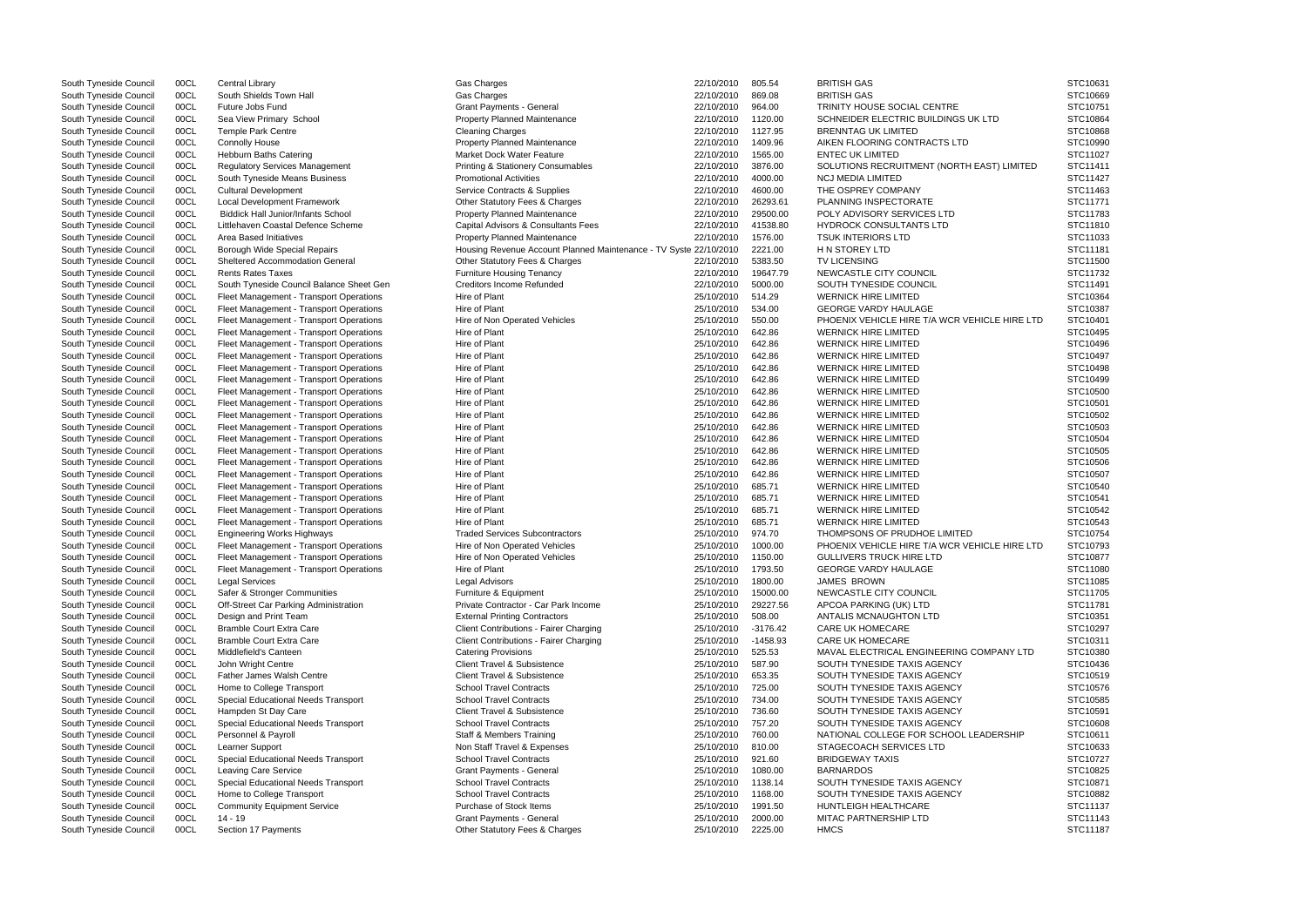| | | | | | | | |
|---|---|---|---|---|---|---|---|
| South Tyneside Council | 00CL | Central Library | Gas Charges | 22/10/2010 | 805.54 | BRITISH GAS | STC10631 |
| South Tyneside Council | 00CL | South Shields Town Hall | Gas Charges | 22/10/2010 | 869.08 | BRITISH GAS | STC10669 |
| South Tyneside Council | 00CL | Future Jobs Fund | Grant Payments - General | 22/10/2010 | 964.00 | TRINITY HOUSE SOCIAL CENTRE | STC10751 |
| South Tyneside Council | 00CL | Sea View Primary School | Property Planned Maintenance | 22/10/2010 | 1120.00 | SCHNEIDER ELECTRIC BUILDINGS UK LTD | STC10864 |
| South Tyneside Council | 00CL | Temple Park Centre | Cleaning Charges | 22/10/2010 | 1127.95 | BRENNTAG UK LIMITED | STC10868 |
| South Tyneside Council | 00CL | Connolly House | Property Planned Maintenance | 22/10/2010 | 1409.96 | AIKEN FLOORING CONTRACTS LTD | STC10990 |
| South Tyneside Council | 00CL | Hebburn Baths Catering | Market Dock Water Feature | 22/10/2010 | 1565.00 | ENTEC UK LIMITED | STC11027 |
| South Tyneside Council | 00CL | Regulatory Services Management | Printing & Stationery Consumables | 22/10/2010 | 3876.00 | SOLUTIONS RECRUITMENT (NORTH EAST) LIMITED | STC11411 |
| South Tyneside Council | 00CL | South Tyneside Means Business | Promotional Activities | 22/10/2010 | 4000.00 | NCJ MEDIA LIMITED | STC11427 |
| South Tyneside Council | 00CL | Cultural Development | Service Contracts & Supplies | 22/10/2010 | 4600.00 | THE OSPREY COMPANY | STC11463 |
| South Tyneside Council | 00CL | Local Development Framework | Other Statutory Fees & Charges | 22/10/2010 | 26293.61 | PLANNING INSPECTORATE | STC11771 |
| South Tyneside Council | 00CL | Biddick Hall Junior/Infants School | Property Planned Maintenance | 22/10/2010 | 29500.00 | POLY ADVISORY SERVICES LTD | STC11783 |
| South Tyneside Council | 00CL | Littlehaven Coastal Defence Scheme | Capital Advisors & Consultants Fees | 22/10/2010 | 41538.80 | HYDROCK CONSULTANTS LTD | STC11810 |
| South Tyneside Council | 00CL | Area Based Initiatives | Property Planned Maintenance | 22/10/2010 | 1576.00 | TSUK INTERIORS LTD | STC11033 |
| South Tyneside Council | 00CL | Borough Wide Special Repairs | Housing Revenue Account Planned Maintenance - TV Syste | 22/10/2010 | 2221.00 | H N STOREY LTD | STC11181 |
| South Tyneside Council | 00CL | Sheltered Accommodation General | Other Statutory Fees & Charges | 22/10/2010 | 5383.50 | TV LICENSING | STC11500 |
| South Tyneside Council | 00CL | Rents Rates Taxes | Furniture Housing Tenancy | 22/10/2010 | 19647.79 | NEWCASTLE CITY COUNCIL | STC11732 |
| South Tyneside Council | 00CL | South Tyneside Council Balance Sheet Gen | Creditors Income Refunded | 22/10/2010 | 5000.00 | SOUTH TYNESIDE COUNCIL | STC11491 |
| South Tyneside Council | 00CL | Fleet Management - Transport Operations | Hire of Plant | 25/10/2010 | 514.29 | WERNICK HIRE LIMITED | STC10364 |
| South Tyneside Council | 00CL | Fleet Management - Transport Operations | Hire of Plant | 25/10/2010 | 534.00 | GEORGE VARDY HAULAGE | STC10387 |
| South Tyneside Council | 00CL | Fleet Management - Transport Operations | Hire of Non Operated Vehicles | 25/10/2010 | 550.00 | PHOENIX VEHICLE HIRE T/A WCR VEHICLE HIRE LTD | STC10401 |
| South Tyneside Council | 00CL | Fleet Management - Transport Operations | Hire of Plant | 25/10/2010 | 642.86 | WERNICK HIRE LIMITED | STC10495 |
| South Tyneside Council | 00CL | Fleet Management - Transport Operations | Hire of Plant | 25/10/2010 | 642.86 | WERNICK HIRE LIMITED | STC10496 |
| South Tyneside Council | 00CL | Fleet Management - Transport Operations | Hire of Plant | 25/10/2010 | 642.86 | WERNICK HIRE LIMITED | STC10497 |
| South Tyneside Council | 00CL | Fleet Management - Transport Operations | Hire of Plant | 25/10/2010 | 642.86 | WERNICK HIRE LIMITED | STC10498 |
| South Tyneside Council | 00CL | Fleet Management - Transport Operations | Hire of Plant | 25/10/2010 | 642.86 | WERNICK HIRE LIMITED | STC10499 |
| South Tyneside Council | 00CL | Fleet Management - Transport Operations | Hire of Plant | 25/10/2010 | 642.86 | WERNICK HIRE LIMITED | STC10500 |
| South Tyneside Council | 00CL | Fleet Management - Transport Operations | Hire of Plant | 25/10/2010 | 642.86 | WERNICK HIRE LIMITED | STC10501 |
| South Tyneside Council | 00CL | Fleet Management - Transport Operations | Hire of Plant | 25/10/2010 | 642.86 | WERNICK HIRE LIMITED | STC10502 |
| South Tyneside Council | 00CL | Fleet Management - Transport Operations | Hire of Plant | 25/10/2010 | 642.86 | WERNICK HIRE LIMITED | STC10503 |
| South Tyneside Council | 00CL | Fleet Management - Transport Operations | Hire of Plant | 25/10/2010 | 642.86 | WERNICK HIRE LIMITED | STC10504 |
| South Tyneside Council | 00CL | Fleet Management - Transport Operations | Hire of Plant | 25/10/2010 | 642.86 | WERNICK HIRE LIMITED | STC10505 |
| South Tyneside Council | 00CL | Fleet Management - Transport Operations | Hire of Plant | 25/10/2010 | 642.86 | WERNICK HIRE LIMITED | STC10506 |
| South Tyneside Council | 00CL | Fleet Management - Transport Operations | Hire of Plant | 25/10/2010 | 642.86 | WERNICK HIRE LIMITED | STC10507 |
| South Tyneside Council | 00CL | Fleet Management - Transport Operations | Hire of Plant | 25/10/2010 | 685.71 | WERNICK HIRE LIMITED | STC10540 |
| South Tyneside Council | 00CL | Fleet Management - Transport Operations | Hire of Plant | 25/10/2010 | 685.71 | WERNICK HIRE LIMITED | STC10541 |
| South Tyneside Council | 00CL | Fleet Management - Transport Operations | Hire of Plant | 25/10/2010 | 685.71 | WERNICK HIRE LIMITED | STC10542 |
| South Tyneside Council | 00CL | Fleet Management - Transport Operations | Hire of Plant | 25/10/2010 | 685.71 | WERNICK HIRE LIMITED | STC10543 |
| South Tyneside Council | 00CL | Engineering Works Highways | Traded Services Subcontractors | 25/10/2010 | 974.70 | THOMPSONS OF PRUDHOE LIMITED | STC10754 |
| South Tyneside Council | 00CL | Fleet Management - Transport Operations | Hire of Non Operated Vehicles | 25/10/2010 | 1000.00 | PHOENIX VEHICLE HIRE T/A WCR VEHICLE HIRE LTD | STC10793 |
| South Tyneside Council | 00CL | Fleet Management - Transport Operations | Hire of Non Operated Vehicles | 25/10/2010 | 1150.00 | GULLIVERS TRUCK HIRE LTD | STC10877 |
| South Tyneside Council | 00CL | Fleet Management - Transport Operations | Hire of Plant | 25/10/2010 | 1793.50 | GEORGE VARDY HAULAGE | STC11080 |
| South Tyneside Council | 00CL | Legal Services | Legal Advisors | 25/10/2010 | 1800.00 | JAMES BROWN | STC11085 |
| South Tyneside Council | 00CL | Safer & Stronger Communities | Furniture & Equipment | 25/10/2010 | 15000.00 | NEWCASTLE CITY COUNCIL | STC11705 |
| South Tyneside Council | 00CL | Off-Street Car Parking Administration | Private Contractor - Car Park Income | 25/10/2010 | 29227.56 | APCOA PARKING (UK) LTD | STC11781 |
| South Tyneside Council | 00CL | Design and Print Team | External Printing Contractors | 25/10/2010 | 508.00 | ANTALIS MCNAUGHTON LTD | STC10351 |
| South Tyneside Council | 00CL | Bramble Court Extra Care | Client Contributions - Fairer Charging | 25/10/2010 | -3176.42 | CARE UK HOMECARE | STC10297 |
| South Tyneside Council | 00CL | Bramble Court Extra Care | Client Contributions - Fairer Charging | 25/10/2010 | -1458.93 | CARE UK HOMECARE | STC10311 |
| South Tyneside Council | 00CL | Middlefield's Canteen | Catering Provisions | 25/10/2010 | 525.53 | MAVAL ELECTRICAL ENGINEERING COMPANY LTD | STC10380 |
| South Tyneside Council | 00CL | John Wright Centre | Client Travel & Subsistence | 25/10/2010 | 587.90 | SOUTH TYNESIDE TAXIS AGENCY | STC10436 |
| South Tyneside Council | 00CL | Father James Walsh Centre | Client Travel & Subsistence | 25/10/2010 | 653.35 | SOUTH TYNESIDE TAXIS AGENCY | STC10519 |
| South Tyneside Council | 00CL | Home to College Transport | School Travel Contracts | 25/10/2010 | 725.00 | SOUTH TYNESIDE TAXIS AGENCY | STC10576 |
| South Tyneside Council | 00CL | Special Educational Needs Transport | School Travel Contracts | 25/10/2010 | 734.00 | SOUTH TYNESIDE TAXIS AGENCY | STC10585 |
| South Tyneside Council | 00CL | Hampden St Day Care | Client Travel & Subsistence | 25/10/2010 | 736.60 | SOUTH TYNESIDE TAXIS AGENCY | STC10591 |
| South Tyneside Council | 00CL | Special Educational Needs Transport | School Travel Contracts | 25/10/2010 | 757.20 | SOUTH TYNESIDE TAXIS AGENCY | STC10608 |
| South Tyneside Council | 00CL | Personnel & Payroll | Staff & Members Training | 25/10/2010 | 760.00 | NATIONAL COLLEGE FOR SCHOOL LEADERSHIP | STC10611 |
| South Tyneside Council | 00CL | Learner Support | Non Staff Travel & Expenses | 25/10/2010 | 810.00 | STAGECOACH SERVICES LTD | STC10633 |
| South Tyneside Council | 00CL | Special Educational Needs Transport | School Travel Contracts | 25/10/2010 | 921.60 | BRIDGEWAY TAXIS | STC10727 |
| South Tyneside Council | 00CL | Leaving Care Service | Grant Payments - General | 25/10/2010 | 1080.00 | BARNARDOS | STC10825 |
| South Tyneside Council | 00CL | Special Educational Needs Transport | School Travel Contracts | 25/10/2010 | 1138.14 | SOUTH TYNESIDE TAXIS AGENCY | STC10871 |
| South Tyneside Council | 00CL | Home to College Transport | School Travel Contracts | 25/10/2010 | 1168.00 | SOUTH TYNESIDE TAXIS AGENCY | STC10882 |
| South Tyneside Council | 00CL | Community Equipment Service | Purchase of Stock Items | 25/10/2010 | 1991.50 | HUNTLEIGH HEALTHCARE | STC11137 |
| South Tyneside Council | 00CL | 14 - 19 | Grant Payments - General | 25/10/2010 | 2000.00 | MITAC PARTNERSHIP LTD | STC11143 |
| South Tyneside Council | 00CL | Section 17 Payments | Other Statutory Fees & Charges | 25/10/2010 | 2225.00 | HMCS | STC11187 |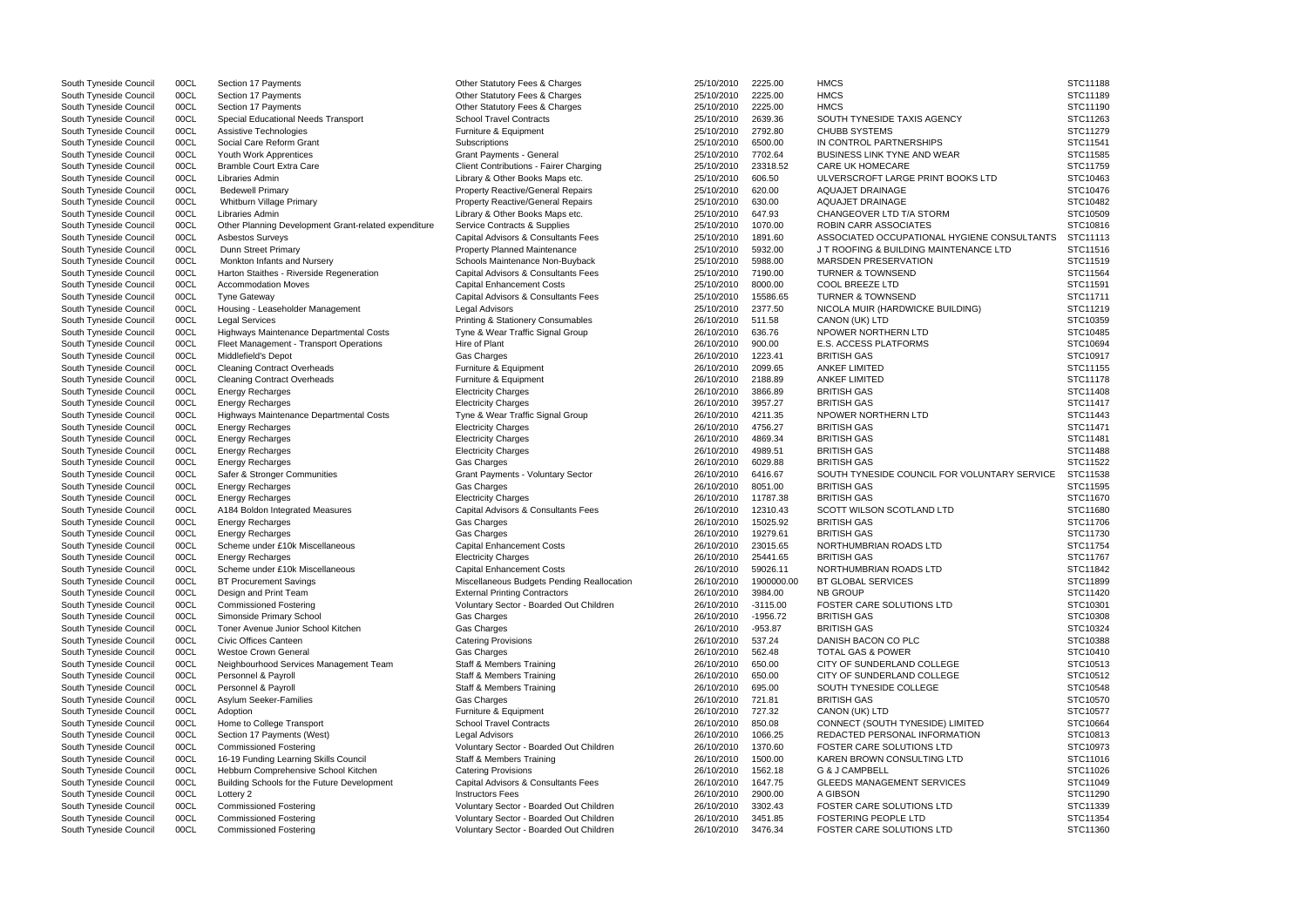| | | | | | | | |
|---|---|---|---|---|---|---|---|
| South Tyneside Council | 00CL | Section 17 Payments | Other Statutory Fees & Charges | 25/10/2010 | 2225.00 | HMCS | STC11188 |
| South Tyneside Council | 00CL | Section 17 Payments | Other Statutory Fees & Charges | 25/10/2010 | 2225.00 | HMCS | STC11189 |
| South Tyneside Council | 00CL | Section 17 Payments | Other Statutory Fees & Charges | 25/10/2010 | 2225.00 | HMCS | STC11190 |
| South Tyneside Council | 00CL | Special Educational Needs Transport | School Travel Contracts | 25/10/2010 | 2639.36 | SOUTH TYNESIDE TAXIS AGENCY | STC11263 |
| South Tyneside Council | 00CL | Assistive Technologies | Furniture & Equipment | 25/10/2010 | 2792.80 | CHUBB SYSTEMS | STC11279 |
| South Tyneside Council | 00CL | Social Care Reform Grant | Subscriptions | 25/10/2010 | 6500.00 | IN CONTROL PARTNERSHIPS | STC11541 |
| South Tyneside Council | 00CL | Youth Work Apprentices | Grant Payments - General | 25/10/2010 | 7702.64 | BUSINESS LINK TYNE AND WEAR | STC11585 |
| South Tyneside Council | 00CL | Bramble Court Extra Care | Client Contributions - Fairer Charging | 25/10/2010 | 23318.52 | CARE UK HOMECARE | STC11759 |
| South Tyneside Council | 00CL | Libraries Admin | Library & Other Books Maps etc. | 25/10/2010 | 606.50 | ULVERSCROFT LARGE PRINT BOOKS LTD | STC10463 |
| South Tyneside Council | 00CL | Bedewell Primary | Property Reactive/General Repairs | 25/10/2010 | 620.00 | AQUAJET DRAINAGE | STC10476 |
| South Tyneside Council | 00CL | Whitburn Village Primary | Property Reactive/General Repairs | 25/10/2010 | 630.00 | AQUAJET DRAINAGE | STC10482 |
| South Tyneside Council | 00CL | Libraries Admin | Library & Other Books Maps etc. | 25/10/2010 | 647.93 | CHANGEOVER LTD T/A STORM | STC10509 |
| South Tyneside Council | 00CL | Other Planning Development Grant-related expenditure | Service Contracts & Supplies | 25/10/2010 | 1070.00 | ROBIN CARR ASSOCIATES | STC10816 |
| South Tyneside Council | 00CL | Asbestos Surveys | Capital Advisors & Consultants Fees | 25/10/2010 | 1891.60 | ASSOCIATED OCCUPATIONAL HYGIENE CONSULTANTS | STC11113 |
| South Tyneside Council | 00CL | Dunn Street Primary | Property Planned Maintenance | 25/10/2010 | 5932.00 | J T ROOFING & BUILDING MAINTENANCE LTD | STC11516 |
| South Tyneside Council | 00CL | Monkton Infants and Nursery | Schools Maintenance Non-Buyback | 25/10/2010 | 5988.00 | MARSDEN PRESERVATION | STC11519 |
| South Tyneside Council | 00CL | Harton Staithes - Riverside Regeneration | Capital Advisors & Consultants Fees | 25/10/2010 | 7190.00 | TURNER & TOWNSEND | STC11564 |
| South Tyneside Council | 00CL | Accommodation Moves | Capital Enhancement Costs | 25/10/2010 | 8000.00 | COOL BREEZE LTD | STC11591 |
| South Tyneside Council | 00CL | Tyne Gateway | Capital Advisors & Consultants Fees | 25/10/2010 | 15586.65 | TURNER & TOWNSEND | STC11711 |
| South Tyneside Council | 00CL | Housing - Leaseholder Management | Legal Advisors | 25/10/2010 | 2377.50 | NICOLA MUIR (HARDWICKE BUILDING) | STC11219 |
| South Tyneside Council | 00CL | Legal Services | Printing & Stationery Consumables | 26/10/2010 | 511.58 | CANON (UK) LTD | STC10359 |
| South Tyneside Council | 00CL | Highways Maintenance Departmental Costs | Tyne & Wear Traffic Signal Group | 26/10/2010 | 636.76 | NPOWER NORTHERN LTD | STC10485 |
| South Tyneside Council | 00CL | Fleet Management - Transport Operations | Hire of Plant | 26/10/2010 | 900.00 | E.S. ACCESS PLATFORMS | STC10694 |
| South Tyneside Council | 00CL | Middlefield's Depot | Gas Charges | 26/10/2010 | 1223.41 | BRITISH GAS | STC10917 |
| South Tyneside Council | 00CL | Cleaning Contract Overheads | Furniture & Equipment | 26/10/2010 | 2099.65 | ANKEF LIMITED | STC11155 |
| South Tyneside Council | 00CL | Cleaning Contract Overheads | Furniture & Equipment | 26/10/2010 | 2188.89 | ANKEF LIMITED | STC11178 |
| South Tyneside Council | 00CL | Energy Recharges | Electricity Charges | 26/10/2010 | 3866.89 | BRITISH GAS | STC11408 |
| South Tyneside Council | 00CL | Energy Recharges | Electricity Charges | 26/10/2010 | 3957.27 | BRITISH GAS | STC11417 |
| South Tyneside Council | 00CL | Highways Maintenance Departmental Costs | Tyne & Wear Traffic Signal Group | 26/10/2010 | 4211.35 | NPOWER NORTHERN LTD | STC11443 |
| South Tyneside Council | 00CL | Energy Recharges | Electricity Charges | 26/10/2010 | 4756.27 | BRITISH GAS | STC11471 |
| South Tyneside Council | 00CL | Energy Recharges | Electricity Charges | 26/10/2010 | 4869.34 | BRITISH GAS | STC11481 |
| South Tyneside Council | 00CL | Energy Recharges | Electricity Charges | 26/10/2010 | 4989.51 | BRITISH GAS | STC11488 |
| South Tyneside Council | 00CL | Energy Recharges | Gas Charges | 26/10/2010 | 6029.88 | BRITISH GAS | STC11522 |
| South Tyneside Council | 00CL | Safer & Stronger Communities | Grant Payments - Voluntary Sector | 26/10/2010 | 6416.67 | SOUTH TYNESIDE COUNCIL FOR VOLUNTARY SERVICE | STC11538 |
| South Tyneside Council | 00CL | Energy Recharges | Gas Charges | 26/10/2010 | 8051.00 | BRITISH GAS | STC11595 |
| South Tyneside Council | 00CL | Energy Recharges | Electricity Charges | 26/10/2010 | 11787.38 | BRITISH GAS | STC11670 |
| South Tyneside Council | 00CL | A184 Boldon Integrated Measures | Capital Advisors & Consultants Fees | 26/10/2010 | 12310.43 | SCOTT WILSON SCOTLAND LTD | STC11680 |
| South Tyneside Council | 00CL | Energy Recharges | Gas Charges | 26/10/2010 | 15025.92 | BRITISH GAS | STC11706 |
| South Tyneside Council | 00CL | Energy Recharges | Gas Charges | 26/10/2010 | 19279.61 | BRITISH GAS | STC11730 |
| South Tyneside Council | 00CL | Scheme under £10k Miscellaneous | Capital Enhancement Costs | 26/10/2010 | 23015.65 | NORTHUMBRIAN ROADS LTD | STC11754 |
| South Tyneside Council | 00CL | Energy Recharges | Electricity Charges | 26/10/2010 | 25441.65 | BRITISH GAS | STC11767 |
| South Tyneside Council | 00CL | Scheme under £10k Miscellaneous | Capital Enhancement Costs | 26/10/2010 | 59026.11 | NORTHUMBRIAN ROADS LTD | STC11842 |
| South Tyneside Council | 00CL | BT Procurement Savings | Miscellaneous Budgets Pending Reallocation | 26/10/2010 | 1900000.00 | BT GLOBAL SERVICES | STC11899 |
| South Tyneside Council | 00CL | Design and Print Team | External Printing Contractors | 26/10/2010 | 3984.00 | NB GROUP | STC11420 |
| South Tyneside Council | 00CL | Commissioned Fostering | Voluntary Sector - Boarded Out Children | 26/10/2010 | -3115.00 | FOSTER CARE SOLUTIONS LTD | STC10301 |
| South Tyneside Council | 00CL | Simonside Primary School | Gas Charges | 26/10/2010 | -1956.72 | BRITISH GAS | STC10308 |
| South Tyneside Council | 00CL | Toner Avenue Junior School Kitchen | Gas Charges | 26/10/2010 | -953.87 | BRITISH GAS | STC10324 |
| South Tyneside Council | 00CL | Civic Offices Canteen | Catering Provisions | 26/10/2010 | 537.24 | DANISH BACON CO PLC | STC10388 |
| South Tyneside Council | 00CL | Westoe Crown General | Gas Charges | 26/10/2010 | 562.48 | TOTAL GAS & POWER | STC10410 |
| South Tyneside Council | 00CL | Neighbourhood Services Management Team | Staff & Members Training | 26/10/2010 | 650.00 | CITY OF SUNDERLAND COLLEGE | STC10513 |
| South Tyneside Council | 00CL | Personnel & Payroll | Staff & Members Training | 26/10/2010 | 650.00 | CITY OF SUNDERLAND COLLEGE | STC10512 |
| South Tyneside Council | 00CL | Personnel & Payroll | Staff & Members Training | 26/10/2010 | 695.00 | SOUTH TYNESIDE COLLEGE | STC10548 |
| South Tyneside Council | 00CL | Asylum Seeker-Families | Gas Charges | 26/10/2010 | 721.81 | BRITISH GAS | STC10570 |
| South Tyneside Council | 00CL | Adoption | Furniture & Equipment | 26/10/2010 | 727.32 | CANON (UK) LTD | STC10577 |
| South Tyneside Council | 00CL | Home to College Transport | School Travel Contracts | 26/10/2010 | 850.08 | CONNECT (SOUTH TYNESIDE) LIMITED | STC10664 |
| South Tyneside Council | 00CL | Section 17 Payments (West) | Legal Advisors | 26/10/2010 | 1066.25 | REDACTED PERSONAL INFORMATION | STC10813 |
| South Tyneside Council | 00CL | Commissioned Fostering | Voluntary Sector - Boarded Out Children | 26/10/2010 | 1370.60 | FOSTER CARE SOLUTIONS LTD | STC10973 |
| South Tyneside Council | 00CL | 16-19 Funding Learning Skills Council | Staff & Members Training | 26/10/2010 | 1500.00 | KAREN BROWN CONSULTING LTD | STC11016 |
| South Tyneside Council | 00CL | Hebburn Comprehensive School Kitchen | Catering Provisions | 26/10/2010 | 1562.18 | G & J CAMPBELL | STC11026 |
| South Tyneside Council | 00CL | Building Schools for the Future Development | Capital Advisors & Consultants Fees | 26/10/2010 | 1647.75 | GLEEDS MANAGEMENT SERVICES | STC11049 |
| South Tyneside Council | 00CL | Lottery 2 | Instructors Fees | 26/10/2010 | 2900.00 | A GIBSON | STC11290 |
| South Tyneside Council | 00CL | Commissioned Fostering | Voluntary Sector - Boarded Out Children | 26/10/2010 | 3302.43 | FOSTER CARE SOLUTIONS LTD | STC11339 |
| South Tyneside Council | 00CL | Commissioned Fostering | Voluntary Sector - Boarded Out Children | 26/10/2010 | 3451.85 | FOSTERING PEOPLE LTD | STC11354 |
| South Tyneside Council | 00CL | Commissioned Fostering | Voluntary Sector - Boarded Out Children | 26/10/2010 | 3476.34 | FOSTER CARE SOLUTIONS LTD | STC11360 |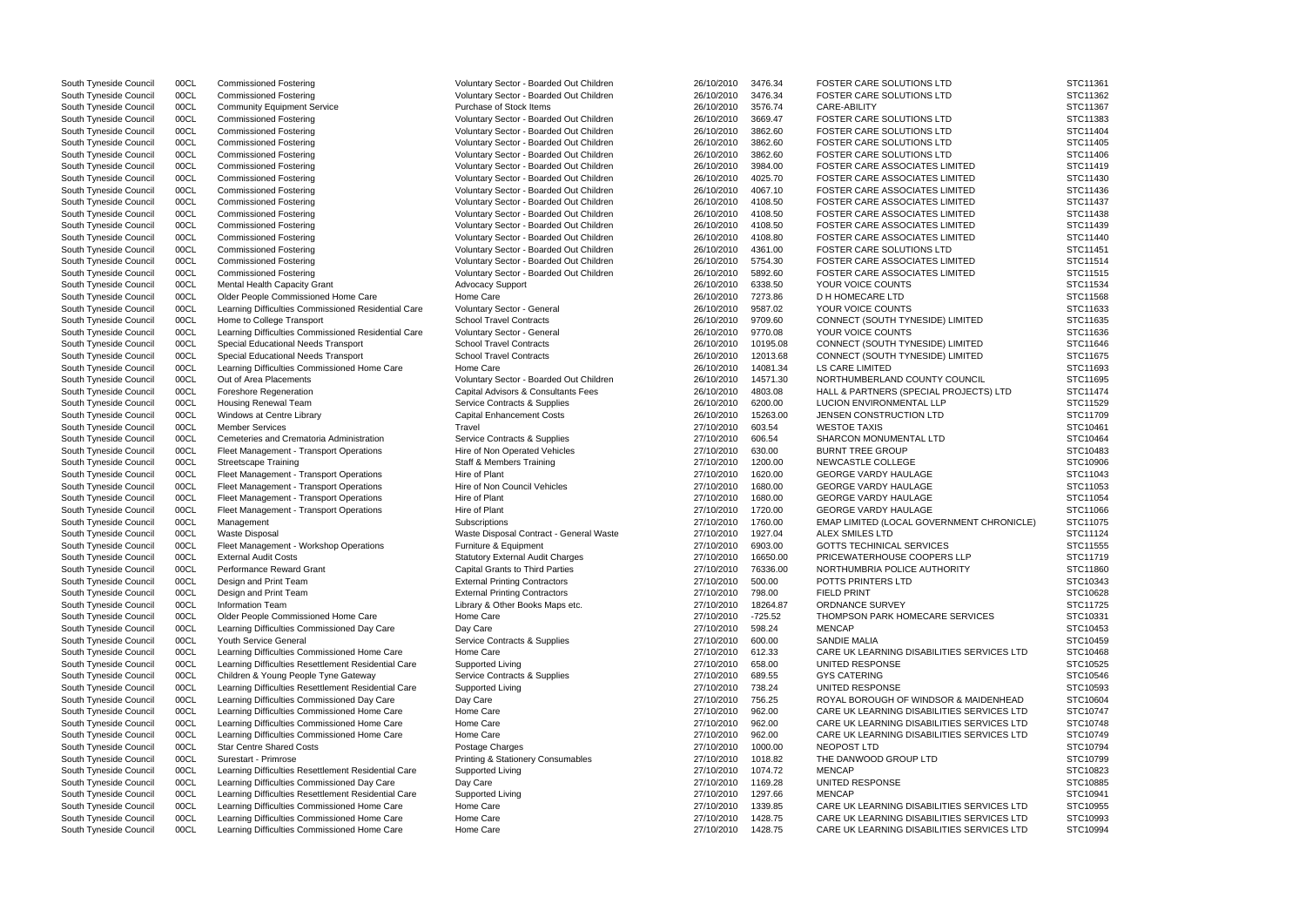| | | | | | | | |
|---|---|---|---|---|---|---|---|
| South Tyneside Council | 00CL | Commissioned Fostering | Voluntary Sector - Boarded Out Children | 26/10/2010 | 3476.34 | FOSTER CARE SOLUTIONS LTD | STC11361 |
| South Tyneside Council | 00CL | Commissioned Fostering | Voluntary Sector - Boarded Out Children | 26/10/2010 | 3476.34 | FOSTER CARE SOLUTIONS LTD | STC11362 |
| South Tyneside Council | 00CL | Community Equipment Service | Purchase of Stock Items | 26/10/2010 | 3576.74 | CARE-ABILITY | STC11367 |
| South Tyneside Council | 00CL | Commissioned Fostering | Voluntary Sector - Boarded Out Children | 26/10/2010 | 3669.47 | FOSTER CARE SOLUTIONS LTD | STC11383 |
| South Tyneside Council | 00CL | Commissioned Fostering | Voluntary Sector - Boarded Out Children | 26/10/2010 | 3862.60 | FOSTER CARE SOLUTIONS LTD | STC11404 |
| South Tyneside Council | 00CL | Commissioned Fostering | Voluntary Sector - Boarded Out Children | 26/10/2010 | 3862.60 | FOSTER CARE SOLUTIONS LTD | STC11405 |
| South Tyneside Council | 00CL | Commissioned Fostering | Voluntary Sector - Boarded Out Children | 26/10/2010 | 3862.60 | FOSTER CARE SOLUTIONS LTD | STC11406 |
| South Tyneside Council | 00CL | Commissioned Fostering | Voluntary Sector - Boarded Out Children | 26/10/2010 | 3984.00 | FOSTER CARE ASSOCIATES LIMITED | STC11419 |
| South Tyneside Council | 00CL | Commissioned Fostering | Voluntary Sector - Boarded Out Children | 26/10/2010 | 4025.70 | FOSTER CARE ASSOCIATES LIMITED | STC11430 |
| South Tyneside Council | 00CL | Commissioned Fostering | Voluntary Sector - Boarded Out Children | 26/10/2010 | 4067.10 | FOSTER CARE ASSOCIATES LIMITED | STC11436 |
| South Tyneside Council | 00CL | Commissioned Fostering | Voluntary Sector - Boarded Out Children | 26/10/2010 | 4108.50 | FOSTER CARE ASSOCIATES LIMITED | STC11437 |
| South Tyneside Council | 00CL | Commissioned Fostering | Voluntary Sector - Boarded Out Children | 26/10/2010 | 4108.50 | FOSTER CARE ASSOCIATES LIMITED | STC11438 |
| South Tyneside Council | 00CL | Commissioned Fostering | Voluntary Sector - Boarded Out Children | 26/10/2010 | 4108.50 | FOSTER CARE ASSOCIATES LIMITED | STC11439 |
| South Tyneside Council | 00CL | Commissioned Fostering | Voluntary Sector - Boarded Out Children | 26/10/2010 | 4108.80 | FOSTER CARE ASSOCIATES LIMITED | STC11440 |
| South Tyneside Council | 00CL | Commissioned Fostering | Voluntary Sector - Boarded Out Children | 26/10/2010 | 4361.00 | FOSTER CARE SOLUTIONS LTD | STC11451 |
| South Tyneside Council | 00CL | Commissioned Fostering | Voluntary Sector - Boarded Out Children | 26/10/2010 | 5754.30 | FOSTER CARE ASSOCIATES LIMITED | STC11514 |
| South Tyneside Council | 00CL | Commissioned Fostering | Voluntary Sector - Boarded Out Children | 26/10/2010 | 5892.60 | FOSTER CARE ASSOCIATES LIMITED | STC11515 |
| South Tyneside Council | 00CL | Mental Health Capacity Grant | Advocacy Support | 26/10/2010 | 6338.50 | YOUR VOICE COUNTS | STC11534 |
| South Tyneside Council | 00CL | Older People Commissioned Home Care | Home Care | 26/10/2010 | 7273.86 | D H HOMECARE LTD | STC11568 |
| South Tyneside Council | 00CL | Learning Difficulties Commissioned Residential Care | Voluntary Sector - General | 26/10/2010 | 9587.02 | YOUR VOICE COUNTS | STC11633 |
| South Tyneside Council | 00CL | Home to College Transport | School Travel Contracts | 26/10/2010 | 9709.60 | CONNECT (SOUTH TYNESIDE) LIMITED | STC11635 |
| South Tyneside Council | 00CL | Learning Difficulties Commissioned Residential Care | Voluntary Sector - General | 26/10/2010 | 9770.08 | YOUR VOICE COUNTS | STC11636 |
| South Tyneside Council | 00CL | Special Educational Needs Transport | School Travel Contracts | 26/10/2010 | 10195.08 | CONNECT (SOUTH TYNESIDE) LIMITED | STC11646 |
| South Tyneside Council | 00CL | Special Educational Needs Transport | School Travel Contracts | 26/10/2010 | 12013.68 | CONNECT (SOUTH TYNESIDE) LIMITED | STC11675 |
| South Tyneside Council | 00CL | Learning Difficulties Commissioned Home Care | Home Care | 26/10/2010 | 14081.34 | LS CARE LIMITED | STC11693 |
| South Tyneside Council | 00CL | Out of Area Placements | Voluntary Sector - Boarded Out Children | 26/10/2010 | 14571.30 | NORTHUMBERLAND COUNTY COUNCIL | STC11695 |
| South Tyneside Council | 00CL | Foreshore Regeneration | Capital Advisors & Consultants Fees | 26/10/2010 | 4803.08 | HALL & PARTNERS (SPECIAL PROJECTS) LTD | STC11474 |
| South Tyneside Council | 00CL | Housing Renewal Team | Service Contracts & Supplies | 26/10/2010 | 6200.00 | LUCION ENVIRONMENTAL LLP | STC11529 |
| South Tyneside Council | 00CL | Windows at Centre Library | Capital Enhancement Costs | 26/10/2010 | 15263.00 | JENSEN CONSTRUCTION LTD | STC11709 |
| South Tyneside Council | 00CL | Member Services | Travel | 27/10/2010 | 603.54 | WESTOE TAXIS | STC10461 |
| South Tyneside Council | 00CL | Cemeteries and Crematoria Administration | Service Contracts & Supplies | 27/10/2010 | 606.54 | SHARCON MONUMENTAL LTD | STC10464 |
| South Tyneside Council | 00CL | Fleet Management - Transport Operations | Hire of Non Operated Vehicles | 27/10/2010 | 630.00 | BURNT TREE GROUP | STC10483 |
| South Tyneside Council | 00CL | Streetscape Training | Staff & Members Training | 27/10/2010 | 1200.00 | NEWCASTLE COLLEGE | STC10906 |
| South Tyneside Council | 00CL | Fleet Management - Transport Operations | Hire of Plant | 27/10/2010 | 1620.00 | GEORGE VARDY HAULAGE | STC11043 |
| South Tyneside Council | 00CL | Fleet Management - Transport Operations | Hire of Non Council Vehicles | 27/10/2010 | 1680.00 | GEORGE VARDY HAULAGE | STC11053 |
| South Tyneside Council | 00CL | Fleet Management - Transport Operations | Hire of Plant | 27/10/2010 | 1680.00 | GEORGE VARDY HAULAGE | STC11054 |
| South Tyneside Council | 00CL | Fleet Management - Transport Operations | Hire of Plant | 27/10/2010 | 1720.00 | GEORGE VARDY HAULAGE | STC11066 |
| South Tyneside Council | 00CL | Management | Subscriptions | 27/10/2010 | 1760.00 | EMAP LIMITED (LOCAL GOVERNMENT CHRONICLE) | STC11075 |
| South Tyneside Council | 00CL | Waste Disposal | Waste Disposal Contract - General Waste | 27/10/2010 | 1927.04 | ALEX SMILES LTD | STC11124 |
| South Tyneside Council | 00CL | Fleet Management - Workshop Operations | Furniture & Equipment | 27/10/2010 | 6903.00 | GOTTS TECHINICAL SERVICES | STC11555 |
| South Tyneside Council | 00CL | External Audit Costs | Statutory External Audit Charges | 27/10/2010 | 16650.00 | PRICEWATERHOUSE COOPERS LLP | STC11719 |
| South Tyneside Council | 00CL | Performance Reward Grant | Capital Grants to Third Parties | 27/10/2010 | 76336.00 | NORTHUMBRIA POLICE AUTHORITY | STC11860 |
| South Tyneside Council | 00CL | Design and Print Team | External Printing Contractors | 27/10/2010 | 500.00 | POTTS PRINTERS LTD | STC10343 |
| South Tyneside Council | 00CL | Design and Print Team | External Printing Contractors | 27/10/2010 | 798.00 | FIELD PRINT | STC10628 |
| South Tyneside Council | 00CL | Information Team | Library & Other Books Maps etc. | 27/10/2010 | 18264.87 | ORDNANCE SURVEY | STC11725 |
| South Tyneside Council | 00CL | Older People Commissioned Home Care | Home Care | 27/10/2010 | -725.52 | THOMPSON PARK HOMECARE SERVICES | STC10331 |
| South Tyneside Council | 00CL | Learning Difficulties Commissioned Day Care | Day Care | 27/10/2010 | 598.24 | MENCAP | STC10453 |
| South Tyneside Council | 00CL | Youth Service General | Service Contracts & Supplies | 27/10/2010 | 600.00 | SANDIE MALIA | STC10459 |
| South Tyneside Council | 00CL | Learning Difficulties Commissioned Home Care | Home Care | 27/10/2010 | 612.33 | CARE UK LEARNING DISABILITIES SERVICES LTD | STC10468 |
| South Tyneside Council | 00CL | Learning Difficulties Resettlement Residential Care | Supported Living | 27/10/2010 | 658.00 | UNITED RESPONSE | STC10525 |
| South Tyneside Council | 00CL | Children & Young People Tyne Gateway | Service Contracts & Supplies | 27/10/2010 | 689.55 | GYS CATERING | STC10546 |
| South Tyneside Council | 00CL | Learning Difficulties Resettlement Residential Care | Supported Living | 27/10/2010 | 738.24 | UNITED RESPONSE | STC10593 |
| South Tyneside Council | 00CL | Learning Difficulties Commissioned Day Care | Day Care | 27/10/2010 | 756.25 | ROYAL BOROUGH OF WINDSOR & MAIDENHEAD | STC10604 |
| South Tyneside Council | 00CL | Learning Difficulties Commissioned Home Care | Home Care | 27/10/2010 | 962.00 | CARE UK LEARNING DISABILITIES SERVICES LTD | STC10747 |
| South Tyneside Council | 00CL | Learning Difficulties Commissioned Home Care | Home Care | 27/10/2010 | 962.00 | CARE UK LEARNING DISABILITIES SERVICES LTD | STC10748 |
| South Tyneside Council | 00CL | Learning Difficulties Commissioned Home Care | Home Care | 27/10/2010 | 962.00 | CARE UK LEARNING DISABILITIES SERVICES LTD | STC10749 |
| South Tyneside Council | 00CL | Star Centre Shared Costs | Postage Charges | 27/10/2010 | 1000.00 | NEOPOST LTD | STC10794 |
| South Tyneside Council | 00CL | Surestart - Primrose | Printing & Stationery Consumables | 27/10/2010 | 1018.82 | THE DANWOOD GROUP LTD | STC10799 |
| South Tyneside Council | 00CL | Learning Difficulties Resettlement Residential Care | Supported Living | 27/10/2010 | 1074.72 | MENCAP | STC10823 |
| South Tyneside Council | 00CL | Learning Difficulties Commissioned Day Care | Day Care | 27/10/2010 | 1169.28 | UNITED RESPONSE | STC10885 |
| South Tyneside Council | 00CL | Learning Difficulties Resettlement Residential Care | Supported Living | 27/10/2010 | 1297.66 | MENCAP | STC10941 |
| South Tyneside Council | 00CL | Learning Difficulties Commissioned Home Care | Home Care | 27/10/2010 | 1339.85 | CARE UK LEARNING DISABILITIES SERVICES LTD | STC10955 |
| South Tyneside Council | 00CL | Learning Difficulties Commissioned Home Care | Home Care | 27/10/2010 | 1428.75 | CARE UK LEARNING DISABILITIES SERVICES LTD | STC10993 |
| South Tyneside Council | 00CL | Learning Difficulties Commissioned Home Care | Home Care | 27/10/2010 | 1428.75 | CARE UK LEARNING DISABILITIES SERVICES LTD | STC10994 |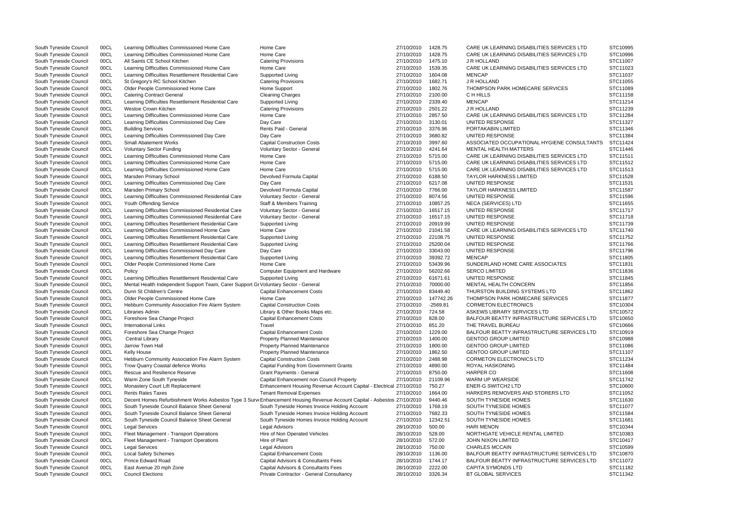| South Tyneside Council | 00CL | Learning Difficulties Commissioned Home Care | Home Care | 27/10/2010 | 1428.75 | CARE UK LEARNING DISABILITIES SERVICES LTD | STC10995 |
|---|---|---|---|---|---|---|---|
| South Tyneside Council | 00CL | Learning Difficulties Commissioned Home Care | Home Care | 27/10/2010 | 1428.75 | CARE UK LEARNING DISABILITIES SERVICES LTD | STC10996 |
| South Tyneside Council | 00CL | All Saints CE School Kitchen | Catering Provisions | 27/10/2010 | 1475.10 | J R HOLLAND | STC11007 |
| South Tyneside Council | 00CL | Learning Difficulties Commissioned Home Care | Home Care | 27/10/2010 | 1539.35 | CARE UK LEARNING DISABILITIES SERVICES LTD | STC11023 |
| South Tyneside Council | 00CL | Learning Difficulties Resettlement Residential Care | Supported Living | 27/10/2010 | 1604.08 | MENCAP | STC11037 |
| South Tyneside Council | 00CL | St Gregory's RC School Kitchen | Catering Provisions | 27/10/2010 | 1682.71 | J R HOLLAND | STC11055 |
| South Tyneside Council | 00CL | Older People Commissioned Home Care | Home Support | 27/10/2010 | 1802.76 | THOMPSON PARK HOMECARE SERVICES | STC11089 |
| South Tyneside Council | 00CL | Catering Contract General | Cleaning Charges | 27/10/2010 | 2100.00 | C H HILLS | STC11158 |
| South Tyneside Council | 00CL | Learning Difficulties Resettlement Residential Care | Supported Living | 27/10/2010 | 2339.40 | MENCAP | STC11214 |
| South Tyneside Council | 00CL | Westoe Crown Kitchen | Catering Provisions | 27/10/2010 | 2501.22 | J R HOLLAND | STC11239 |
| South Tyneside Council | 00CL | Learning Difficulties Commissioned Home Care | Home Care | 27/10/2010 | 2857.50 | CARE UK LEARNING DISABILITIES SERVICES LTD | STC11284 |
| South Tyneside Council | 00CL | Learning Difficulties Commissioned Day Care | Day Care | 27/10/2010 | 3130.01 | UNITED RESPONSE | STC11327 |
| South Tyneside Council | 00CL | Building Services | Rents Paid - General | 27/10/2010 | 3376.96 | PORTAKABIN LIMITED | STC11346 |
| South Tyneside Council | 00CL | Learning Difficulties Commissioned Day Care | Day Care | 27/10/2010 | 3680.82 | UNITED RESPONSE | STC11384 |
| South Tyneside Council | 00CL | Small Abatement Works | Capital Construction Costs | 27/10/2010 | 3997.60 | ASSOCIATED OCCUPATIONAL HYGIENE CONSULTANTS | STC11424 |
| South Tyneside Council | 00CL | Voluntary Sector Funding | Voluntary Sector - General | 27/10/2010 | 4241.64 | MENTAL HEALTH MATTERS | STC11446 |
| South Tyneside Council | 00CL | Learning Difficulties Commissioned Home Care | Home Care | 27/10/2010 | 5715.00 | CARE UK LEARNING DISABILITIES SERVICES LTD | STC11511 |
| South Tyneside Council | 00CL | Learning Difficulties Commissioned Home Care | Home Care | 27/10/2010 | 5715.00 | CARE UK LEARNING DISABILITIES SERVICES LTD | STC11512 |
| South Tyneside Council | 00CL | Learning Difficulties Commissioned Home Care | Home Care | 27/10/2010 | 5715.00 | CARE UK LEARNING DISABILITIES SERVICES LTD | STC11513 |
| South Tyneside Council | 00CL | Marsden Primary School | Devolved Formula Capital | 27/10/2010 | 6188.50 | TAYLOR HARKNESS LIMITED | STC11528 |
| South Tyneside Council | 00CL | Learning Difficulties Commissioned Day Care | Day Care | 27/10/2010 | 6217.08 | UNITED RESPONSE | STC11531 |
| South Tyneside Council | 00CL | Marsden Primary School | Devolved Formula Capital | 27/10/2010 | 7766.00 | TAYLOR HARKNESS LIMITED | STC11587 |
| South Tyneside Council | 00CL | Learning Difficulties Commissioned Residential Care | Voluntary Sector - General | 27/10/2010 | 8074.56 | UNITED RESPONSE | STC11596 |
| South Tyneside Council | 00CL | Youth Offending Service | Staff & Members Training | 27/10/2010 | 10857.25 | NECA (SERVICES) LTD | STC11655 |
| South Tyneside Council | 00CL | Learning Difficulties Commissioned Residential Care | Voluntary Sector - General | 27/10/2010 | 16517.15 | UNITED RESPONSE | STC11717 |
| South Tyneside Council | 00CL | Learning Difficulties Commissioned Residential Care | Voluntary Sector - General | 27/10/2010 | 16517.15 | UNITED RESPONSE | STC11718 |
| South Tyneside Council | 00CL | Learning Difficulties Resettlement Residential Care | Supported Living | 27/10/2010 | 20919.99 | UNITED RESPONSE | STC11739 |
| South Tyneside Council | 00CL | Learning Difficulties Commissioned Home Care | Home Care | 27/10/2010 | 21041.58 | CARE UK LEARNING DISABILITIES SERVICES LTD | STC11740 |
| South Tyneside Council | 00CL | Learning Difficulties Resettlement Residential Care | Supported Living | 27/10/2010 | 22108.75 | UNITED RESPONSE | STC11752 |
| South Tyneside Council | 00CL | Learning Difficulties Resettlement Residential Care | Supported Living | 27/10/2010 | 25200.04 | UNITED RESPONSE | STC11766 |
| South Tyneside Council | 00CL | Learning Difficulties Commissioned Day Care | Day Care | 27/10/2010 | 33043.00 | UNITED RESPONSE | STC11796 |
| South Tyneside Council | 00CL | Learning Difficulties Resettlement Residential Care | Supported Living | 27/10/2010 | 39392.72 | MENCAP | STC11805 |
| South Tyneside Council | 00CL | Older People Commissioned Home Care | Home Care | 27/10/2010 | 53439.96 | SUNDERLAND HOME CARE ASSOCIATES | STC11831 |
| South Tyneside Council | 00CL | Policy | Computer Equipment and Hardware | 27/10/2010 | 56202.66 | SERCO LIMITED | STC11836 |
| South Tyneside Council | 00CL | Learning Difficulties Resettlement Residential Care | Supported Living | 27/10/2010 | 61671.61 | UNITED RESPONSE | STC11845 |
| South Tyneside Council | 00CL | Mental Health Independent Support Team, Carer Support Gr | Voluntary Sector - General | 27/10/2010 | 70000.00 | MENTAL HEALTH CONCERN | STC11856 |
| South Tyneside Council | 00CL | Dunn St Children's Centre | Capital Enhancement Costs | 27/10/2010 | 83449.40 | THURSTON BUILDING SYSTEMS LTD | STC11862 |
| South Tyneside Council | 00CL | Older People Commissioned Home Care | Home Care | 27/10/2010 | 147742.26 | THOMPSON PARK HOMECARE SERVICES | STC11877 |
| South Tyneside Council | 00CL | Hebburn Community Association Fire Alarm System | Capital Construction Costs | 27/10/2010 | -2569.81 | CORMETON ELECTRONICS | STC10304 |
| South Tyneside Council | 00CL | Libraries Admin | Library & Other Books Maps etc. | 27/10/2010 | 724.58 | ASKEWS LIBRARY SERVICES LTD | STC10572 |
| South Tyneside Council | 00CL | Foreshore Sea Change Project | Capital Enhancement Costs | 27/10/2010 | 828.00 | BALFOUR BEATTY INFRASTRUCTURE SERVICES LTD | STC10650 |
| South Tyneside Council | 00CL | International Links | Travel | 27/10/2010 | 851.20 | THE TRAVEL BUREAU | STC10666 |
| South Tyneside Council | 00CL | Foreshore Sea Change Project | Capital Enhancement Costs | 27/10/2010 | 1229.00 | BALFOUR BEATTY INFRASTRUCTURE SERVICES LTD | STC10919 |
| South Tyneside Council | 00CL | Central Library | Property Planned Maintenance | 27/10/2010 | 1400.00 | GENTOO GROUP LIMITED | STC10988 |
| South Tyneside Council | 00CL | Jarrow Town Hall | Property Planned Maintenance | 27/10/2010 | 1800.00 | GENTOO GROUP LIMITED | STC11086 |
| South Tyneside Council | 00CL | Kelly House | Property Planned Maintenance | 27/10/2010 | 1862.50 | GENTOO GROUP LIMITED | STC11107 |
| South Tyneside Council | 00CL | Hebburn Community Association Fire Alarm System | Capital Construction Costs | 27/10/2010 | 2488.98 | CORMETON ELECTRONICS LTD | STC11234 |
| South Tyneside Council | 00CL | Trow Quarry Coastal defence Works | Capital Funding from Government Grants | 27/10/2010 | 4890.00 | ROYAL HASKONING | STC11484 |
| South Tyneside Council | 00CL | Rescue and Resilience Reserve | Grant Payments - General | 27/10/2010 | 8750.00 | HARPER CO | STC11608 |
| South Tyneside Council | 00CL | Warm Zone South Tyneside | Capital Enhancement non Council Property | 27/10/2010 | 21109.96 | WARM UP WEARSIDE | STC11742 |
| South Tyneside Council | 00CL | Monastery Court Lift Replacement | Enhancement Housing Revenue Account Capital - Electrical | 27/10/2010 | 750.27 | ENER-G SWITCH2 LTD | STC10600 |
| South Tyneside Council | 00CL | Rents Rates Taxes | Tenant Removal Expenses | 27/10/2010 | 1664.00 | HARKERS REMOVERS AND STORERS LTD | STC11052 |
| South Tyneside Council | 00CL | Decent Homes Refurbishment Works Asbestos Type 3 Surve | Enhancement Housing Revenue Account Capital - Asbestos | 27/10/2010 | 9440.46 | SOUTH TYNESIDE HOMES | STC11630 |
| South Tyneside Council | 00CL | South Tyneside Council Balance Sheet General | South Tyneside Homes Invoice Holding Account | 27/10/2010 | 1768.19 | SOUTH TYNESIDE HOMES | STC11077 |
| South Tyneside Council | 00CL | South Tyneside Council Balance Sheet General | South Tyneside Homes Invoice Holding Account | 27/10/2010 | 7682.33 | SOUTH TYNESIDE HOMES | STC11584 |
| South Tyneside Council | 00CL | South Tyneside Council Balance Sheet General | South Tyneside Homes Invoice Holding Account | 27/10/2010 | 12342.51 | SOUTH TYNESIDE HOMES | STC11681 |
| South Tyneside Council | 00CL | Legal Services | Legal Advisors | 28/10/2010 | 500.00 | HARI MENON | STC10344 |
| South Tyneside Council | 00CL | Fleet Management - Transport Operations | Hire of Non Operated Vehicles | 28/10/2010 | 528.00 | NORTHGATE VEHICLE RENTAL LIMITED | STC10383 |
| South Tyneside Council | 00CL | Fleet Management - Transport Operations | Hire of Plant | 28/10/2010 | 572.00 | JOHN NIXON LIMITED | STC10417 |
| South Tyneside Council | 00CL | Legal Services | Legal Advisors | 28/10/2010 | 750.00 | CHARLES MCCAIN | STC10599 |
| South Tyneside Council | 00CL | Local Safety Schemes | Capital Enhancement Costs | 28/10/2010 | 1136.00 | BALFOUR BEATTY INFRASTRUCTURE SERVICES LTD | STC10870 |
| South Tyneside Council | 00CL | Prince Edward Road | Capital Advisors & Consultants Fees | 28/10/2010 | 1744.17 | BALFOUR BEATTY INFRASTRUCTURE SERVICES LTD | STC11072 |
| South Tyneside Council | 00CL | East Avenue 20 mph Zone | Capital Advisors & Consultants Fees | 28/10/2010 | 2222.00 | CAPITA SYMONDS LTD | STC11182 |
| South Tyneside Council | 00CL | Council Elections | Private Contractor - General Consultancy | 28/10/2010 | 3326.34 | BT GLOBAL SERVICES | STC11342 |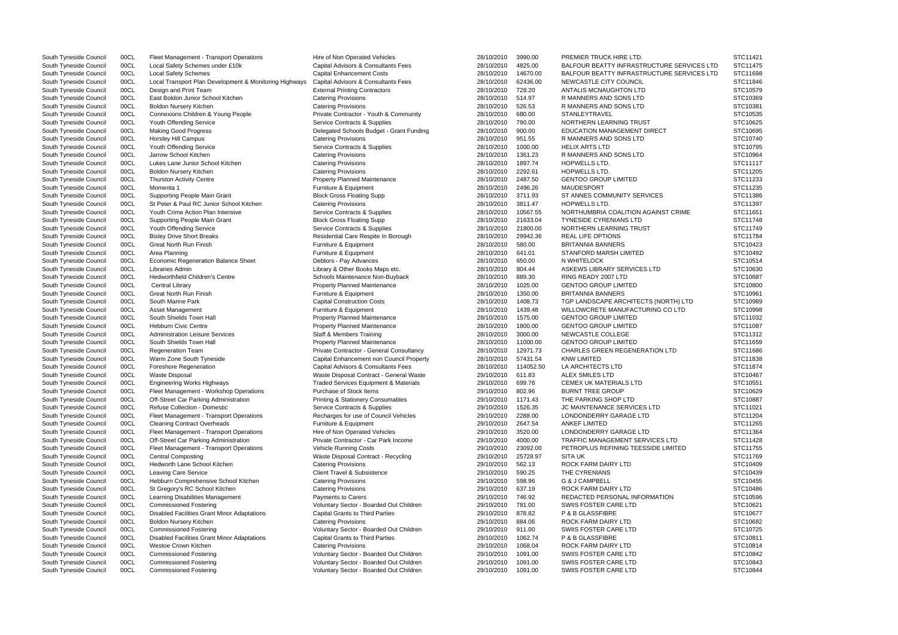| South Tyneside Council | 00CL | Fleet Management - Transport Operations | Hire of Non Operated Vehicles | 28/10/2010 | 3990.00 | PREMIER TRUCK HIRE LTD. | STC11421 |
|---|---|---|---|---|---|---|---|
| South Tyneside Council | 00CL | Local Safety Schemes under £10k | Capital Advisors & Consultants Fees | 28/10/2010 | 4825.00 | BALFOUR BEATTY INFRASTRUCTURE SERVICES LTD | STC11475 |
| South Tyneside Council | 00CL | Local Safety Schemes | Capital Enhancement Costs | 28/10/2010 | 14670.00 | BALFOUR BEATTY INFRASTRUCTURE SERVICES LTD | STC11698 |
| South Tyneside Council | 00CL | Local Transport Plan Development & Monitoring Highways | Capital Advisors & Consultants Fees | 28/10/2010 | 62436.00 | NEWCASTLE CITY COUNCIL | STC11846 |
| South Tyneside Council | 00CL | Design and Print Team | External Printing Contractors | 28/10/2010 | 728.20 | ANTALIS MCNAUGHTON LTD | STC10579 |
| South Tyneside Council | 00CL | East Boldon Junior School Kitchen | Catering Provisions | 28/10/2010 | 514.97 | R MANNERS AND SONS LTD | STC10369 |
| South Tyneside Council | 00CL | Boldon Nursery Kitchen | Catering Provisions | 28/10/2010 | 526.53 | R MANNERS AND SONS LTD | STC10381 |
| South Tyneside Council | 00CL | Connexions Children & Young People | Private Contractor - Youth & Community | 28/10/2010 | 680.00 | STANLEYTRAVEL | STC10535 |
| South Tyneside Council | 00CL | Youth Offending Service | Service Contracts & Supplies | 28/10/2010 | 790.00 | NORTHERN LEARNING TRUST | STC10625 |
| South Tyneside Council | 00CL | Making Good Progress | Delegated Schools Budget - Grant Funding | 28/10/2010 | 900.00 | EDUCATION MANAGEMENT DIRECT | STC10695 |
| South Tyneside Council | 00CL | Horsley Hill Campus | Catering Provisions | 28/10/2010 | 951.55 | R MANNERS AND SONS LTD | STC10740 |
| South Tyneside Council | 00CL | Youth Offending Service | Service Contracts & Supplies | 28/10/2010 | 1000.00 | HELIX ARTS LTD | STC10795 |
| South Tyneside Council | 00CL | Jarrow School Kitchen | Catering Provisions | 28/10/2010 | 1361.23 | R MANNERS AND SONS LTD | STC10964 |
| South Tyneside Council | 00CL | Lukes Lane Junior School Kitchen | Catering Provisions | 28/10/2010 | 1897.74 | HOPWELLS LTD. | STC11117 |
| South Tyneside Council | 00CL | Boldon Nursery Kitchen | Catering Provisions | 28/10/2010 | 2292.61 | HOPWELLS LTD. | STC11205 |
| South Tyneside Council | 00CL | Thurston Activity Centre | Property Planned Maintenance | 28/10/2010 | 2487.50 | GENTOO GROUP LIMITED | STC11233 |
| South Tyneside Council | 00CL | Momenta 1 | Furniture & Equipment | 28/10/2010 | 2496.26 | MAUDESPORT | STC11235 |
| South Tyneside Council | 00CL | Supporting People Main Grant | Block Gross Floating Supp | 28/10/2010 | 3711.93 | ST ANNES COMMUNITY SERVICES | STC11386 |
| South Tyneside Council | 00CL | St Peter & Paul RC Junior School Kitchen | Catering Provisions | 28/10/2010 | 3811.47 | HOPWELLS LTD. | STC11397 |
| South Tyneside Council | 00CL | Youth Crime Action Plan Intensive | Service Contracts & Supplies | 28/10/2010 | 10567.55 | NORTHUMBRIA COALITION AGAINST CRIME | STC11651 |
| South Tyneside Council | 00CL | Supporting People Main Grant | Block Gross Floating Supp | 28/10/2010 | 21633.04 | TYNESIDE CYRENIANS LTD | STC11748 |
| South Tyneside Council | 00CL | Youth Offending Service | Service Contracts & Supplies | 28/10/2010 | 21800.00 | NORTHERN LEARNING TRUST | STC11749 |
| South Tyneside Council | 00CL | Bisley Drive Short Breaks | Residential Care Respite In Borough | 28/10/2010 | 29942.36 | REAL LIFE OPTIONS | STC11784 |
| South Tyneside Council | 00CL | Great North Run Finish | Furniture & Equipment | 28/10/2010 | 580.00 | BRITANNIA BANNERS | STC10423 |
| South Tyneside Council | 00CL | Area Planning | Furniture & Equipment | 28/10/2010 | 641.01 | STANFORD MARSH LIMITED | STC10492 |
| South Tyneside Council | 00CL | Economic Regeneration Balance Sheet | Debtors - Pay Advances | 28/10/2010 | 650.00 | N WHITELOCK | STC10514 |
| South Tyneside Council | 00CL | Libraries Admin | Library & Other Books Maps etc. | 28/10/2010 | 804.44 | ASKEWS LIBRARY SERVICES LTD | STC10630 |
| South Tyneside Council | 00CL | Hedworthfield Children's Centre | Schools Maintenance Non-Buyback | 28/10/2010 | 889.30 | RING READY 2007 LTD | STC10687 |
| South Tyneside Council | 00CL | Central Library | Property Planned Maintenance | 28/10/2010 | 1025.00 | GENTOO GROUP LIMITED | STC10800 |
| South Tyneside Council | 00CL | Great North Run Finish | Furniture & Equipment | 28/10/2010 | 1350.00 | BRITANNIA BANNERS | STC10961 |
| South Tyneside Council | 00CL | South Marine Park | Capital Construction Costs | 28/10/2010 | 1408.73 | TGP LANDSCAPE ARCHITECTS (NORTH) LTD | STC10989 |
| South Tyneside Council | 00CL | Asset Management | Furniture & Equipment | 28/10/2010 | 1439.48 | WILLOWCRETE MANUFACTURING CO LTD | STC10998 |
| South Tyneside Council | 00CL | South Shields Town Hall | Property Planned Maintenance | 28/10/2010 | 1575.00 | GENTOO GROUP LIMITED | STC11032 |
| South Tyneside Council | 00CL | Hebburn Civic Centre | Property Planned Maintenance | 28/10/2010 | 1800.00 | GENTOO GROUP LIMITED | STC11087 |
| South Tyneside Council | 00CL | Administration Leisure Services | Staff & Members Training | 28/10/2010 | 3000.00 | NEWCASTLE COLLEGE | STC11312 |
| South Tyneside Council | 00CL | South Shields Town Hall | Property Planned Maintenance | 28/10/2010 | 11000.00 | GENTOO GROUP LIMITED | STC11659 |
| South Tyneside Council | 00CL | Regeneration Team | Private Contractor - General Consultancy | 28/10/2010 | 12971.73 | CHARLES GREEN REGENERATION LTD | STC11686 |
| South Tyneside Council | 00CL | Warm Zone South Tyneside | Capital Enhancement non Council Property | 28/10/2010 | 57431.54 | KNW LIMITED | STC11838 |
| South Tyneside Council | 00CL | Foreshore Regeneration | Capital Advisors & Consultants Fees | 28/10/2010 | 114052.50 | LA ARCHITECTS LTD | STC11874 |
| South Tyneside Council | 00CL | Waste Disposal | Waste Disposal Contract - General Waste | 29/10/2010 | 611.83 | ALEX SMILES LTD | STC10467 |
| South Tyneside Council | 00CL | Engineering Works Highways | Traded Services Equipment & Materials | 29/10/2010 | 699.76 | CEMEX UK MATERIALS LTD | STC10551 |
| South Tyneside Council | 00CL | Fleet Management - Workshop Operations | Purchase of Stock Items | 29/10/2010 | 802.96 | BURNT TREE GROUP | STC10629 |
| South Tyneside Council | 00CL | Off-Street Car Parking Administration | Printing & Stationery Consumables | 29/10/2010 | 1171.43 | THE PARKING SHOP LTD | STC10887 |
| South Tyneside Council | 00CL | Refuse Collection - Domestic | Service Contracts & Supplies | 29/10/2010 | 1526.35 | JC MAINTENANCE SERVICES LTD | STC11021 |
| South Tyneside Council | 00CL | Fleet Management - Transport Operations | Recharges for use of Council Vehicles | 29/10/2010 | 2288.00 | LONDONDERRY GARAGE LTD | STC11204 |
| South Tyneside Council | 00CL | Cleaning Contract Overheads | Furniture & Equipment | 29/10/2010 | 2647.54 | ANKEF LIMITED | STC11265 |
| South Tyneside Council | 00CL | Fleet Management - Transport Operations | Hire of Non Operated Vehicles | 29/10/2010 | 3520.00 | LONDONDERRY GARAGE LTD | STC11364 |
| South Tyneside Council | 00CL | Off-Street Car Parking Administration | Private Contractor - Car Park Income | 29/10/2010 | 4000.00 | TRAFFIC MANAGEMENT SERVICES LTD | STC11428 |
| South Tyneside Council | 00CL | Fleet Management - Transport Operations | Vehicle Running Costs | 29/10/2010 | 23092.00 | PETROPLUS REFINING TEESSIDE LIMITED | STC11755 |
| South Tyneside Council | 00CL | Central Composting | Waste Disposal Contract - Recycling | 29/10/2010 | 25728.97 | SITA UK | STC11769 |
| South Tyneside Council | 00CL | Hedworth Lane School Kitchen | Catering Provisions | 29/10/2010 | 562.13 | ROCK FARM DAIRY LTD | STC10409 |
| South Tyneside Council | 00CL | Leaving Care Service | Client Travel & Subsistence | 29/10/2010 | 590.25 | THE CYRENIANS | STC10439 |
| South Tyneside Council | 00CL | Hebburn Comprehensive School Kitchen | Catering Provisions | 29/10/2010 | 598.96 | G & J CAMPBELL | STC10455 |
| South Tyneside Council | 00CL | St Gregory's RC School Kitchen | Catering Provisions | 29/10/2010 | 637.19 | ROCK FARM DAIRY LTD | STC10486 |
| South Tyneside Council | 00CL | Learning Disabilities Management | Payments to Carers | 29/10/2010 | 746.92 | REDACTED PERSONAL INFORMATION | STC10596 |
| South Tyneside Council | 00CL | Commissioned Fostering | Voluntary Sector - Boarded Out Children | 29/10/2010 | 781.00 | SWIIS FOSTER CARE LTD | STC10621 |
| South Tyneside Council | 00CL | Disabled Facilities Grant Minor Adaptations | Capital Grants to Third Parties | 29/10/2010 | 878.82 | P & B GLASSFIBRE | STC10677 |
| South Tyneside Council | 00CL | Boldon Nursery Kitchen | Catering Provisions | 29/10/2010 | 884.06 | ROCK FARM DAIRY LTD | STC10682 |
| South Tyneside Council | 00CL | Commissioned Fostering | Voluntary Sector - Boarded Out Children | 29/10/2010 | 911.00 | SWIIS FOSTER CARE LTD | STC10725 |
| South Tyneside Council | 00CL | Disabled Facilities Grant Minor Adaptations | Capital Grants to Third Parties | 29/10/2010 | 1062.74 | P & B GLASSFIBRE | STC10811 |
| South Tyneside Council | 00CL | Westoe Crown Kitchen | Catering Provisions | 29/10/2010 | 1068.04 | ROCK FARM DAIRY LTD | STC10814 |
| South Tyneside Council | 00CL | Commissioned Fostering | Voluntary Sector - Boarded Out Children | 29/10/2010 | 1091.00 | SWIIS FOSTER CARE LTD | STC10842 |
| South Tyneside Council | 00CL | Commissioned Fostering | Voluntary Sector - Boarded Out Children | 29/10/2010 | 1091.00 | SWIIS FOSTER CARE LTD | STC10843 |
| South Tyneside Council | 00CL | Commissioned Fostering | Voluntary Sector - Boarded Out Children | 29/10/2010 | 1091.00 | SWIIS FOSTER CARE LTD | STC10844 |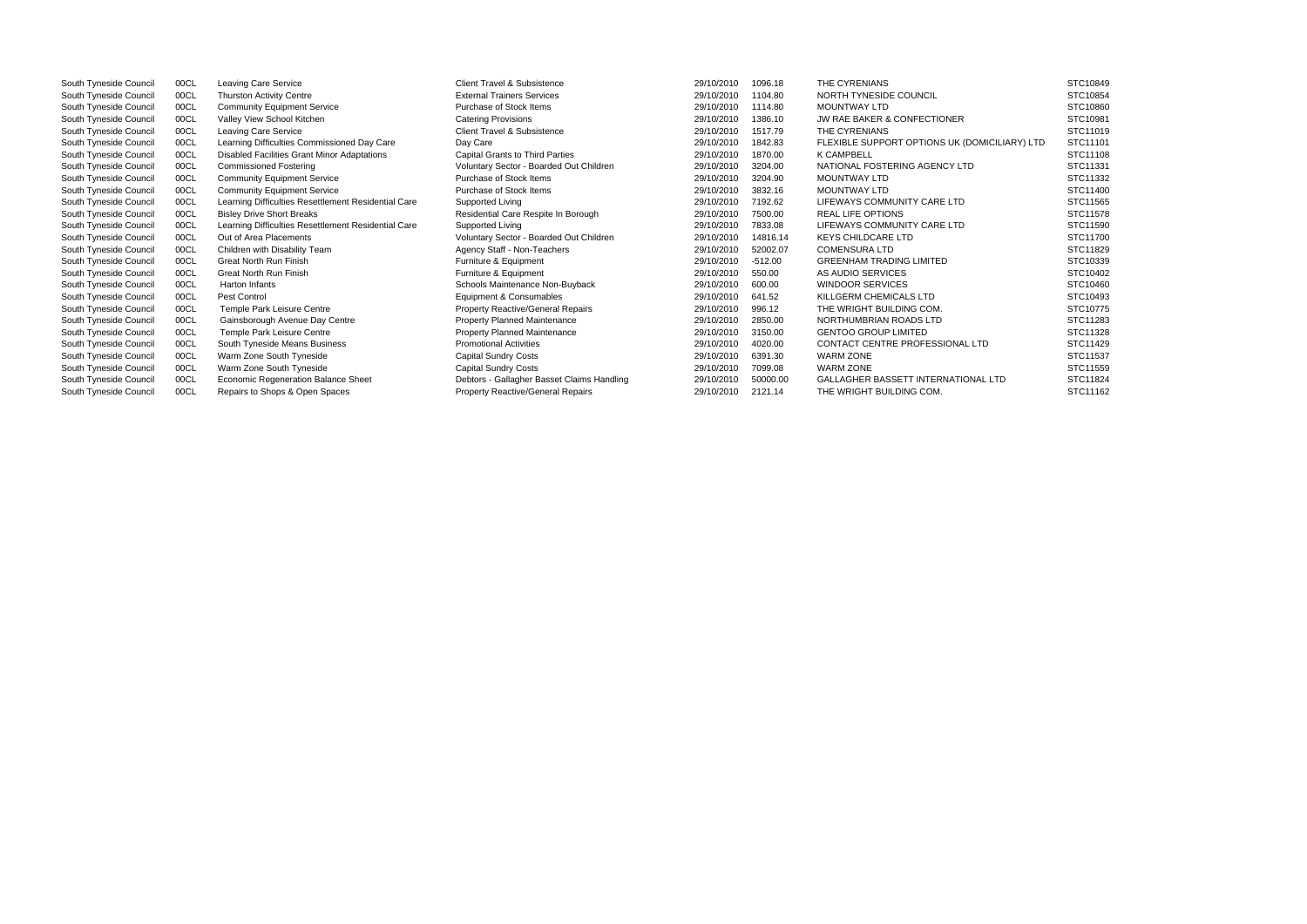| | | | | | | | |
|---|---|---|---|---|---|---|---|
| South Tyneside Council | 00CL | Leaving Care Service | Client Travel & Subsistence | 29/10/2010 | 1096.18 | THE CYRENIANS | STC10849 |
| South Tyneside Council | 00CL | Thurston Activity Centre | External Trainers Services | 29/10/2010 | 1104.80 | NORTH TYNESIDE COUNCIL | STC10854 |
| South Tyneside Council | 00CL | Community Equipment Service | Purchase of Stock Items | 29/10/2010 | 1114.80 | MOUNTWAY LTD | STC10860 |
| South Tyneside Council | 00CL | Valley View School Kitchen | Catering Provisions | 29/10/2010 | 1386.10 | JW RAE BAKER & CONFECTIONER | STC10981 |
| South Tyneside Council | 00CL | Leaving Care Service | Client Travel & Subsistence | 29/10/2010 | 1517.79 | THE CYRENIANS | STC11019 |
| South Tyneside Council | 00CL | Learning Difficulties Commissioned Day Care | Day Care | 29/10/2010 | 1842.83 | FLEXIBLE SUPPORT OPTIONS UK (DOMICILIARY) LTD | STC11101 |
| South Tyneside Council | 00CL | Disabled Facilities Grant Minor Adaptations | Capital Grants to Third Parties | 29/10/2010 | 1870.00 | K CAMPBELL | STC11108 |
| South Tyneside Council | 00CL | Commissioned Fostering | Voluntary Sector - Boarded Out Children | 29/10/2010 | 3204.00 | NATIONAL FOSTERING AGENCY LTD | STC11331 |
| South Tyneside Council | 00CL | Community Equipment Service | Purchase of Stock Items | 29/10/2010 | 3204.90 | MOUNTWAY LTD | STC11332 |
| South Tyneside Council | 00CL | Community Equipment Service | Purchase of Stock Items | 29/10/2010 | 3832.16 | MOUNTWAY LTD | STC11400 |
| South Tyneside Council | 00CL | Learning Difficulties Resettlement Residential Care | Supported Living | 29/10/2010 | 7192.62 | LIFEWAYS COMMUNITY CARE LTD | STC11565 |
| South Tyneside Council | 00CL | Bisley Drive Short Breaks | Residential Care Respite In Borough | 29/10/2010 | 7500.00 | REAL LIFE OPTIONS | STC11578 |
| South Tyneside Council | 00CL | Learning Difficulties Resettlement Residential Care | Supported Living | 29/10/2010 | 7833.08 | LIFEWAYS COMMUNITY CARE LTD | STC11590 |
| South Tyneside Council | 00CL | Out of Area Placements | Voluntary Sector - Boarded Out Children | 29/10/2010 | 14816.14 | KEYS CHILDCARE LTD | STC11700 |
| South Tyneside Council | 00CL | Children with Disability Team | Agency Staff - Non-Teachers | 29/10/2010 | 52002.07 | COMENSURA LTD | STC11829 |
| South Tyneside Council | 00CL | Great North Run Finish | Furniture & Equipment | 29/10/2010 | -512.00 | GREENHAM TRADING LIMITED | STC10339 |
| South Tyneside Council | 00CL | Great North Run Finish | Furniture & Equipment | 29/10/2010 | 550.00 | AS AUDIO SERVICES | STC10402 |
| South Tyneside Council | 00CL | Harton Infants | Schools Maintenance Non-Buyback | 29/10/2010 | 600.00 | WINDOOR SERVICES | STC10460 |
| South Tyneside Council | 00CL | Pest Control | Equipment & Consumables | 29/10/2010 | 641.52 | KILLGERM CHEMICALS LTD | STC10493 |
| South Tyneside Council | 00CL | Temple Park Leisure Centre | Property Reactive/General Repairs | 29/10/2010 | 996.12 | THE WRIGHT BUILDING COM. | STC10775 |
| South Tyneside Council | 00CL | Gainsborough Avenue Day Centre | Property Planned Maintenance | 29/10/2010 | 2850.00 | NORTHUMBRIAN ROADS LTD | STC11283 |
| South Tyneside Council | 00CL | Temple Park Leisure Centre | Property Planned Maintenance | 29/10/2010 | 3150.00 | GENTOO GROUP LIMITED | STC11328 |
| South Tyneside Council | 00CL | South Tyneside Means Business | Promotional Activities | 29/10/2010 | 4020.00 | CONTACT CENTRE PROFESSIONAL LTD | STC11429 |
| South Tyneside Council | 00CL | Warm Zone South Tyneside | Capital Sundry Costs | 29/10/2010 | 6391.30 | WARM ZONE | STC11537 |
| South Tyneside Council | 00CL | Warm Zone South Tyneside | Capital Sundry Costs | 29/10/2010 | 7099.08 | WARM ZONE | STC11559 |
| South Tyneside Council | 00CL | Economic Regeneration Balance Sheet | Debtors - Gallagher Basset Claims Handling | 29/10/2010 | 50000.00 | GALLAGHER BASSETT INTERNATIONAL LTD | STC11824 |
| South Tyneside Council | 00CL | Repairs to Shops & Open Spaces | Property Reactive/General Repairs | 29/10/2010 | 2121.14 | THE WRIGHT BUILDING COM. | STC11162 |